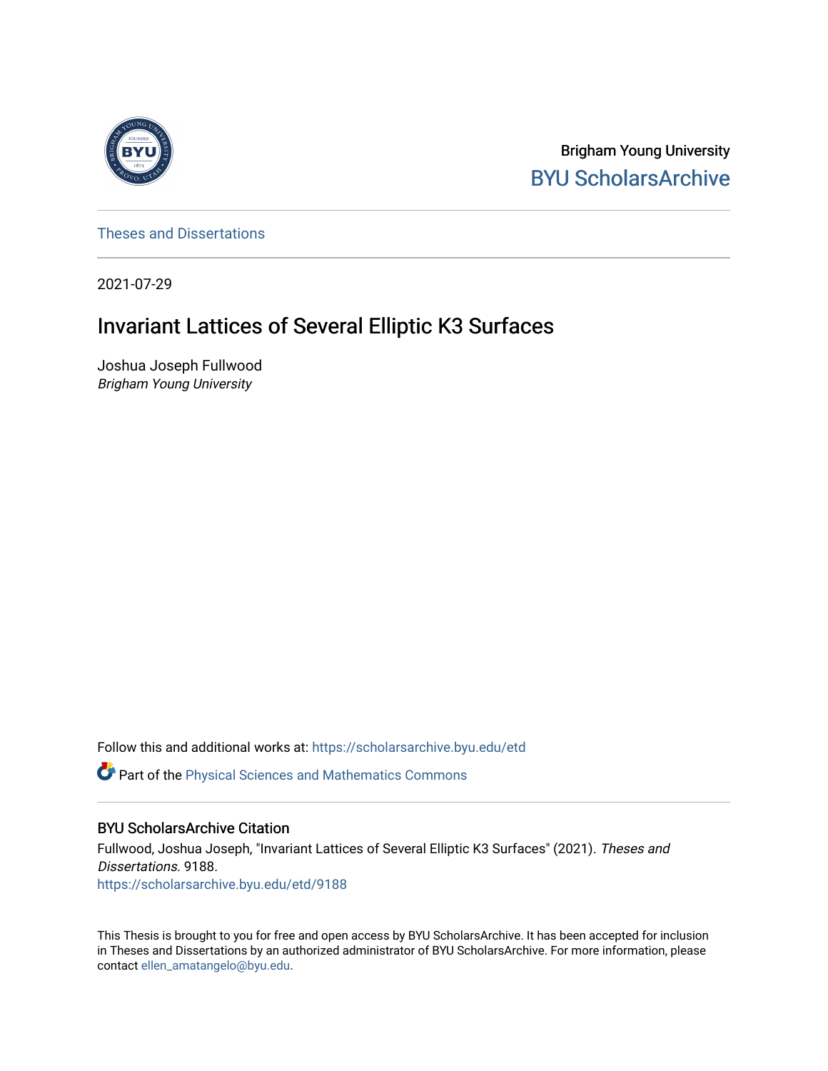Brigham Young University

BYU ScholarsArchive

Theses and Dissertations

2021-07-29

# Invariant Lattices of Several Elliptic K3 Surfaces

Joshua Joseph Fullwood

*Brigham Young University*

Follow this and additional works at: https://scholarsarchive.byu.edu/etd

Part of the Physical Sciences and Mathematics Commons

## BYU ScholarsArchive Citation

Fullwood, Joshua Joseph, "Invariant Lattices of Several Elliptic K3 Surfaces" (2021). *Theses and Dissertations*. 9188.

https://scholarsarchive.byu.edu/etd/9188

This Thesis is brought to you for free and open access by BYU ScholarsArchive. It has been accepted for inclusion in Theses and Dissertations by an authorized administrator of BYU ScholarsArchive. For more information, please contact ellen_amatangelo@byu.edu.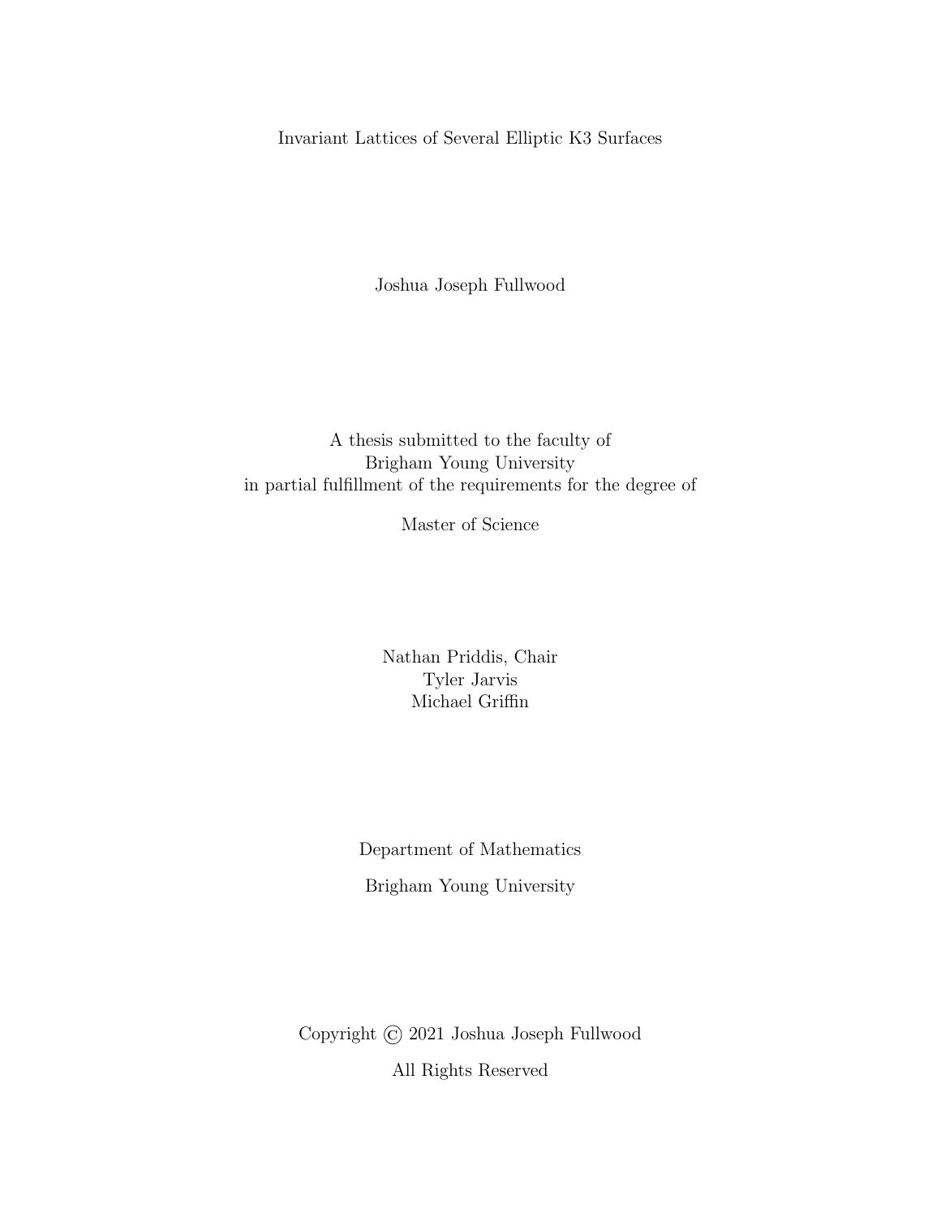Invariant Lattices of Several Elliptic K3 Surfaces

Joshua Joseph Fullwood

A thesis submitted to the faculty of
Brigham Young University
in partial fulfillment of the requirements for the degree of

Master of Science

Nathan Priddis, Chair
Tyler Jarvis
Michael Griffin

Department of Mathematics

Brigham Young University

Copyright © 2021 Joshua Joseph Fullwood

All Rights Reserved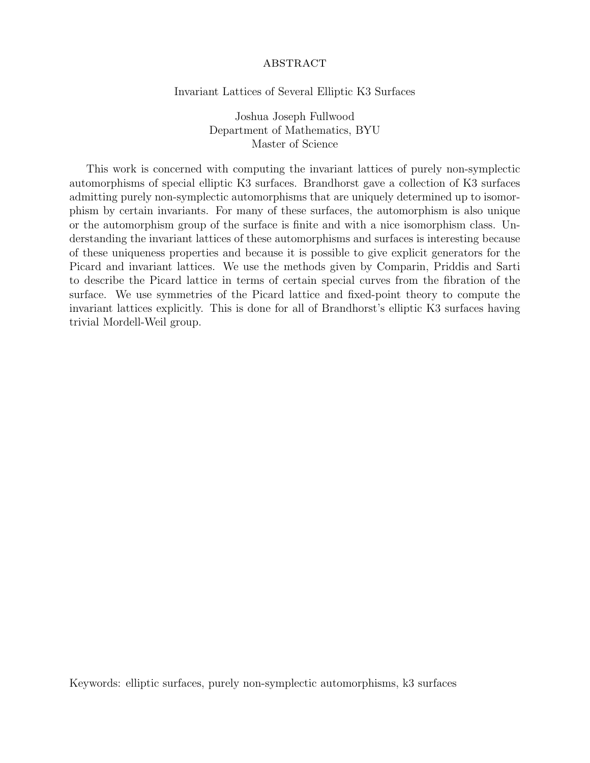# ABSTRACT

Invariant Lattices of Several Elliptic K3 Surfaces

Joshua Joseph Fullwood
Department of Mathematics, BYU
Master of Science

This work is concerned with computing the invariant lattices of purely non-symplectic automorphisms of special elliptic K3 surfaces. Brandhorst gave a collection of K3 surfaces admitting purely non-symplectic automorphisms that are uniquely determined up to isomorphism by certain invariants. For many of these surfaces, the automorphism is also unique or the automorphism group of the surface is finite and with a nice isomorphism class. Understanding the invariant lattices of these automorphisms and surfaces is interesting because of these uniqueness properties and because it is possible to give explicit generators for the Picard and invariant lattices. We use the methods given by Comparin, Priddis and Sarti to describe the Picard lattice in terms of certain special curves from the fibration of the surface. We use symmetries of the Picard lattice and fixed-point theory to compute the invariant lattices explicitly. This is done for all of Brandhorst's elliptic K3 surfaces having trivial Mordell-Weil group.

Keywords: elliptic surfaces, purely non-symplectic automorphisms, k3 surfaces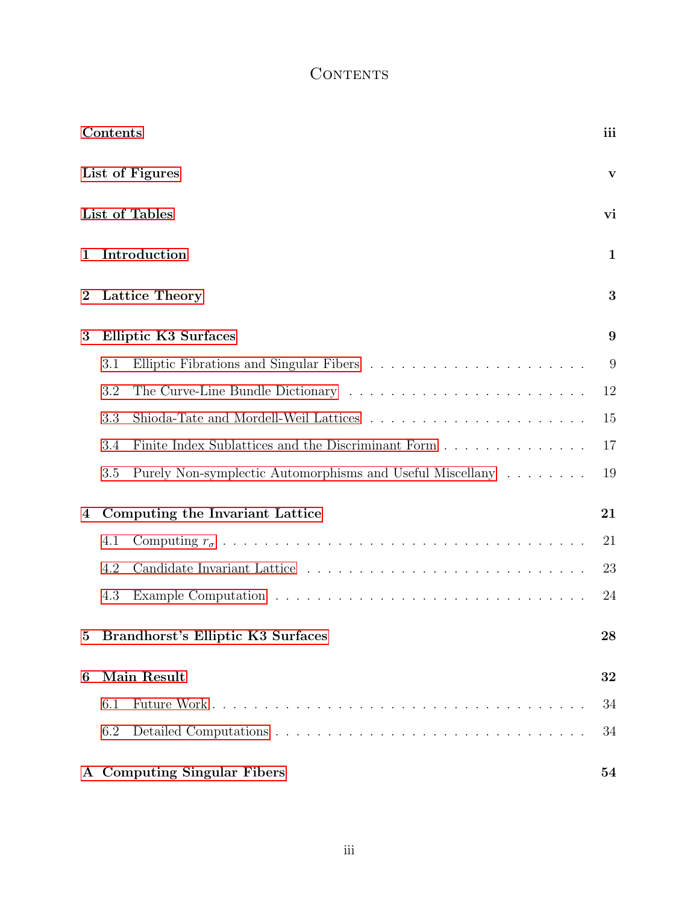# Contents

| | |
|---|---|
| **Contents** | **iii** |
| **List of Figures** | **v** |
| **List of Tables** | **vi** |
| **1 Introduction** | **1** |
| **2 Lattice Theory** | **3** |
| **3 Elliptic K3 Surfaces** | **9** |
| 3.1 Elliptic Fibrations and Singular Fibers | 9 |
| 3.2 The Curve-Line Bundle Dictionary | 12 |
| 3.3 Shioda-Tate and Mordell-Weil Lattices | 15 |
| 3.4 Finite Index Sublattices and the Discriminant Form | 17 |
| 3.5 Purely Non-symplectic Automorphisms and Useful Miscellany | 19 |
| **4 Computing the Invariant Lattice** | **21** |
| 4.1 Computing $r_\sigma$ | 21 |
| 4.2 Candidate Invariant Lattice | 23 |
| 4.3 Example Computation | 24 |
| **5 Brandhorst's Elliptic K3 Surfaces** | **28** |
| **6 Main Result** | **32** |
| 6.1 Future Work | 34 |
| 6.2 Detailed Computations | 34 |
| **A Computing Singular Fibers** | **54** |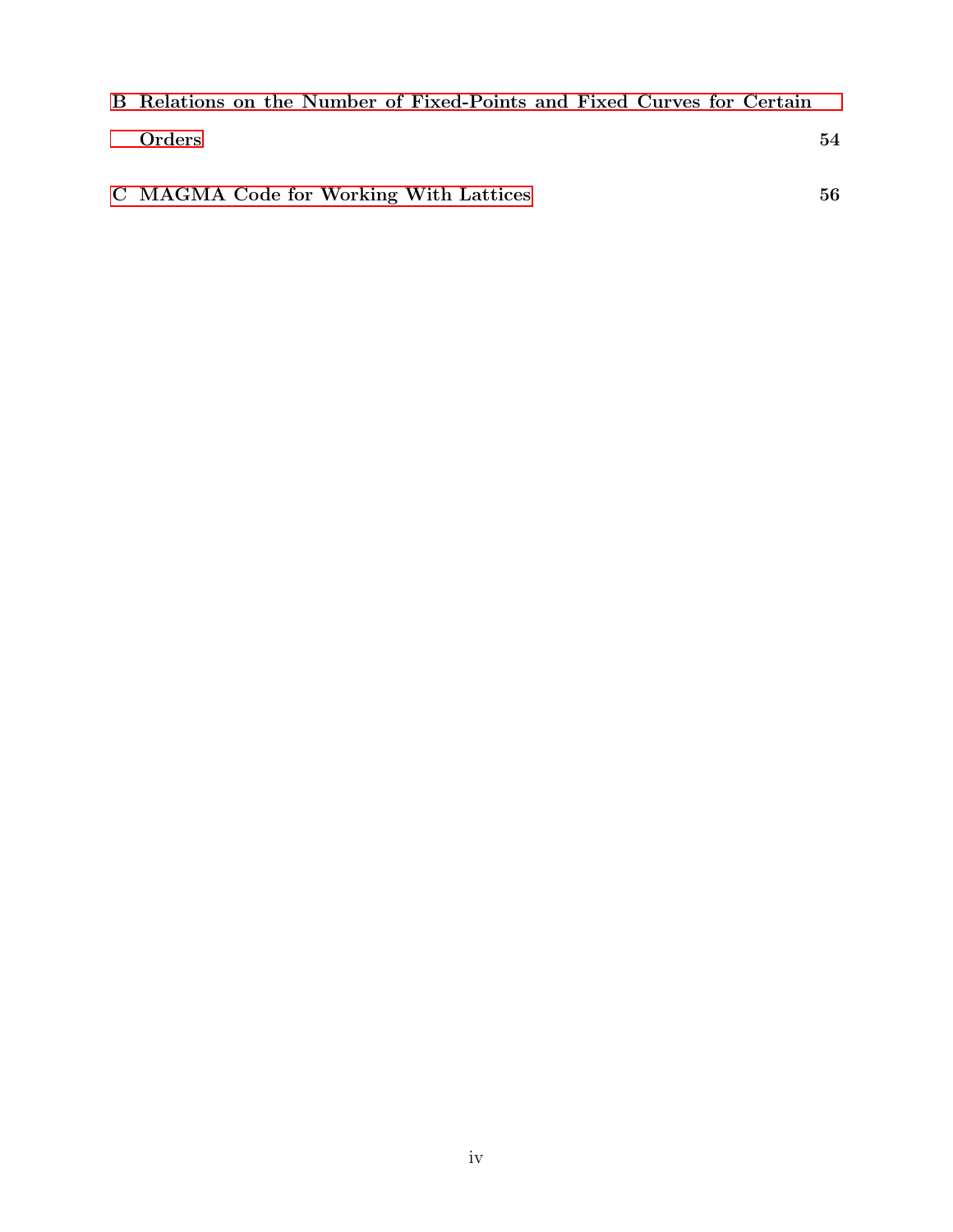**B Relations on the Number of Fixed-Points and Fixed Curves for Certain Orders** 54

**C MAGMA Code for Working With Lattices** 56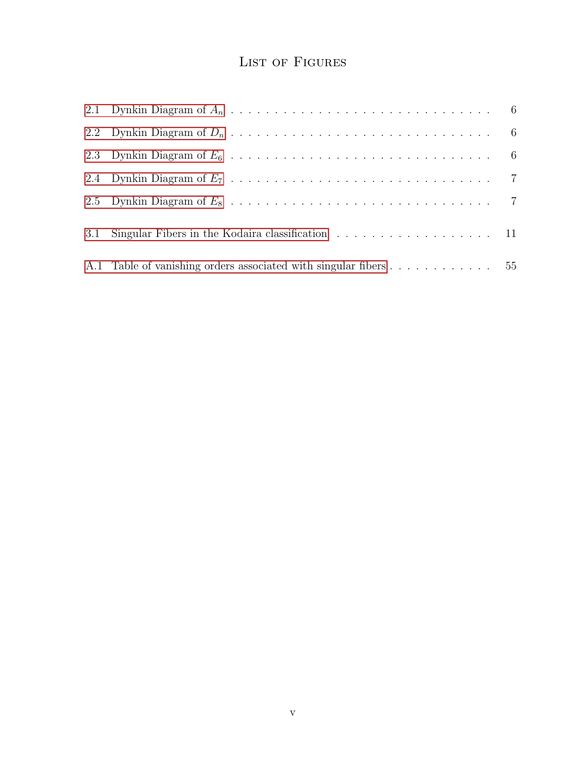# List of Figures

2.1 Dynkin Diagram of $A_n$ . . . . . . . . . . . . . . . . . . . . . . . . . . . . . . 6

2.2 Dynkin Diagram of $D_n$ . . . . . . . . . . . . . . . . . . . . . . . . . . . . . . 6

2.3 Dynkin Diagram of $E_6$ . . . . . . . . . . . . . . . . . . . . . . . . . . . . . . 6

2.4 Dynkin Diagram of $E_7$ . . . . . . . . . . . . . . . . . . . . . . . . . . . . . . 7

2.5 Dynkin Diagram of $E_8$ . . . . . . . . . . . . . . . . . . . . . . . . . . . . . . 7

3.1 Singular Fibers in the Kodaira classification . . . . . . . . . . . . . . . . . . . 11

A.1 Table of vanishing orders associated with singular fibers . . . . . . . . . . . . . 55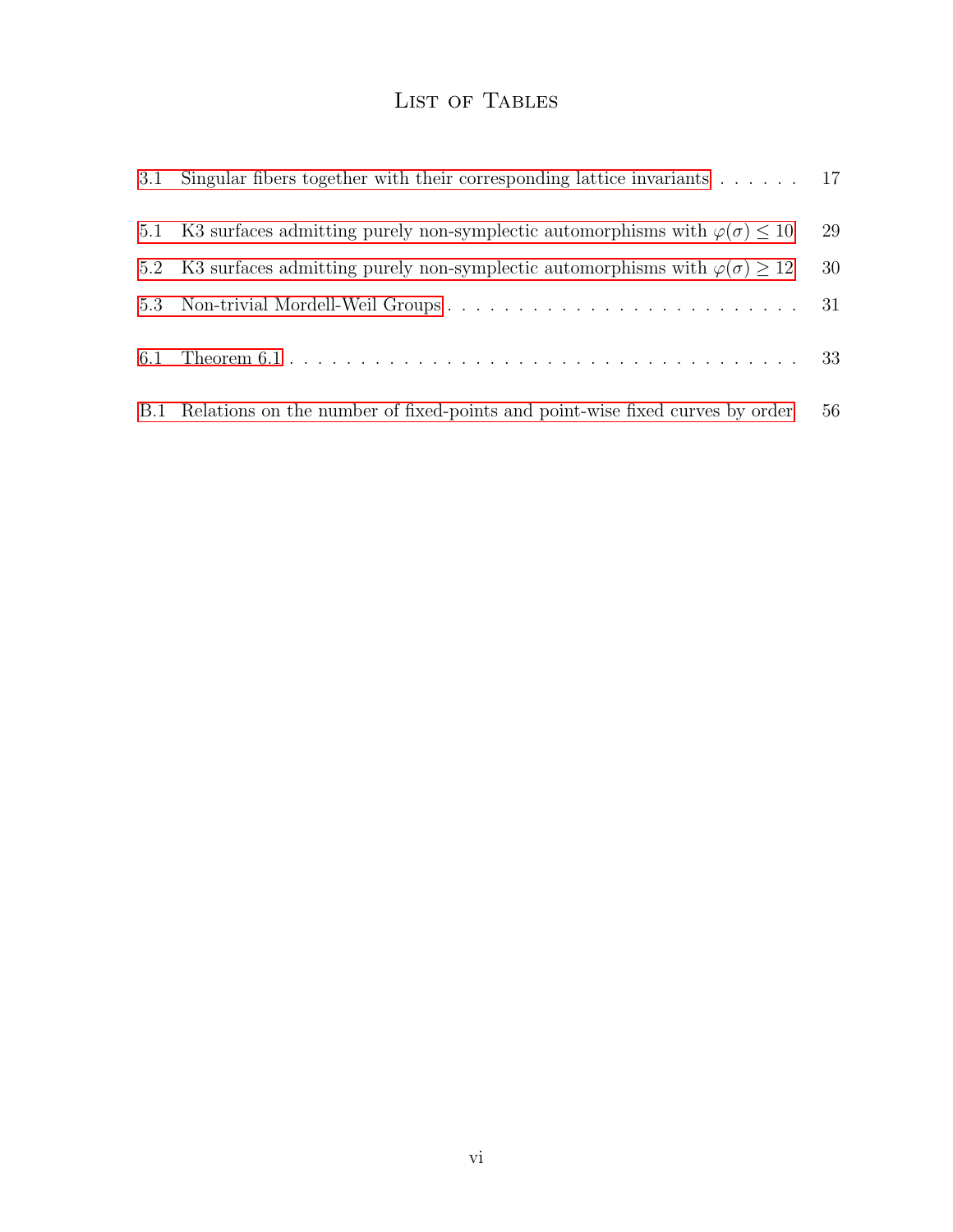# List of Tables

3.1 Singular fibers together with their corresponding lattice invariants . . . . . . 17

5.1 K3 surfaces admitting purely non-symplectic automorphisms with $\varphi(\sigma) \leq 10$ 29

5.2 K3 surfaces admitting purely non-symplectic automorphisms with $\varphi(\sigma) \geq 12$ 30

5.3 Non-trivial Mordell-Weil Groups . . . . . . . . . . . . . . . . . . . . . . . . . 31

6.1 Theorem 6.1 . . . . . . . . . . . . . . . . . . . . . . . . . . . . . . . . . . . 33

B.1 Relations on the number of fixed-points and point-wise fixed curves by order 56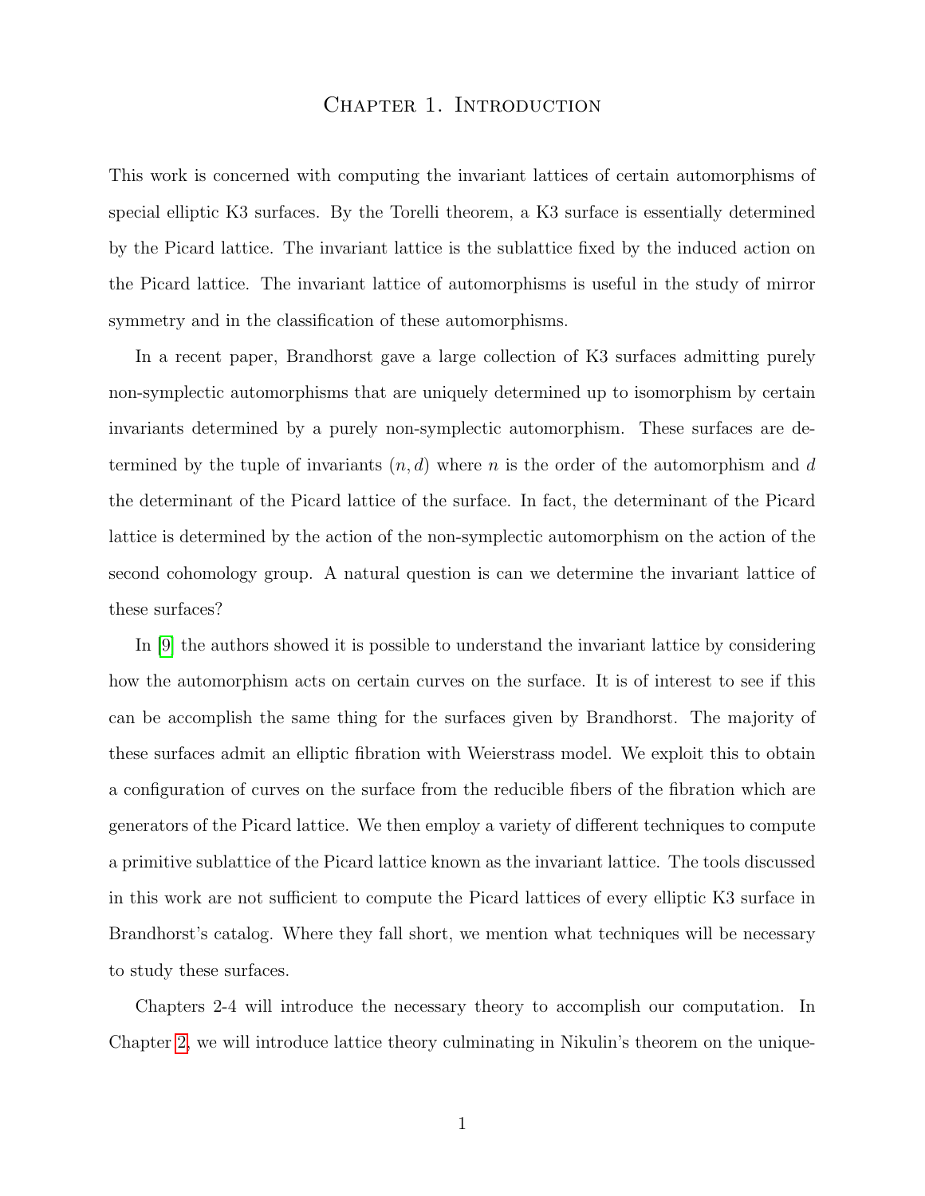# Chapter 1. Introduction

This work is concerned with computing the invariant lattices of certain automorphisms of special elliptic K3 surfaces. By the Torelli theorem, a K3 surface is essentially determined by the Picard lattice. The invariant lattice is the sublattice fixed by the induced action on the Picard lattice. The invariant lattice of automorphisms is useful in the study of mirror symmetry and in the classification of these automorphisms.

In a recent paper, Brandhorst gave a large collection of K3 surfaces admitting purely non-symplectic automorphisms that are uniquely determined up to isomorphism by certain invariants determined by a purely non-symplectic automorphism. These surfaces are determined by the tuple of invariants $(n, d)$ where $n$ is the order of the automorphism and $d$ the determinant of the Picard lattice of the surface. In fact, the determinant of the Picard lattice is determined by the action of the non-symplectic automorphism on the action of the second cohomology group. A natural question is can we determine the invariant lattice of these surfaces?

In [9] the authors showed it is possible to understand the invariant lattice by considering how the automorphism acts on certain curves on the surface. It is of interest to see if this can be accomplish the same thing for the surfaces given by Brandhorst. The majority of these surfaces admit an elliptic fibration with Weierstrass model. We exploit this to obtain a configuration of curves on the surface from the reducible fibers of the fibration which are generators of the Picard lattice. We then employ a variety of different techniques to compute a primitive sublattice of the Picard lattice known as the invariant lattice. The tools discussed in this work are not sufficient to compute the Picard lattices of every elliptic K3 surface in Brandhorst's catalog. Where they fall short, we mention what techniques will be necessary to study these surfaces.

Chapters 2-4 will introduce the necessary theory to accomplish our computation. In Chapter 2, we will introduce lattice theory culminating in Nikulin's theorem on the unique-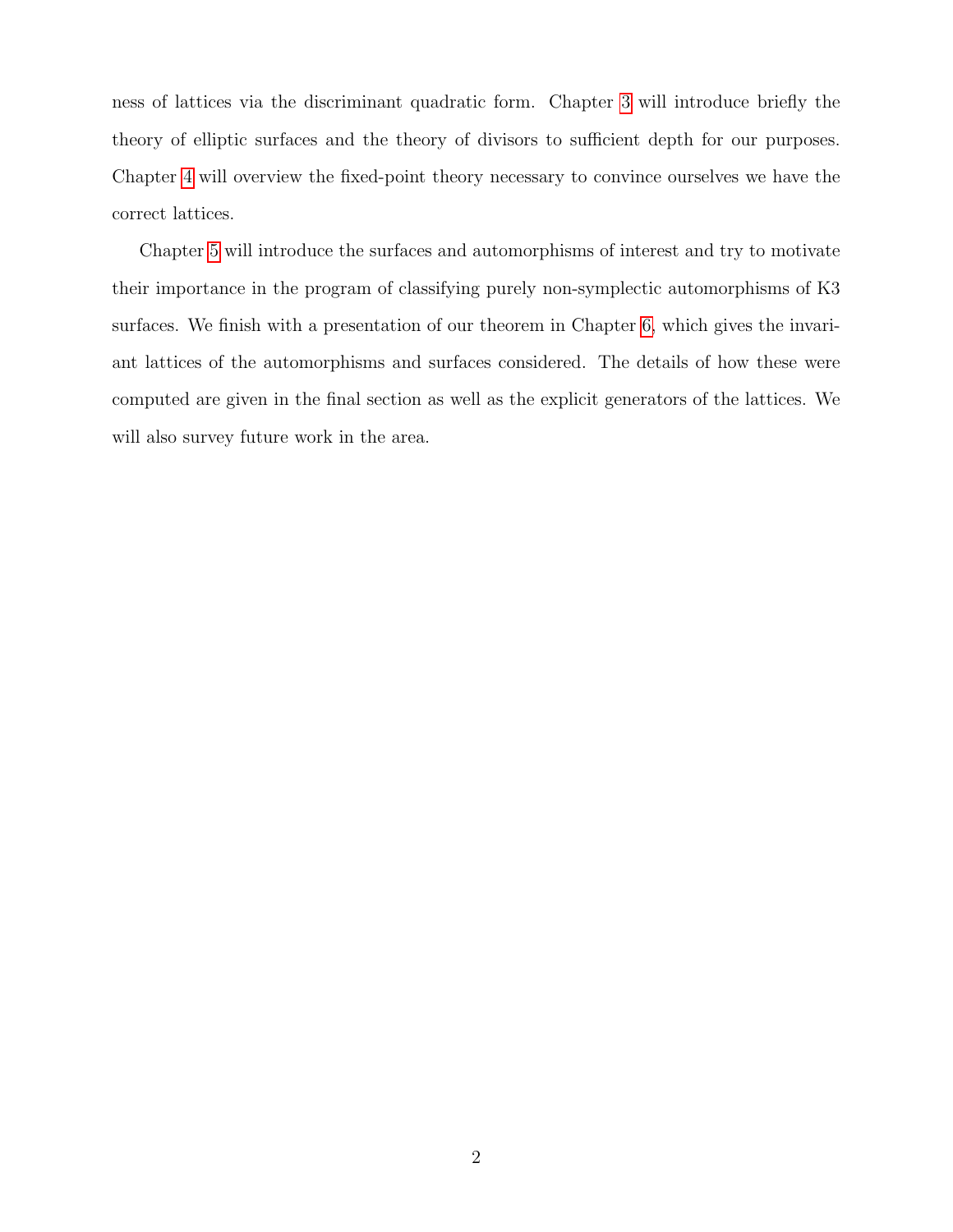ness of lattices via the discriminant quadratic form. Chapter 3 will introduce briefly the theory of elliptic surfaces and the theory of divisors to sufficient depth for our purposes. Chapter 4 will overview the fixed-point theory necessary to convince ourselves we have the correct lattices.

Chapter 5 will introduce the surfaces and automorphisms of interest and try to motivate their importance in the program of classifying purely non-symplectic automorphisms of K3 surfaces. We finish with a presentation of our theorem in Chapter 6, which gives the invariant lattices of the automorphisms and surfaces considered. The details of how these were computed are given in the final section as well as the explicit generators of the lattices. We will also survey future work in the area.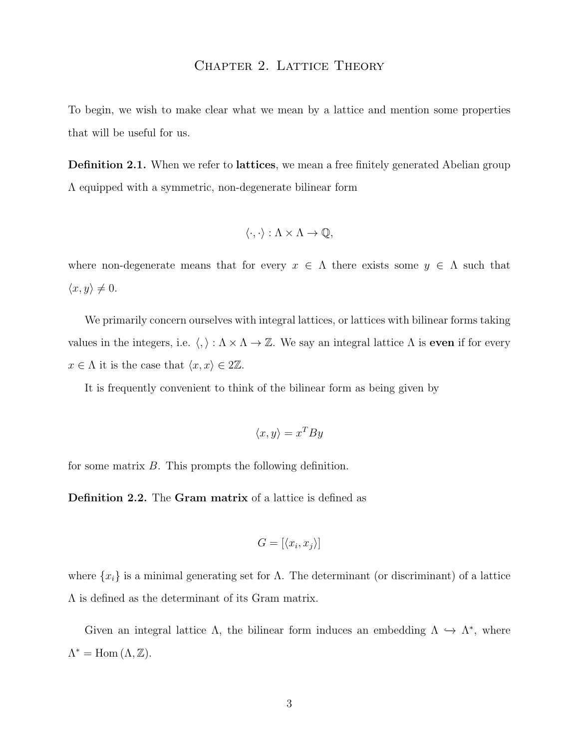# Chapter 2. Lattice Theory

To begin, we wish to make clear what we mean by a lattice and mention some properties that will be useful for us.

**Definition 2.1.** When we refer to **lattices**, we mean a free finitely generated Abelian group $\Lambda$ equipped with a symmetric, non-degenerate bilinear form

$$\langle \cdot, \cdot \rangle : \Lambda \times \Lambda \to \mathbb{Q},$$

where non-degenerate means that for every $x \in \Lambda$ there exists some $y \in \Lambda$ such that $\langle x, y \rangle \neq 0$.

We primarily concern ourselves with integral lattices, or lattices with bilinear forms taking values in the integers, i.e. $\langle , \rangle : \Lambda \times \Lambda \to \mathbb{Z}$. We say an integral lattice $\Lambda$ is **even** if for every $x \in \Lambda$ it is the case that $\langle x, x \rangle \in 2\mathbb{Z}$.

It is frequently convenient to think of the bilinear form as being given by

$$\langle x, y \rangle = x^T B y$$

for some matrix $B$. This prompts the following definition.

**Definition 2.2.** The **Gram matrix** of a lattice is defined as

$$G = [\langle x_i, x_j \rangle]$$

where $\{x_i\}$ is a minimal generating set for $\Lambda$. The determinant (or discriminant) of a lattice $\Lambda$ is defined as the determinant of its Gram matrix.

Given an integral lattice $\Lambda$, the bilinear form induces an embedding $\Lambda \hookrightarrow \Lambda^*$, where $\Lambda^* = \mathrm{Hom}(\Lambda, \mathbb{Z})$.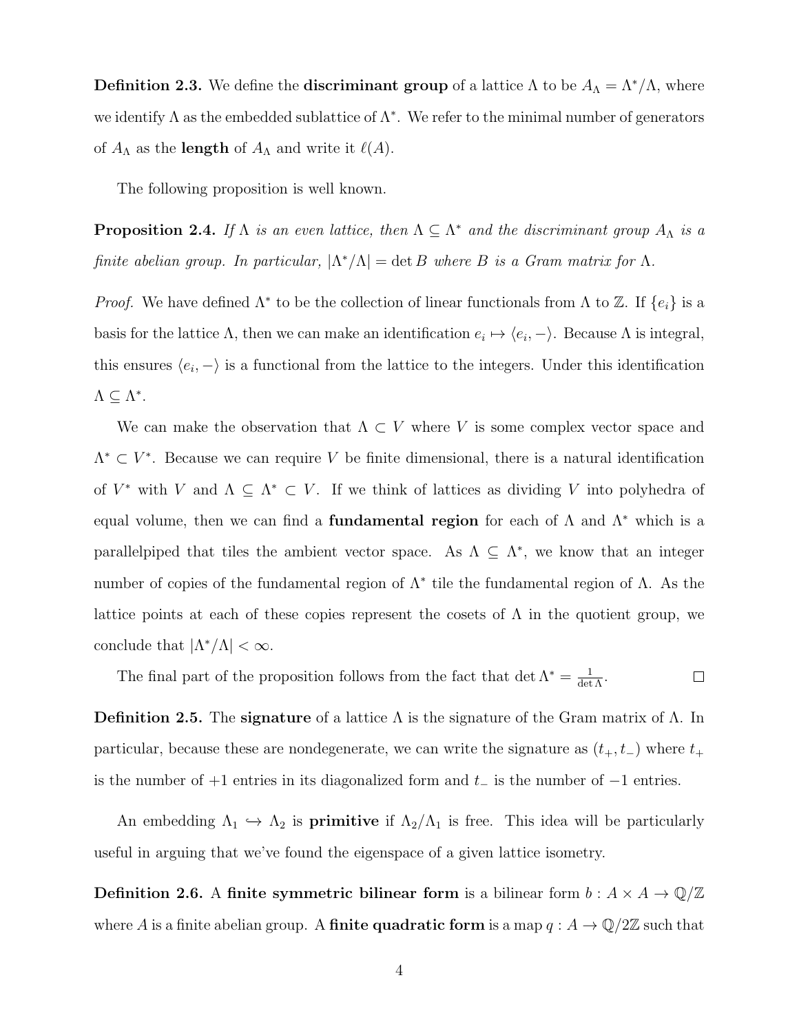**Definition 2.3.** We define the **discriminant group** of a lattice $\Lambda$ to be $A_\Lambda = \Lambda^*/\Lambda$, where we identify $\Lambda$ as the embedded sublattice of $\Lambda^*$. We refer to the minimal number of generators of $A_\Lambda$ as the **length** of $A_\Lambda$ and write it $\ell(A)$.

The following proposition is well known.

**Proposition 2.4.** *If $\Lambda$ is an even lattice, then $\Lambda \subseteq \Lambda^*$ and the discriminant group $A_\Lambda$ is a finite abelian group. In particular, $|\Lambda^*/\Lambda| = \det B$ where $B$ is a Gram matrix for $\Lambda$.*

*Proof.* We have defined $\Lambda^*$ to be the collection of linear functionals from $\Lambda$ to $\mathbb{Z}$. If $\{e_i\}$ is a basis for the lattice $\Lambda$, then we can make an identification $e_i \mapsto \langle e_i, - \rangle$. Because $\Lambda$ is integral, this ensures $\langle e_i, - \rangle$ is a functional from the lattice to the integers. Under this identification $\Lambda \subseteq \Lambda^*$.

We can make the observation that $\Lambda \subset V$ where $V$ is some complex vector space and $\Lambda^* \subset V^*$. Because we can require $V$ be finite dimensional, there is a natural identification of $V^*$ with $V$ and $\Lambda \subseteq \Lambda^* \subset V$. If we think of lattices as dividing $V$ into polyhedra of equal volume, then we can find a **fundamental region** for each of $\Lambda$ and $\Lambda^*$ which is a parallelpiped that tiles the ambient vector space. As $\Lambda \subseteq \Lambda^*$, we know that an integer number of copies of the fundamental region of $\Lambda^*$ tile the fundamental region of $\Lambda$. As the lattice points at each of these copies represent the cosets of $\Lambda$ in the quotient group, we conclude that $|\Lambda^*/\Lambda| < \infty$.

The final part of the proposition follows from the fact that $\det \Lambda^* = \frac{1}{\det \Lambda}$. $\square$

**Definition 2.5.** The **signature** of a lattice $\Lambda$ is the signature of the Gram matrix of $\Lambda$. In particular, because these are nondegenerate, we can write the signature as $(t_+, t_-)$ where $t_+$ is the number of $+1$ entries in its diagonalized form and $t_-$ is the number of $-1$ entries.

An embedding $\Lambda_1 \hookrightarrow \Lambda_2$ is **primitive** if $\Lambda_2/\Lambda_1$ is free. This idea will be particularly useful in arguing that we've found the eigenspace of a given lattice isometry.

**Definition 2.6.** A **finite symmetric bilinear form** is a bilinear form $b : A \times A \to \mathbb{Q}/\mathbb{Z}$ where $A$ is a finite abelian group. A **finite quadratic form** is a map $q : A \to \mathbb{Q}/2\mathbb{Z}$ such that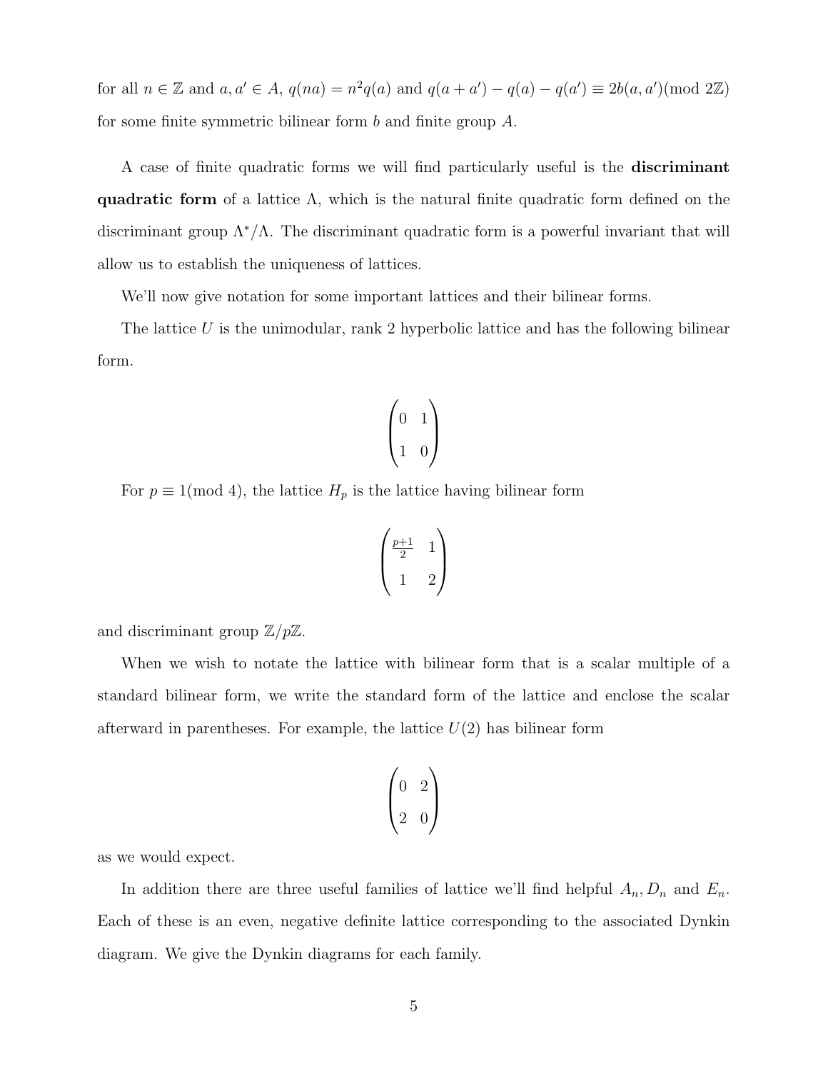for all $n \in \mathbb{Z}$ and $a, a' \in A$, $q(na) = n^2 q(a)$ and $q(a + a') - q(a) - q(a') \equiv 2b(a, a') (\text{mod } 2\mathbb{Z})$ for some finite symmetric bilinear form $b$ and finite group $A$.

A case of finite quadratic forms we will find particularly useful is the **discriminant quadratic form** of a lattice $\Lambda$, which is the natural finite quadratic form defined on the discriminant group $\Lambda^*/\Lambda$. The discriminant quadratic form is a powerful invariant that will allow us to establish the uniqueness of lattices.

We'll now give notation for some important lattices and their bilinear forms.

The lattice $U$ is the unimodular, rank 2 hyperbolic lattice and has the following bilinear form.

$$\begin{pmatrix} 0 & 1 \\ 1 & 0 \end{pmatrix}$$

For $p \equiv 1 (\text{mod } 4)$, the lattice $H_p$ is the lattice having bilinear form

$$\begin{pmatrix} \frac{p+1}{2} & 1 \\ 1 & 2 \end{pmatrix}$$

and discriminant group $\mathbb{Z}/p\mathbb{Z}$.

When we wish to notate the lattice with bilinear form that is a scalar multiple of a standard bilinear form, we write the standard form of the lattice and enclose the scalar afterward in parentheses. For example, the lattice $U(2)$ has bilinear form

$$\begin{pmatrix} 0 & 2 \\ 2 & 0 \end{pmatrix}$$

as we would expect.

In addition there are three useful families of lattice we'll find helpful $A_n, D_n$ and $E_n$. Each of these is an even, negative definite lattice corresponding to the associated Dynkin diagram. We give the Dynkin diagrams for each family.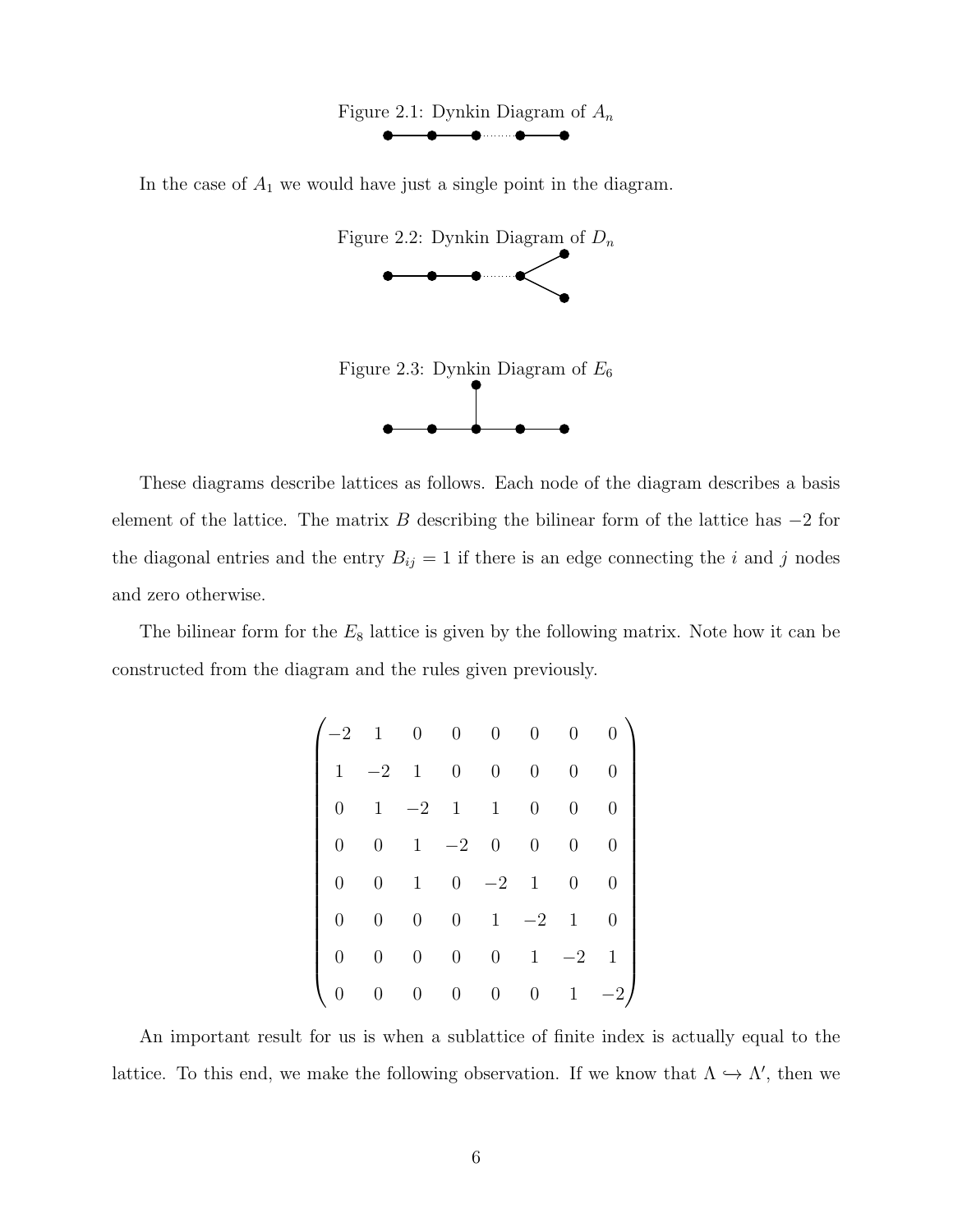Figure 2.1: Dynkin Diagram of $A_n$

In the case of $A_1$ we would have just a single point in the diagram.

Figure 2.2: Dynkin Diagram of $D_n$

Figure 2.3: Dynkin Diagram of $E_6$

These diagrams describe lattices as follows. Each node of the diagram describes a basis element of the lattice. The matrix $B$ describing the bilinear form of the lattice has $-2$ for the diagonal entries and the entry $B_{ij} = 1$ if there is an edge connecting the $i$ and $j$ nodes and zero otherwise.

The bilinear form for the $E_8$ lattice is given by the following matrix. Note how it can be constructed from the diagram and the rules given previously.

$$\begin{pmatrix} -2 & 1 & 0 & 0 & 0 & 0 & 0 & 0 \\ 1 & -2 & 1 & 0 & 0 & 0 & 0 & 0 \\ 0 & 1 & -2 & 1 & 1 & 0 & 0 & 0 \\ 0 & 0 & 1 & -2 & 0 & 0 & 0 & 0 \\ 0 & 0 & 1 & 0 & -2 & 1 & 0 & 0 \\ 0 & 0 & 0 & 0 & 1 & -2 & 1 & 0 \\ 0 & 0 & 0 & 0 & 0 & 1 & -2 & 1 \\ 0 & 0 & 0 & 0 & 0 & 0 & 1 & -2 \end{pmatrix}$$

An important result for us is when a sublattice of finite index is actually equal to the lattice. To this end, we make the following observation. If we know that $\Lambda \hookrightarrow \Lambda'$, then we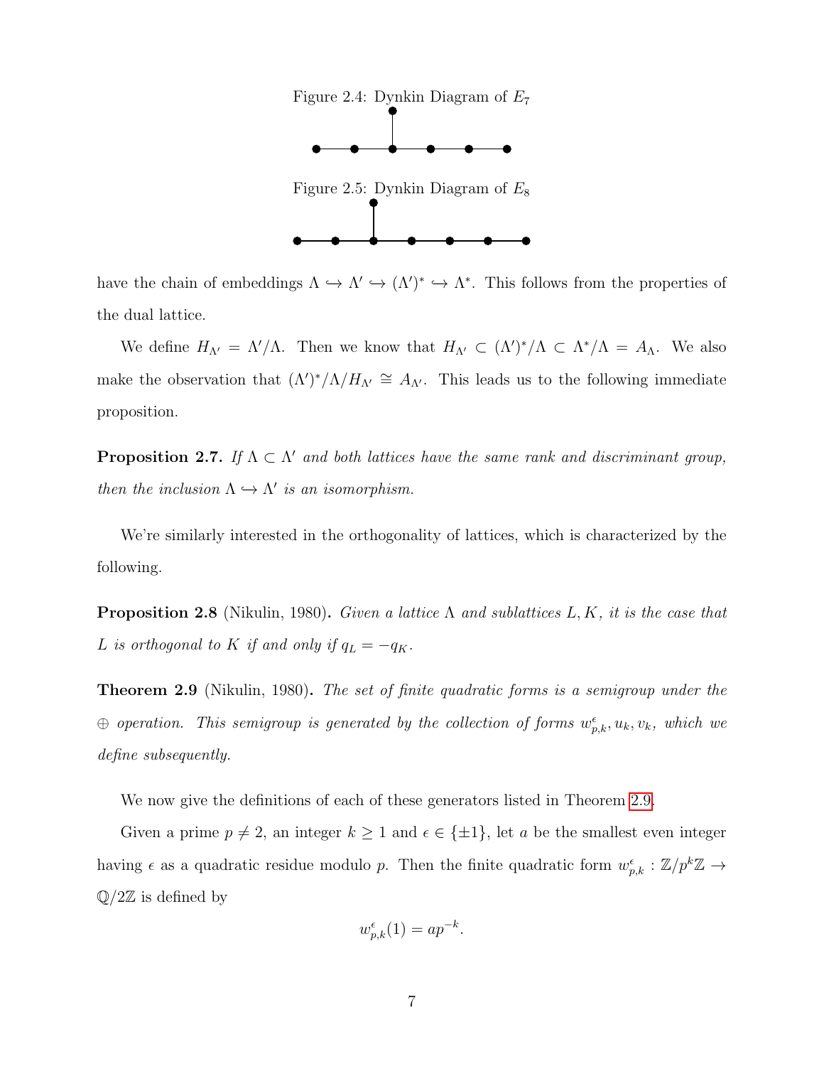Figure 2.4: Dynkin Diagram of $E_7$

Figure 2.5: Dynkin Diagram of $E_8$

have the chain of embeddings $\Lambda \hookrightarrow \Lambda' \hookrightarrow (\Lambda')^* \hookrightarrow \Lambda^*$. This follows from the properties of the dual lattice.

We define $H_{\Lambda'} = \Lambda'/\Lambda$. Then we know that $H_{\Lambda'} \subset (\Lambda')^*/\Lambda \subset \Lambda^*/\Lambda = A_\Lambda$. We also make the observation that $(\Lambda')^*/\Lambda/H_{\Lambda'} \cong A_{\Lambda'}$. This leads us to the following immediate proposition.

**Proposition 2.7.** *If $\Lambda \subset \Lambda'$ and both lattices have the same rank and discriminant group, then the inclusion $\Lambda \hookrightarrow \Lambda'$ is an isomorphism.*

We're similarly interested in the orthogonality of lattices, which is characterized by the following.

**Proposition 2.8** (Nikulin, 1980)**.** *Given a lattice $\Lambda$ and sublattices $L, K$, it is the case that $L$ is orthogonal to $K$ if and only if $q_L = -q_K$.*

**Theorem 2.9** (Nikulin, 1980)**.** *The set of finite quadratic forms is a semigroup under the $\oplus$ operation. This semigroup is generated by the collection of forms $w^\epsilon_{p,k}, u_k, v_k$, which we define subsequently.*

We now give the definitions of each of these generators listed in Theorem 2.9.

Given a prime $p \neq 2$, an integer $k \geq 1$ and $\epsilon \in \{\pm 1\}$, let $a$ be the smallest even integer having $\epsilon$ as a quadratic residue modulo $p$. Then the finite quadratic form $w^\epsilon_{p,k} : \mathbb{Z}/p^k\mathbb{Z} \to \mathbb{Q}/2\mathbb{Z}$ is defined by

$$w^\epsilon_{p,k}(1) = ap^{-k}.$$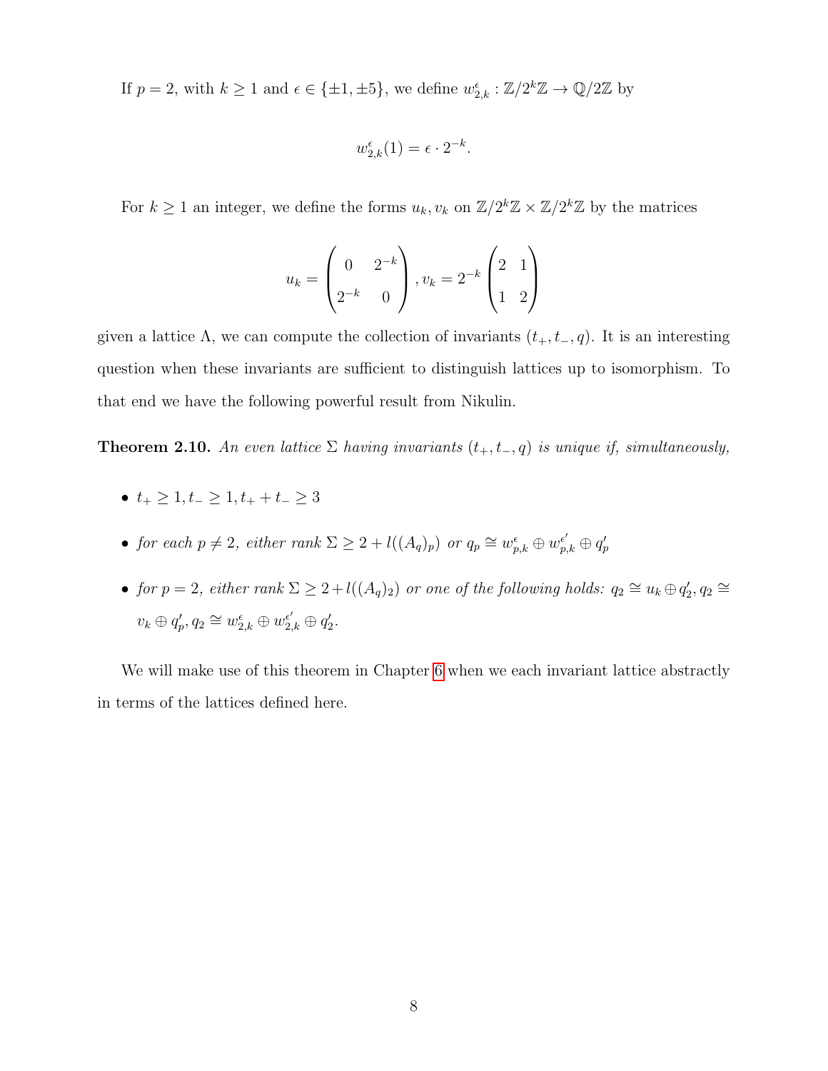If $p = 2$, with $k \geq 1$ and $\epsilon \in \{\pm 1, \pm 5\}$, we define $w^{\epsilon}_{2,k} : \mathbb{Z}/2^k\mathbb{Z} \to \mathbb{Q}/2\mathbb{Z}$ by

$$w^{\epsilon}_{2,k}(1) = \epsilon \cdot 2^{-k}.$$

For $k \geq 1$ an integer, we define the forms $u_k, v_k$ on $\mathbb{Z}/2^k\mathbb{Z} \times \mathbb{Z}/2^k\mathbb{Z}$ by the matrices

$$u_k = \begin{pmatrix} 0 & 2^{-k} \\ 2^{-k} & 0 \end{pmatrix}, v_k = 2^{-k} \begin{pmatrix} 2 & 1 \\ 1 & 2 \end{pmatrix}$$

given a lattice $\Lambda$, we can compute the collection of invariants $(t_+, t_-, q)$. It is an interesting question when these invariants are sufficient to distinguish lattices up to isomorphism. To that end we have the following powerful result from Nikulin.

**Theorem 2.10.** *An even lattice $\Sigma$ having invariants $(t_+, t_-, q)$ is unique if, simultaneously,*

- $t_+ \geq 1, t_- \geq 1, t_+ + t_- \geq 3$
- *for each $p \neq 2$, either rank $\Sigma \geq 2 + l((A_q)_p)$ or $q_p \cong w^{\epsilon}_{p,k} \oplus w^{\epsilon'}_{p,k} \oplus q'_p$*
- *for $p = 2$, either rank $\Sigma \geq 2 + l((A_q)_2)$ or one of the following holds: $q_2 \cong u_k \oplus q'_2, q_2 \cong v_k \oplus q'_p, q_2 \cong w^{\epsilon}_{2,k} \oplus w^{\epsilon'}_{2,k} \oplus q'_2$.*

We will make use of this theorem in Chapter 6 when we each invariant lattice abstractly in terms of the lattices defined here.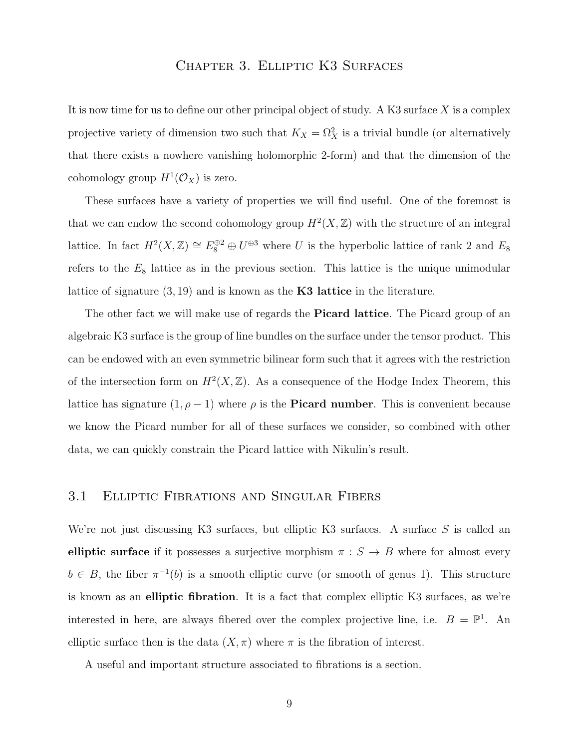# Chapter 3. Elliptic K3 Surfaces

It is now time for us to define our other principal object of study. A K3 surface $X$ is a complex projective variety of dimension two such that $K_X = \Omega_X^2$ is a trivial bundle (or alternatively that there exists a nowhere vanishing holomorphic 2-form) and that the dimension of the cohomology group $H^1(\mathcal{O}_X)$ is zero.

These surfaces have a variety of properties we will find useful. One of the foremost is that we can endow the second cohomology group $H^2(X, \mathbb{Z})$ with the structure of an integral lattice. In fact $H^2(X, \mathbb{Z}) \cong E_8^{\oplus 2} \oplus U^{\oplus 3}$ where $U$ is the hyperbolic lattice of rank 2 and $E_8$ refers to the $E_8$ lattice as in the previous section. This lattice is the unique unimodular lattice of signature $(3, 19)$ and is known as the **K3 lattice** in the literature.

The other fact we will make use of regards the **Picard lattice**. The Picard group of an algebraic K3 surface is the group of line bundles on the surface under the tensor product. This can be endowed with an even symmetric bilinear form such that it agrees with the restriction of the intersection form on $H^2(X, \mathbb{Z})$. As a consequence of the Hodge Index Theorem, this lattice has signature $(1, \rho - 1)$ where $\rho$ is the **Picard number**. This is convenient because we know the Picard number for all of these surfaces we consider, so combined with other data, we can quickly constrain the Picard lattice with Nikulin's result.

## 3.1 Elliptic Fibrations and Singular Fibers

We're not just discussing K3 surfaces, but elliptic K3 surfaces. A surface $S$ is called an **elliptic surface** if it possesses a surjective morphism $\pi : S \to B$ where for almost every $b \in B$, the fiber $\pi^{-1}(b)$ is a smooth elliptic curve (or smooth of genus 1). This structure is known as an **elliptic fibration**. It is a fact that complex elliptic K3 surfaces, as we're interested in here, are always fibered over the complex projective line, i.e. $B = \mathbb{P}^1$. An elliptic surface then is the data $(X, \pi)$ where $\pi$ is the fibration of interest.

A useful and important structure associated to fibrations is a section.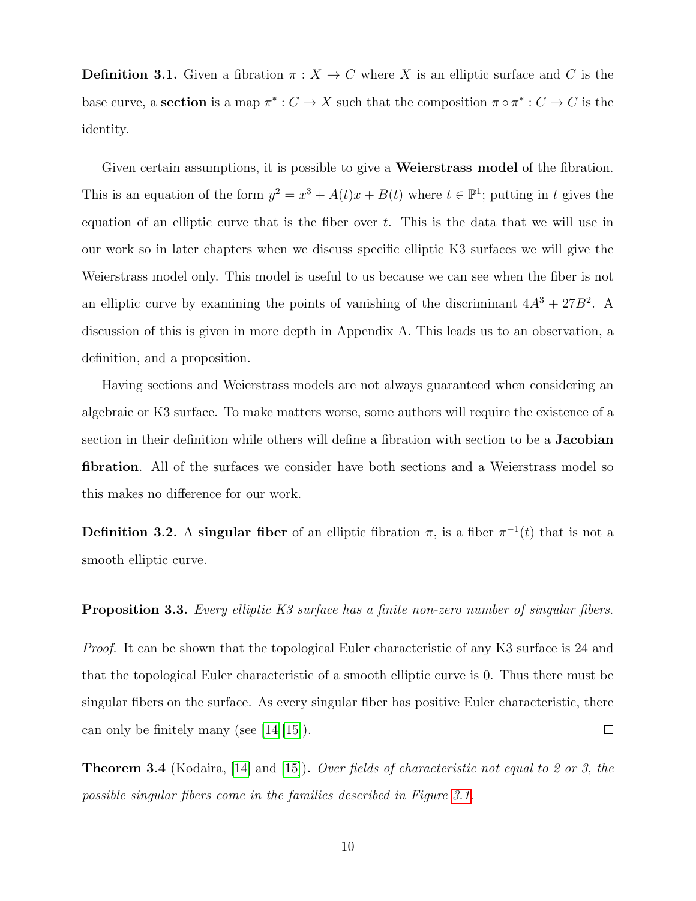**Definition 3.1.** Given a fibration $\pi : X \to C$ where $X$ is an elliptic surface and $C$ is the base curve, a **section** is a map $\pi^* : C \to X$ such that the composition $\pi \circ \pi^* : C \to C$ is the identity.

Given certain assumptions, it is possible to give a **Weierstrass model** of the fibration. This is an equation of the form $y^2 = x^3 + A(t)x + B(t)$ where $t \in \mathbb{P}^1$; putting in $t$ gives the equation of an elliptic curve that is the fiber over $t$. This is the data that we will use in our work so in later chapters when we discuss specific elliptic K3 surfaces we will give the Weierstrass model only. This model is useful to us because we can see when the fiber is not an elliptic curve by examining the points of vanishing of the discriminant $4A^3 + 27B^2$. A discussion of this is given in more depth in Appendix A. This leads us to an observation, a definition, and a proposition.

Having sections and Weierstrass models are not always guaranteed when considering an algebraic or K3 surface. To make matters worse, some authors will require the existence of a section in their definition while others will define a fibration with section to be a **Jacobian fibration**. All of the surfaces we consider have both sections and a Weierstrass model so this makes no difference for our work.

**Definition 3.2.** A **singular fiber** of an elliptic fibration $\pi$, is a fiber $\pi^{-1}(t)$ that is not a smooth elliptic curve.

**Proposition 3.3.** *Every elliptic K3 surface has a finite non-zero number of singular fibers.*

*Proof.* It can be shown that the topological Euler characteristic of any K3 surface is 24 and that the topological Euler characteristic of a smooth elliptic curve is 0. Thus there must be singular fibers on the surface. As every singular fiber has positive Euler characteristic, there can only be finitely many (see [14][15]). □

**Theorem 3.4** (Kodaira, [14] and [15])**.** *Over fields of characteristic not equal to 2 or 3, the possible singular fibers come in the families described in Figure 3.1.*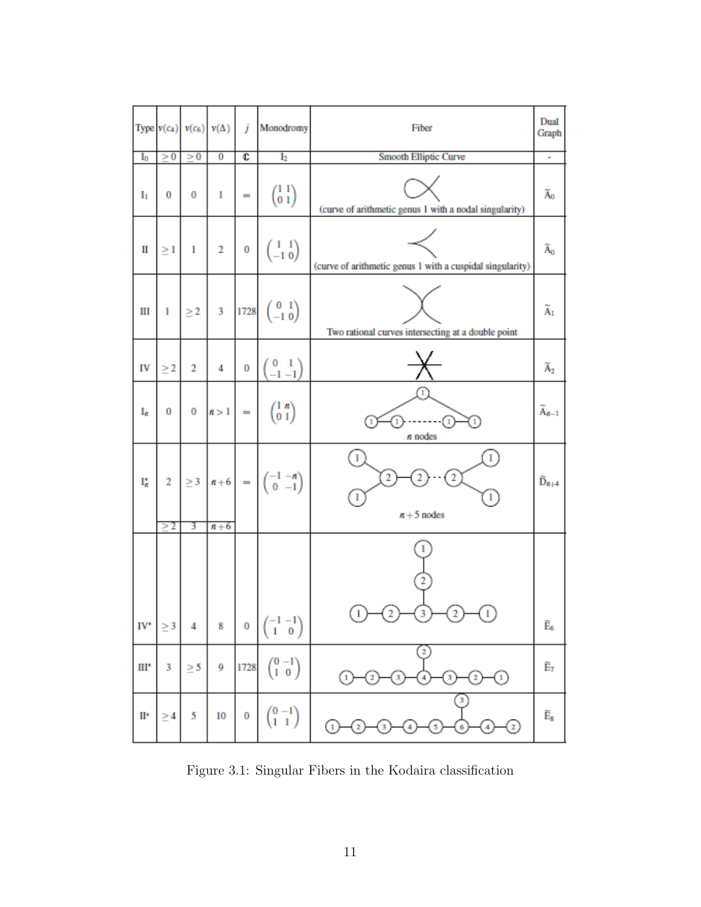| Type | $v(c_4)$ | $v(c_6)$ | $v(\Delta)$ | $j$ | Monodromy | Fiber | Dual Graph |
|---|---|---|---|---|---|---|---|
| $\mathrm{I}_0$ | $\geq 0$ | $\geq 0$ | 0 | $\mathbb{C}$ | $\mathrm{I}_2$ | Smooth Elliptic Curve | - |
| $\mathrm{I}_1$ | 0 | 0 | 1 | $\infty$ | $\begin{pmatrix} 1 & 1 \\ 0 & 1 \end{pmatrix}$ | (curve of arithmetic genus 1 with a nodal singularity) | $\tilde{A}_0$ |
| II | $\geq 1$ | 1 | 2 | 0 | $\begin{pmatrix} 1 & 1 \\ -1 & 0 \end{pmatrix}$ | (curve of arithmetic genus 1 with a cuspidal singularity) | $\tilde{A}_0$ |
| III | 1 | $\geq 2$ | 3 | 1728 | $\begin{pmatrix} 0 & 1 \\ -1 & 0 \end{pmatrix}$ | Two rational curves intersecting at a double point | $\tilde{A}_1$ |
| IV | $\geq 2$ | 2 | 4 | 0 | $\begin{pmatrix} 0 & 1 \\ -1 & -1 \end{pmatrix}$ | | $\tilde{A}_2$ |
| $\mathrm{I}_n$ | 0 | 0 | $n > 1$ | $\infty$ | $\begin{pmatrix} 1 & n \\ 0 & 1 \end{pmatrix}$ | $n$ nodes | $\tilde{A}_{n-1}$ |
| $\mathrm{I}_n^*$ | 2 | $\geq 3$ | $n+6$ | $\infty$ | $\begin{pmatrix} -1 & -n \\ 0 & -1 \end{pmatrix}$ | $n+5$ nodes | $\tilde{D}_{n+4}$ |
| | $\geq 2$ | 3 | $n+6$ | | | | |
| $\mathrm{IV}^*$ | $\geq 3$ | 4 | 8 | 0 | $\begin{pmatrix} -1 & -1 \\ 1 & 0 \end{pmatrix}$ | | $\tilde{E}_6$ |
| $\mathrm{III}^*$ | 3 | $\geq 5$ | 9 | 1728 | $\begin{pmatrix} 0 & -1 \\ 1 & 0 \end{pmatrix}$ | | $\tilde{E}_7$ |
| $\mathrm{II}^*$ | $\geq 4$ | 5 | 10 | 0 | $\begin{pmatrix} 0 & -1 \\ 1 & 1 \end{pmatrix}$ | | $\tilde{E}_8$ |

Figure 3.1: Singular Fibers in the Kodaira classification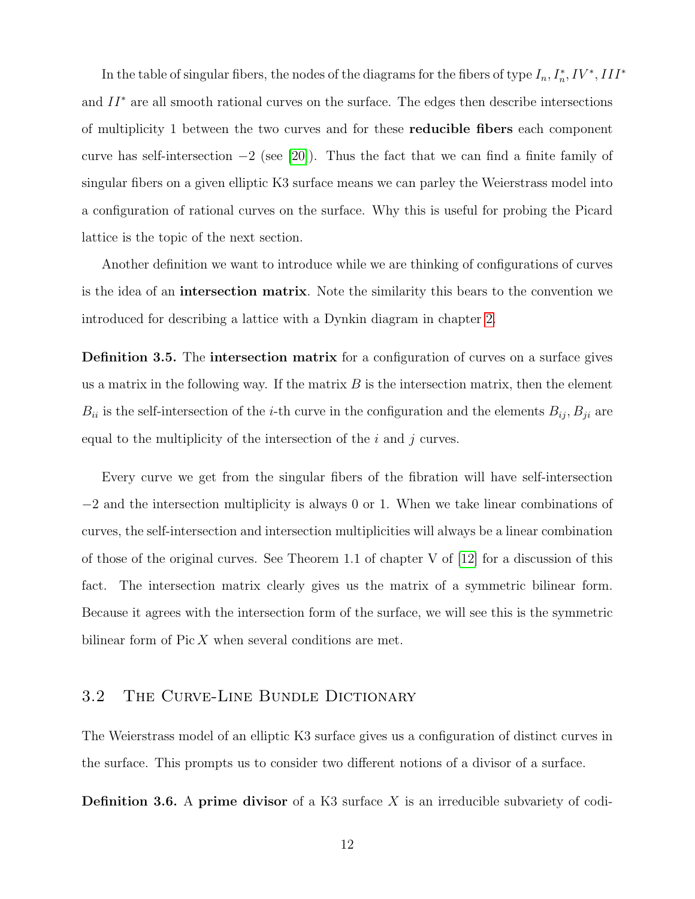In the table of singular fibers, the nodes of the diagrams for the fibers of type $I_n, I_n^*, IV^*, III^*$ and $II^*$ are all smooth rational curves on the surface. The edges then describe intersections of multiplicity 1 between the two curves and for these **reducible fibers** each component curve has self-intersection $-2$ (see [20]). Thus the fact that we can find a finite family of singular fibers on a given elliptic K3 surface means we can parley the Weierstrass model into a configuration of rational curves on the surface. Why this is useful for probing the Picard lattice is the topic of the next section.

Another definition we want to introduce while we are thinking of configurations of curves is the idea of an **intersection matrix**. Note the similarity this bears to the convention we introduced for describing a lattice with a Dynkin diagram in chapter 2.

**Definition 3.5.** The **intersection matrix** for a configuration of curves on a surface gives us a matrix in the following way. If the matrix $B$ is the intersection matrix, then the element $B_{ii}$ is the self-intersection of the $i$-th curve in the configuration and the elements $B_{ij}, B_{ji}$ are equal to the multiplicity of the intersection of the $i$ and $j$ curves.

Every curve we get from the singular fibers of the fibration will have self-intersection $-2$ and the intersection multiplicity is always 0 or 1. When we take linear combinations of curves, the self-intersection and intersection multiplicities will always be a linear combination of those of the original curves. See Theorem 1.1 of chapter V of [12] for a discussion of this fact. The intersection matrix clearly gives us the matrix of a symmetric bilinear form. Because it agrees with the intersection form of the surface, we will see this is the symmetric bilinear form of $\operatorname{Pic} X$ when several conditions are met.

## 3.2 The Curve-Line Bundle Dictionary

The Weierstrass model of an elliptic K3 surface gives us a configuration of distinct curves in the surface. This prompts us to consider two different notions of a divisor of a surface.

**Definition 3.6.** A **prime divisor** of a K3 surface $X$ is an irreducible subvariety of codi-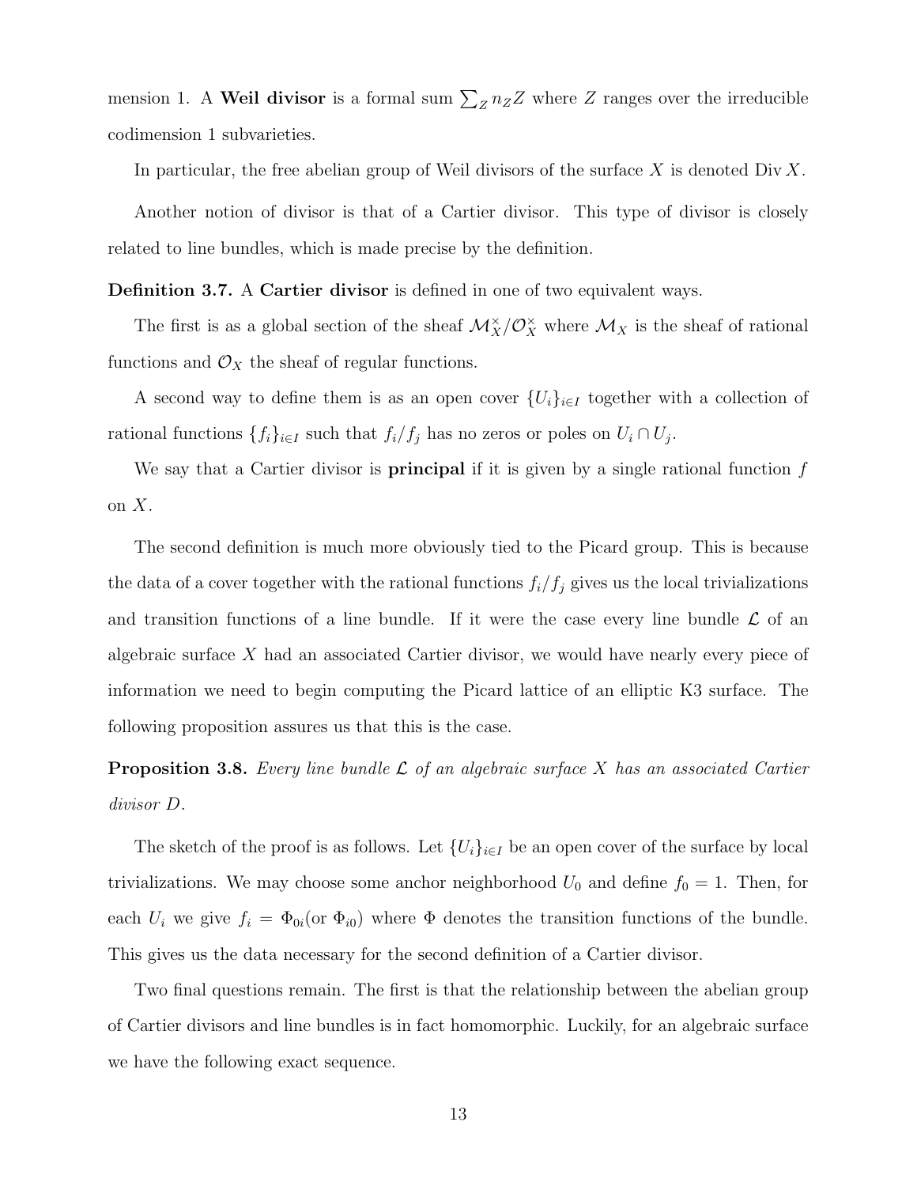mension 1. A **Weil divisor** is a formal sum $\sum_Z n_Z Z$ where $Z$ ranges over the irreducible codimension 1 subvarieties.

In particular, the free abelian group of Weil divisors of the surface $X$ is denoted $\operatorname{Div} X$.

Another notion of divisor is that of a Cartier divisor. This type of divisor is closely related to line bundles, which is made precise by the definition.

**Definition 3.7.** A **Cartier divisor** is defined in one of two equivalent ways.

The first is as a global section of the sheaf $\mathcal{M}_X^\times/\mathcal{O}_X^\times$ where $\mathcal{M}_X$ is the sheaf of rational functions and $\mathcal{O}_X$ the sheaf of regular functions.

A second way to define them is as an open cover $\{U_i\}_{i\in I}$ together with a collection of rational functions $\{f_i\}_{i\in I}$ such that $f_i/f_j$ has no zeros or poles on $U_i \cap U_j$.

We say that a Cartier divisor is **principal** if it is given by a single rational function $f$ on $X$.

The second definition is much more obviously tied to the Picard group. This is because the data of a cover together with the rational functions $f_i/f_j$ gives us the local trivializations and transition functions of a line bundle. If it were the case every line bundle $\mathcal{L}$ of an algebraic surface $X$ had an associated Cartier divisor, we would have nearly every piece of information we need to begin computing the Picard lattice of an elliptic K3 surface. The following proposition assures us that this is the case.

**Proposition 3.8.** *Every line bundle $\mathcal{L}$ of an algebraic surface $X$ has an associated Cartier divisor $D$.*

The sketch of the proof is as follows. Let $\{U_i\}_{i\in I}$ be an open cover of the surface by local trivializations. We may choose some anchor neighborhood $U_0$ and define $f_0 = 1$. Then, for each $U_i$ we give $f_i = \Phi_{0i}$(or $\Phi_{i0}$) where $\Phi$ denotes the transition functions of the bundle. This gives us the data necessary for the second definition of a Cartier divisor.

Two final questions remain. The first is that the relationship between the abelian group of Cartier divisors and line bundles is in fact homomorphic. Luckily, for an algebraic surface we have the following exact sequence.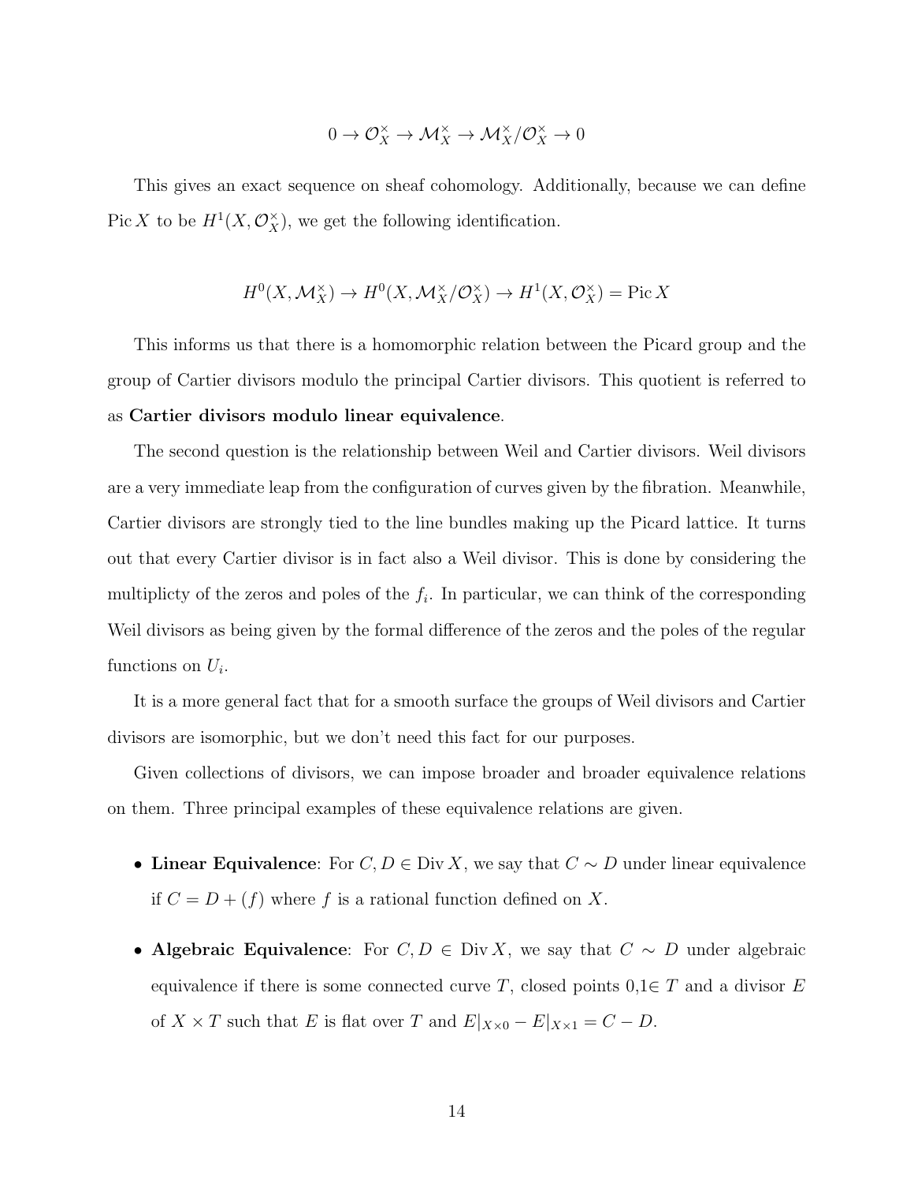$$0 \to \mathcal{O}_X^\times \to \mathcal{M}_X^\times \to \mathcal{M}_X^\times/\mathcal{O}_X^\times \to 0$$

This gives an exact sequence on sheaf cohomology. Additionally, because we can define $\operatorname{Pic} X$ to be $H^1(X, \mathcal{O}_X^\times)$, we get the following identification.

$$H^0(X, \mathcal{M}_X^\times) \to H^0(X, \mathcal{M}_X^\times/\mathcal{O}_X^\times) \to H^1(X, \mathcal{O}_X^\times) = \operatorname{Pic} X$$

This informs us that there is a homomorphic relation between the Picard group and the group of Cartier divisors modulo the principal Cartier divisors. This quotient is referred to as **Cartier divisors modulo linear equivalence**.

The second question is the relationship between Weil and Cartier divisors. Weil divisors are a very immediate leap from the configuration of curves given by the fibration. Meanwhile, Cartier divisors are strongly tied to the line bundles making up the Picard lattice. It turns out that every Cartier divisor is in fact also a Weil divisor. This is done by considering the multiplicty of the zeros and poles of the $f_i$. In particular, we can think of the corresponding Weil divisors as being given by the formal difference of the zeros and the poles of the regular functions on $U_i$.

It is a more general fact that for a smooth surface the groups of Weil divisors and Cartier divisors are isomorphic, but we don't need this fact for our purposes.

Given collections of divisors, we can impose broader and broader equivalence relations on them. Three principal examples of these equivalence relations are given.

- **Linear Equivalence**: For $C, D \in \operatorname{Div} X$, we say that $C \sim D$ under linear equivalence if $C = D + (f)$ where $f$ is a rational function defined on $X$.

- **Algebraic Equivalence**: For $C, D \in \operatorname{Div} X$, we say that $C \sim D$ under algebraic equivalence if there is some connected curve $T$, closed points $0,1 \in T$ and a divisor $E$ of $X \times T$ such that $E$ is flat over $T$ and $E|_{X\times 0} - E|_{X\times 1} = C - D$.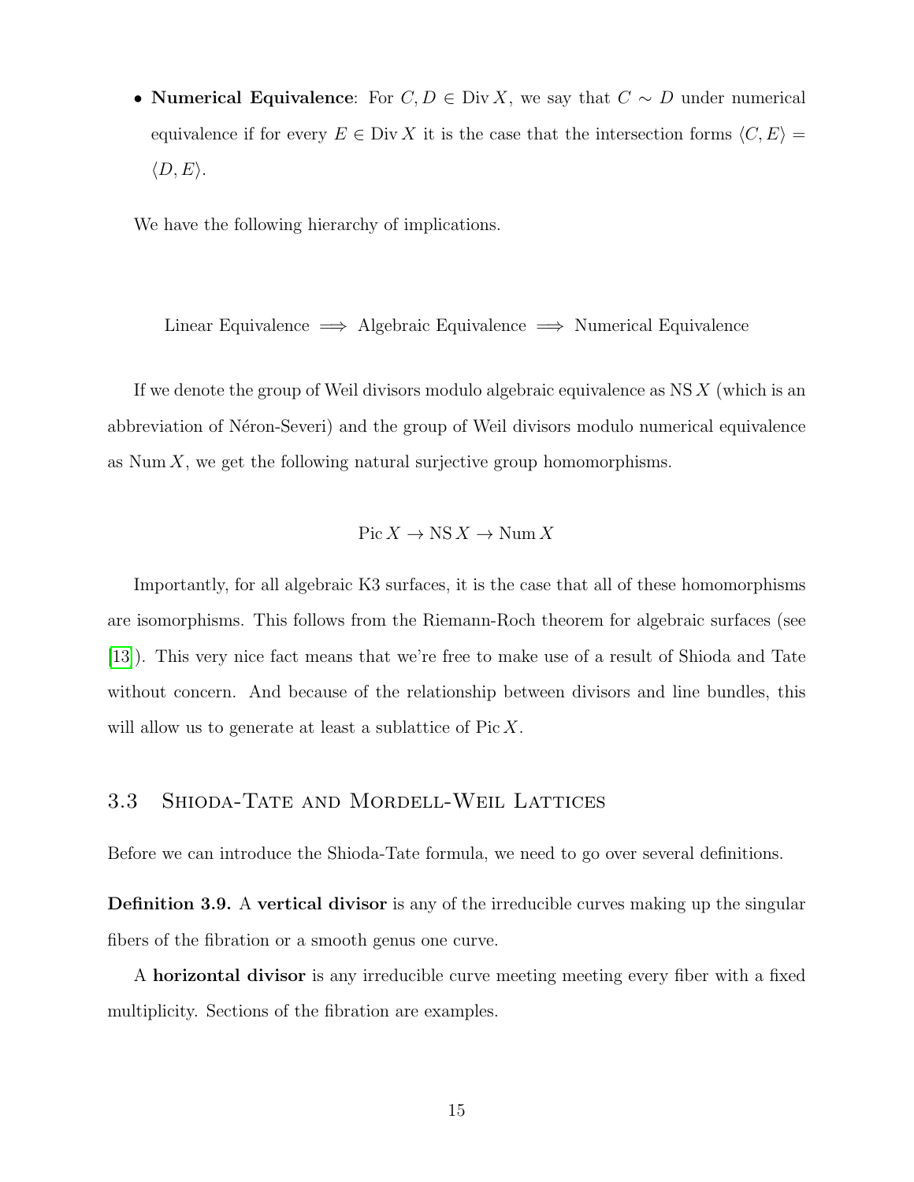- **Numerical Equivalence**: For $C, D \in \operatorname{Div} X$, we say that $C \sim D$ under numerical equivalence if for every $E \in \operatorname{Div} X$ it is the case that the intersection forms $\langle C, E\rangle = \langle D, E\rangle$.

We have the following hierarchy of implications.

$$\text{Linear Equivalence} \implies \text{Algebraic Equivalence} \implies \text{Numerical Equivalence}$$

If we denote the group of Weil divisors modulo algebraic equivalence as $\operatorname{NS} X$ (which is an abbreviation of Néron-Severi) and the group of Weil divisors modulo numerical equivalence as $\operatorname{Num} X$, we get the following natural surjective group homomorphisms.

$$\operatorname{Pic} X \to \operatorname{NS} X \to \operatorname{Num} X$$

Importantly, for all algebraic K3 surfaces, it is the case that all of these homomorphisms are isomorphisms. This follows from the Riemann-Roch theorem for algebraic surfaces (see [13]). This very nice fact means that we're free to make use of a result of Shioda and Tate without concern. And because of the relationship between divisors and line bundles, this will allow us to generate at least a sublattice of $\operatorname{Pic} X$.

## 3.3 Shioda-Tate and Mordell-Weil Lattices

Before we can introduce the Shioda-Tate formula, we need to go over several definitions.

**Definition 3.9.** A **vertical divisor** is any of the irreducible curves making up the singular fibers of the fibration or a smooth genus one curve.

A **horizontal divisor** is any irreducible curve meeting meeting every fiber with a fixed multiplicity. Sections of the fibration are examples.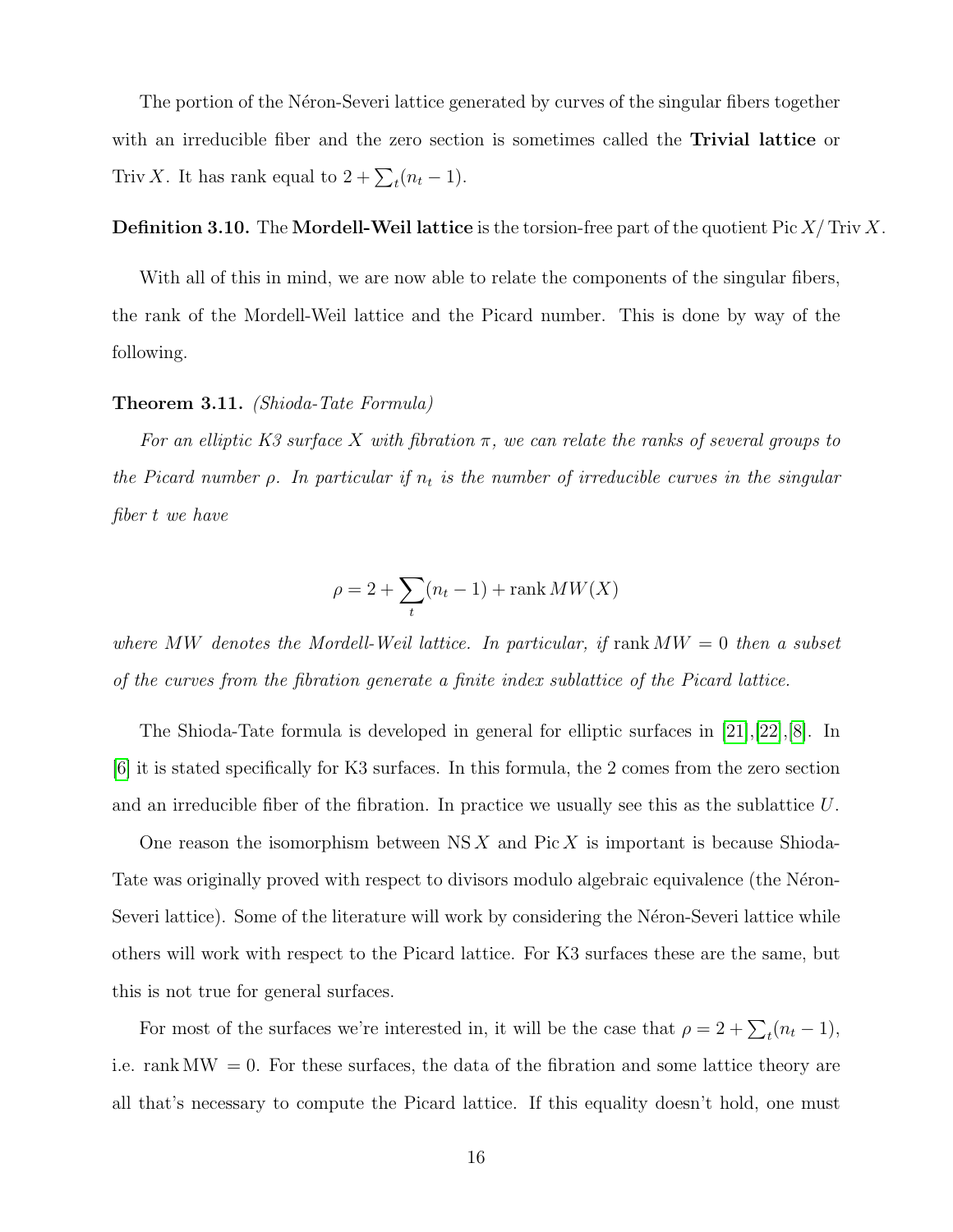The portion of the Néron-Severi lattice generated by curves of the singular fibers together with an irreducible fiber and the zero section is sometimes called the **Trivial lattice** or $\operatorname{Triv} X$. It has rank equal to $2 + \sum_t (n_t - 1)$.

**Definition 3.10.** The **Mordell-Weil lattice** is the torsion-free part of the quotient $\operatorname{Pic} X / \operatorname{Triv} X$.

With all of this in mind, we are now able to relate the components of the singular fibers, the rank of the Mordell-Weil lattice and the Picard number. This is done by way of the following.

**Theorem 3.11.** *(Shioda-Tate Formula)*

*For an elliptic K3 surface $X$ with fibration $\pi$, we can relate the ranks of several groups to the Picard number $\rho$. In particular if $n_t$ is the number of irreducible curves in the singular fiber $t$ we have*

$$\rho = 2 + \sum_t (n_t - 1) + \operatorname{rank} MW(X)$$

*where $MW$ denotes the Mordell-Weil lattice. In particular, if $\operatorname{rank} MW = 0$ then a subset of the curves from the fibration generate a finite index sublattice of the Picard lattice.*

The Shioda-Tate formula is developed in general for elliptic surfaces in [21],[22],[8]. In [6] it is stated specifically for K3 surfaces. In this formula, the 2 comes from the zero section and an irreducible fiber of the fibration. In practice we usually see this as the sublattice $U$.

One reason the isomorphism between $\operatorname{NS} X$ and $\operatorname{Pic} X$ is important is because Shioda-Tate was originally proved with respect to divisors modulo algebraic equivalence (the Néron-Severi lattice). Some of the literature will work by considering the Néron-Severi lattice while others will work with respect to the Picard lattice. For K3 surfaces these are the same, but this is not true for general surfaces.

For most of the surfaces we're interested in, it will be the case that $\rho = 2 + \sum_t (n_t - 1)$, i.e. $\operatorname{rank} \mathrm{MW} = 0$. For these surfaces, the data of the fibration and some lattice theory are all that's necessary to compute the Picard lattice. If this equality doesn't hold, one must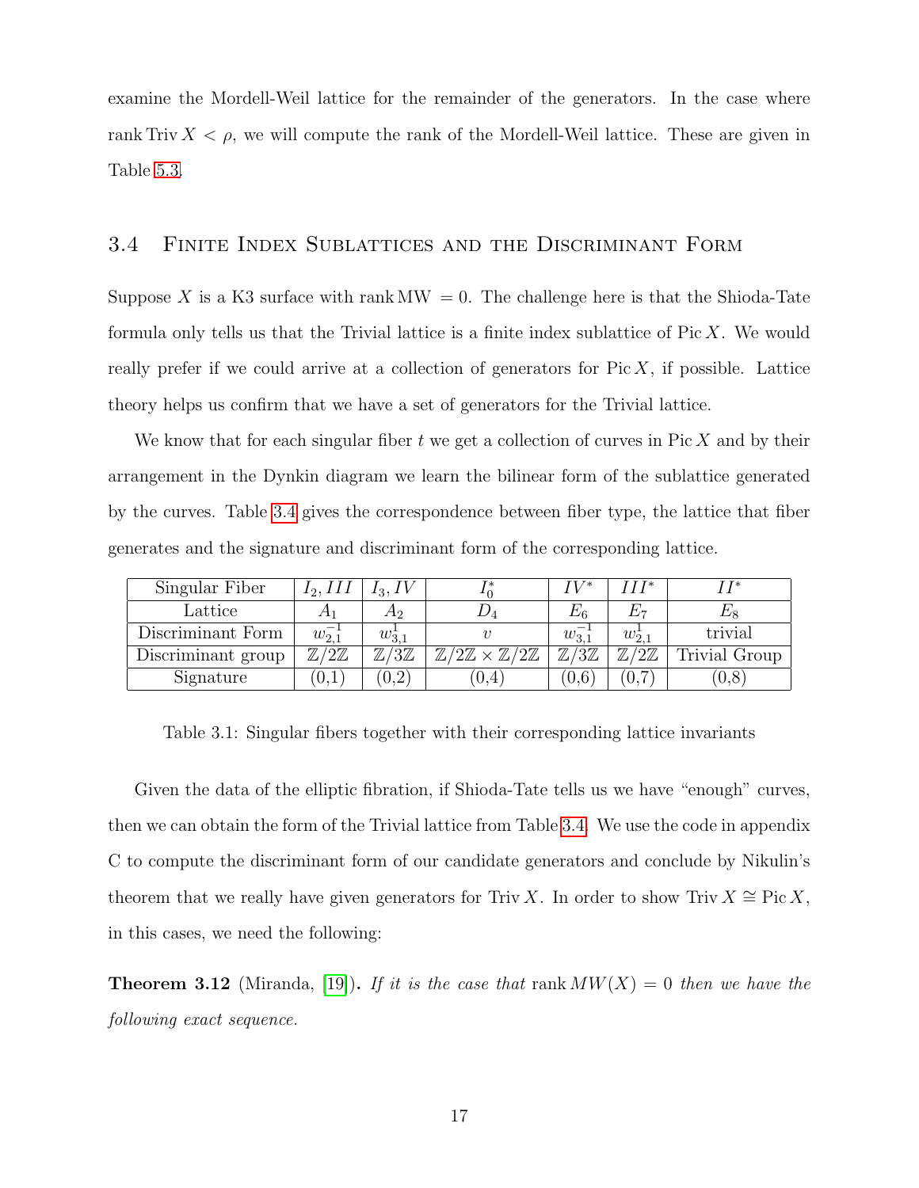examine the Mordell-Weil lattice for the remainder of the generators. In the case where $\operatorname{rank}\operatorname{Triv} X < \rho$, we will compute the rank of the Mordell-Weil lattice. These are given in Table 5.3.

## 3.4 Finite Index Sublattices and the Discriminant Form

Suppose $X$ is a K3 surface with $\operatorname{rank}\operatorname{MW} = 0$. The challenge here is that the Shioda-Tate formula only tells us that the Trivial lattice is a finite index sublattice of $\operatorname{Pic} X$. We would really prefer if we could arrive at a collection of generators for $\operatorname{Pic} X$, if possible. Lattice theory helps us confirm that we have a set of generators for the Trivial lattice.

We know that for each singular fiber $t$ we get a collection of curves in $\operatorname{Pic} X$ and by their arrangement in the Dynkin diagram we learn the bilinear form of the sublattice generated by the curves. Table 3.4 gives the correspondence between fiber type, the lattice that fiber generates and the signature and discriminant form of the corresponding lattice.

| Singular Fiber | $I_2, III$ | $I_3, IV$ | $I_0^*$ | $IV^*$ | $III^*$ | $II^*$ |
|---|---|---|---|---|---|---|
| Lattice | $A_1$ | $A_2$ | $D_4$ | $E_6$ | $E_7$ | $E_8$ |
| Discriminant Form | $w_{2,1}^{-1}$ | $w_{3,1}^{1}$ | $v$ | $w_{3,1}^{-1}$ | $w_{2,1}^{1}$ | trivial |
| Discriminant group | $\mathbb{Z}/2\mathbb{Z}$ | $\mathbb{Z}/3\mathbb{Z}$ | $\mathbb{Z}/2\mathbb{Z} \times \mathbb{Z}/2\mathbb{Z}$ | $\mathbb{Z}/3\mathbb{Z}$ | $\mathbb{Z}/2\mathbb{Z}$ | Trivial Group |
| Signature | (0,1) | (0,2) | (0,4) | (0,6) | (0,7) | (0,8) |

Table 3.1: Singular fibers together with their corresponding lattice invariants

Given the data of the elliptic fibration, if Shioda-Tate tells us we have "enough" curves, then we can obtain the form of the Trivial lattice from Table 3.4. We use the code in appendix C to compute the discriminant form of our candidate generators and conclude by Nikulin's theorem that we really have given generators for $\operatorname{Triv} X$. In order to show $\operatorname{Triv} X \cong \operatorname{Pic} X$, in this cases, we need the following:

**Theorem 3.12** (Miranda, [19])**.** *If it is the case that* $\operatorname{rank} MW(X) = 0$ *then we have the following exact sequence.*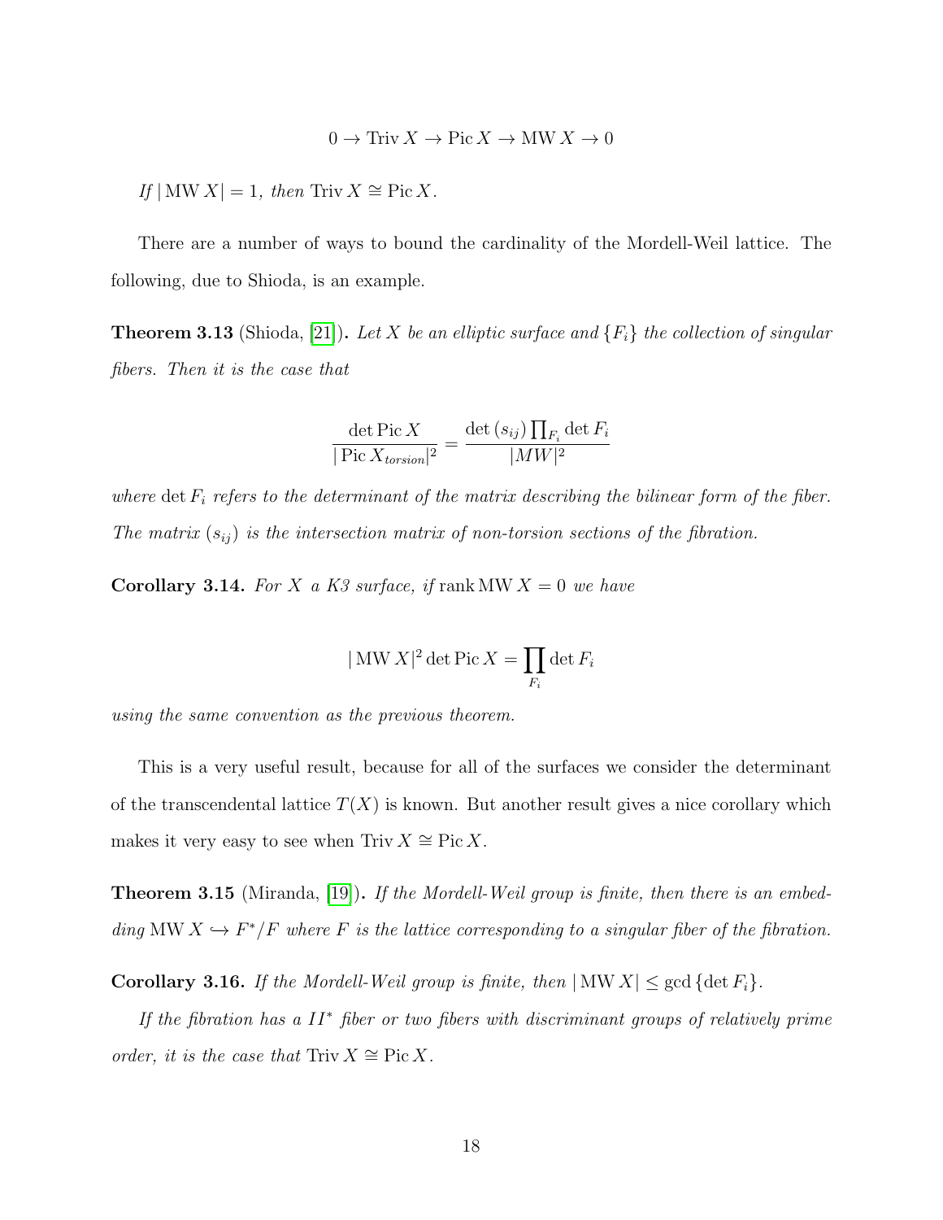$$0 \to \operatorname{Triv} X \to \operatorname{Pic} X \to \operatorname{MW} X \to 0$$

*If* $|\operatorname{MW} X| = 1$*, then* $\operatorname{Triv} X \cong \operatorname{Pic} X$*.*

There are a number of ways to bound the cardinality of the Mordell-Weil lattice. The following, due to Shioda, is an example.

**Theorem 3.13** (Shioda, [21])**.** *Let* $X$ *be an elliptic surface and* $\{F_i\}$ *the collection of singular fibers. Then it is the case that*

$$\frac{\det \operatorname{Pic} X}{|\operatorname{Pic} X_{torsion}|^2} = \frac{\det (s_{ij}) \prod_{F_i} \det F_i}{|MW|^2}$$

*where* $\det F_i$ *refers to the determinant of the matrix describing the bilinear form of the fiber. The matrix* $(s_{ij})$ *is the intersection matrix of non-torsion sections of the fibration.*

**Corollary 3.14.** *For* $X$ *a K3 surface, if* $\operatorname{rank} \operatorname{MW} X = 0$ *we have*

$$|\operatorname{MW} X|^2 \det \operatorname{Pic} X = \prod_{F_i} \det F_i$$

*using the same convention as the previous theorem.*

This is a very useful result, because for all of the surfaces we consider the determinant of the transcendental lattice $T(X)$ is known. But another result gives a nice corollary which makes it very easy to see when $\operatorname{Triv} X \cong \operatorname{Pic} X$.

**Theorem 3.15** (Miranda, [19])**.** *If the Mordell-Weil group is finite, then there is an embedding* $\operatorname{MW} X \hookrightarrow F^*/F$ *where* $F$ *is the lattice corresponding to a singular fiber of the fibration.*

**Corollary 3.16.** *If the Mordell-Weil group is finite, then* $|\operatorname{MW} X| \leq \gcd \{\det F_i\}$*.*

*If the fibration has a* $II^*$ *fiber or two fibers with discriminant groups of relatively prime order, it is the case that* $\operatorname{Triv} X \cong \operatorname{Pic} X$*.*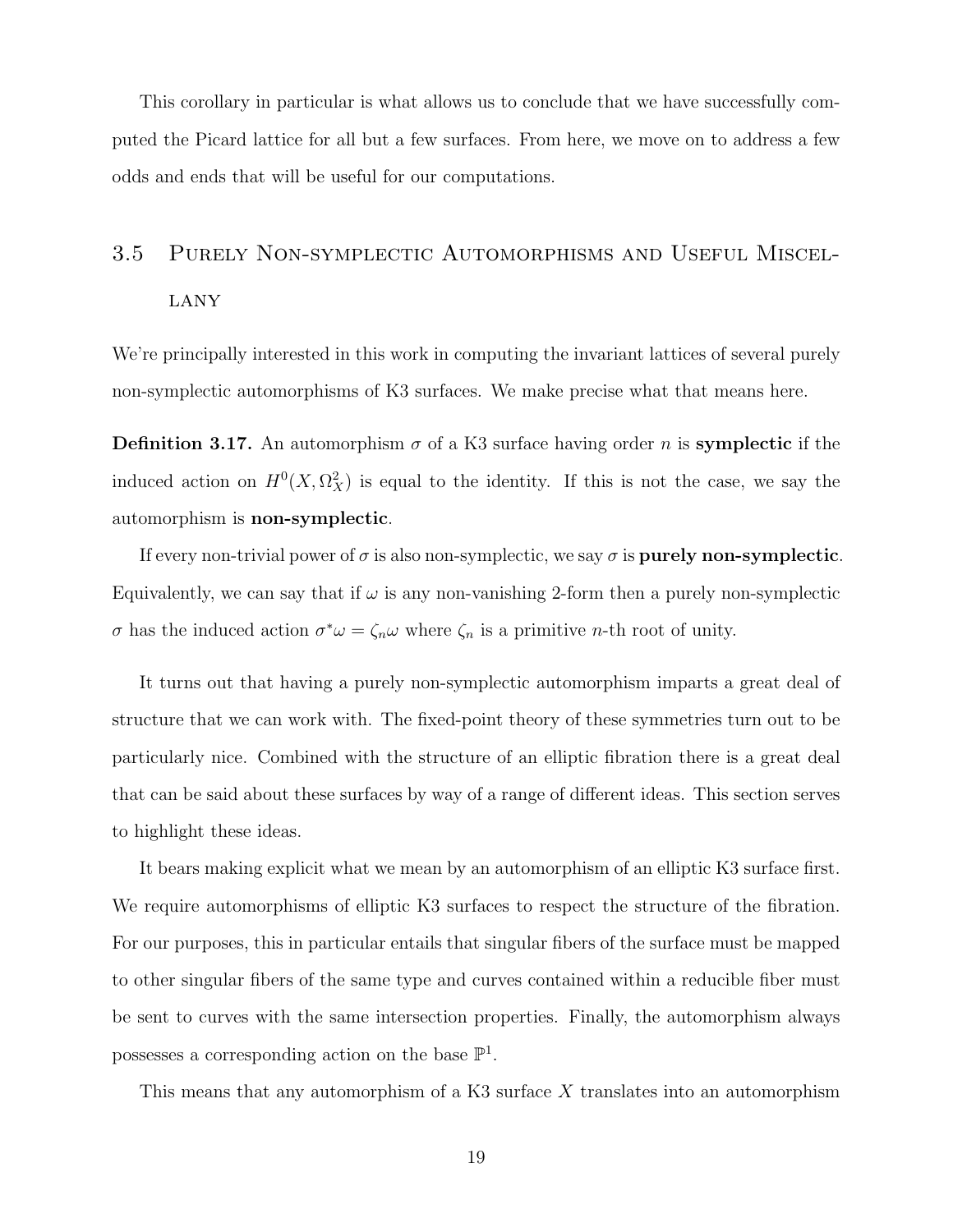This corollary in particular is what allows us to conclude that we have successfully computed the Picard lattice for all but a few surfaces. From here, we move on to address a few odds and ends that will be useful for our computations.

## 3.5 Purely Non-symplectic Automorphisms and Useful Miscellany

We're principally interested in this work in computing the invariant lattices of several purely non-symplectic automorphisms of K3 surfaces. We make precise what that means here.

**Definition 3.17.** An automorphism $\sigma$ of a K3 surface having order $n$ is **symplectic** if the induced action on $H^0(X, \Omega_X^2)$ is equal to the identity. If this is not the case, we say the automorphism is **non-symplectic**.

If every non-trivial power of $\sigma$ is also non-symplectic, we say $\sigma$ is **purely non-symplectic**. Equivalently, we can say that if $\omega$ is any non-vanishing 2-form then a purely non-symplectic $\sigma$ has the induced action $\sigma^*\omega = \zeta_n \omega$ where $\zeta_n$ is a primitive $n$-th root of unity.

It turns out that having a purely non-symplectic automorphism imparts a great deal of structure that we can work with. The fixed-point theory of these symmetries turn out to be particularly nice. Combined with the structure of an elliptic fibration there is a great deal that can be said about these surfaces by way of a range of different ideas. This section serves to highlight these ideas.

It bears making explicit what we mean by an automorphism of an elliptic K3 surface first. We require automorphisms of elliptic K3 surfaces to respect the structure of the fibration. For our purposes, this in particular entails that singular fibers of the surface must be mapped to other singular fibers of the same type and curves contained within a reducible fiber must be sent to curves with the same intersection properties. Finally, the automorphism always possesses a corresponding action on the base $\mathbb{P}^1$.

This means that any automorphism of a K3 surface $X$ translates into an automorphism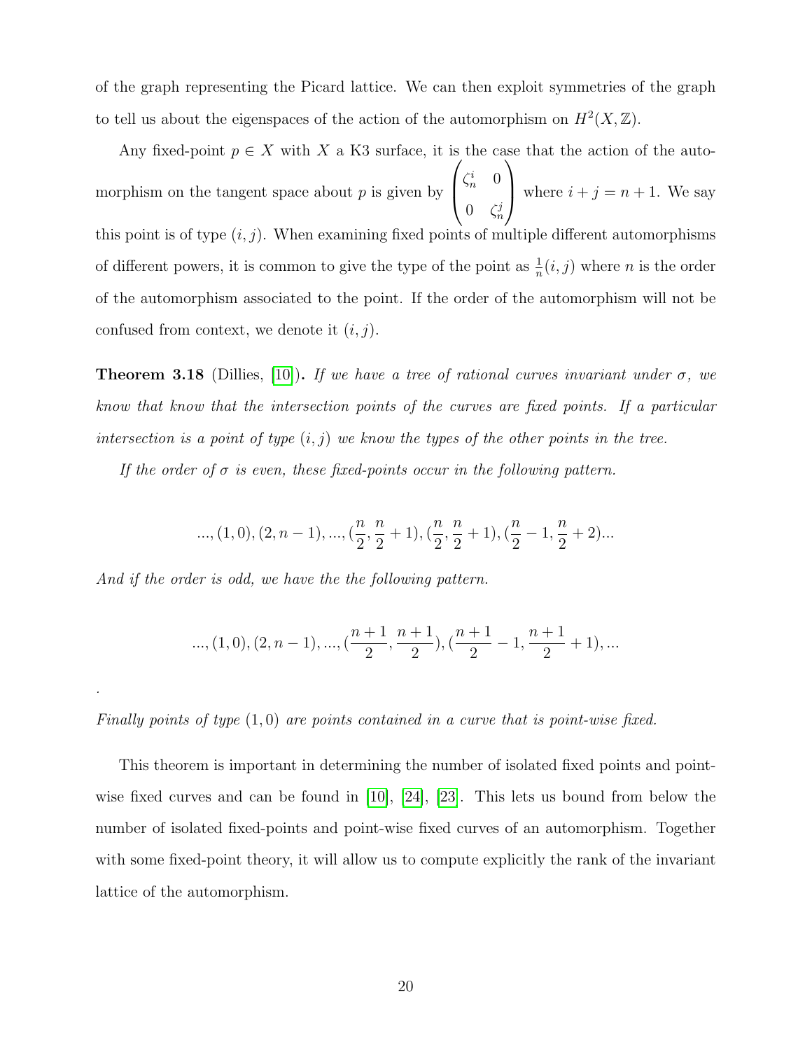of the graph representing the Picard lattice. We can then exploit symmetries of the graph to tell us about the eigenspaces of the action of the automorphism on $H^2(X, \mathbb{Z})$.

Any fixed-point $p \in X$ with $X$ a K3 surface, it is the case that the action of the automorphism on the tangent space about $p$ is given by $\begin{pmatrix} \zeta_n^i & 0 \\ 0 & \zeta_n^j \end{pmatrix}$ where $i + j = n + 1$. We say this point is of type $(i, j)$. When examining fixed points of multiple different automorphisms of different powers, it is common to give the type of the point as $\frac{1}{n}(i, j)$ where $n$ is the order of the automorphism associated to the point. If the order of the automorphism will not be confused from context, we denote it $(i, j)$.

**Theorem 3.18** (Dillies, [10]). *If we have a tree of rational curves invariant under $\sigma$, we know that know that the intersection points of the curves are fixed points. If a particular intersection is a point of type $(i, j)$ we know the types of the other points in the tree.*

*If the order of $\sigma$ is even, these fixed-points occur in the following pattern.*

$$..., (1, 0), (2, n - 1), ..., (\frac{n}{2}, \frac{n}{2} + 1), (\frac{n}{2}, \frac{n}{2} + 1), (\frac{n}{2} - 1, \frac{n}{2} + 2)...$$

*And if the order is odd, we have the the following pattern.*

$$..., (1, 0), (2, n - 1), ..., (\frac{n + 1}{2}, \frac{n + 1}{2}), (\frac{n + 1}{2} - 1, \frac{n + 1}{2} + 1), ...$$

.

*Finally points of type $(1, 0)$ are points contained in a curve that is point-wise fixed.*

This theorem is important in determining the number of isolated fixed points and point-wise fixed curves and can be found in [10], [24], [23]. This lets us bound from below the number of isolated fixed-points and point-wise fixed curves of an automorphism. Together with some fixed-point theory, it will allow us to compute explicitly the rank of the invariant lattice of the automorphism.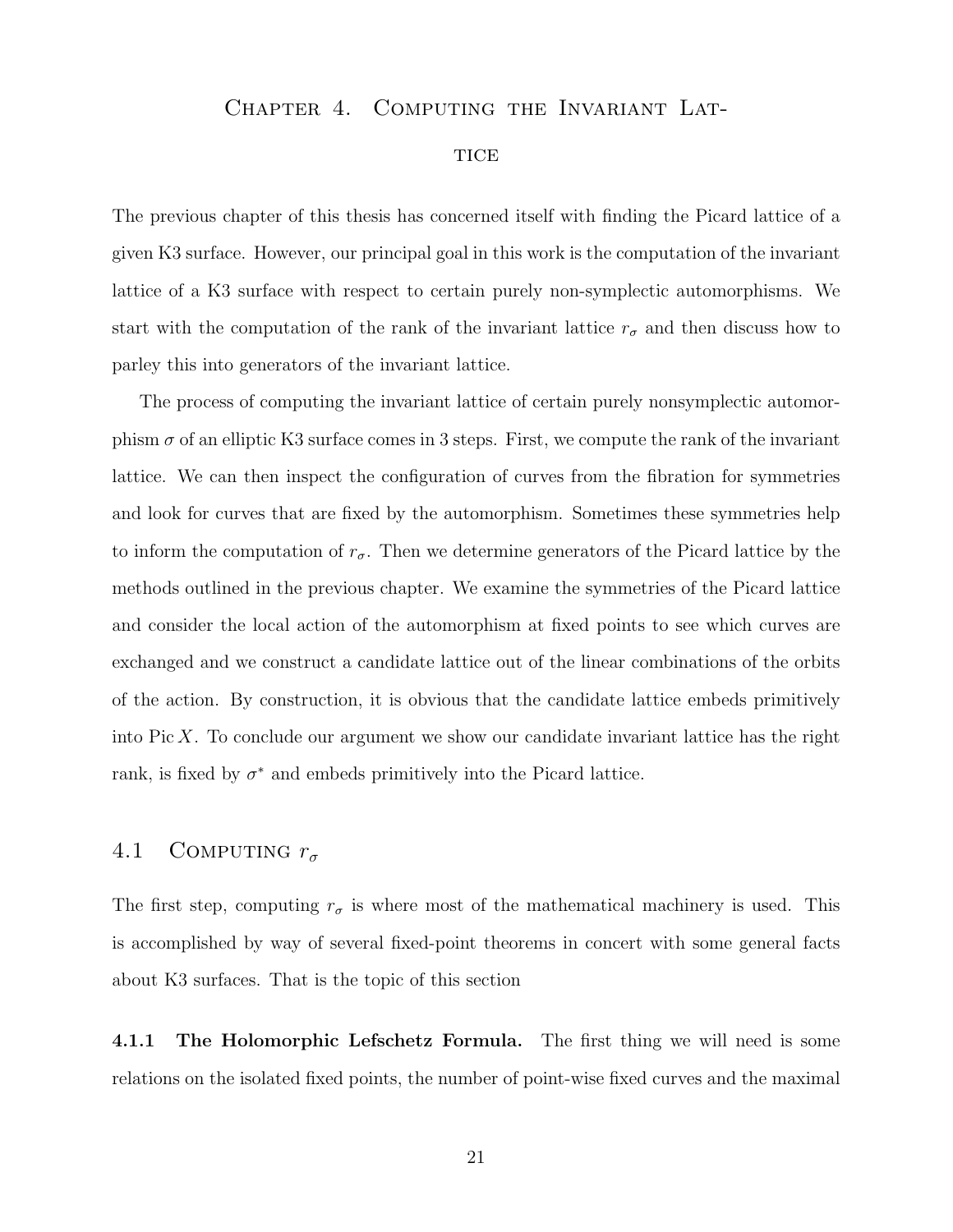# Chapter 4. Computing the Invariant Lattice

The previous chapter of this thesis has concerned itself with finding the Picard lattice of a given K3 surface. However, our principal goal in this work is the computation of the invariant lattice of a K3 surface with respect to certain purely non-symplectic automorphisms. We start with the computation of the rank of the invariant lattice $r_\sigma$ and then discuss how to parley this into generators of the invariant lattice.

The process of computing the invariant lattice of certain purely nonsymplectic automorphism $\sigma$ of an elliptic K3 surface comes in 3 steps. First, we compute the rank of the invariant lattice. We can then inspect the configuration of curves from the fibration for symmetries and look for curves that are fixed by the automorphism. Sometimes these symmetries help to inform the computation of $r_\sigma$. Then we determine generators of the Picard lattice by the methods outlined in the previous chapter. We examine the symmetries of the Picard lattice and consider the local action of the automorphism at fixed points to see which curves are exchanged and we construct a candidate lattice out of the linear combinations of the orbits of the action. By construction, it is obvious that the candidate lattice embeds primitively into $\operatorname{Pic} X$. To conclude our argument we show our candidate invariant lattice has the right rank, is fixed by $\sigma^*$ and embeds primitively into the Picard lattice.

## 4.1 Computing $r_\sigma$

The first step, computing $r_\sigma$ is where most of the mathematical machinery is used. This is accomplished by way of several fixed-point theorems in concert with some general facts about K3 surfaces. That is the topic of this section

**4.1.1 The Holomorphic Lefschetz Formula.** The first thing we will need is some relations on the isolated fixed points, the number of point-wise fixed curves and the maximal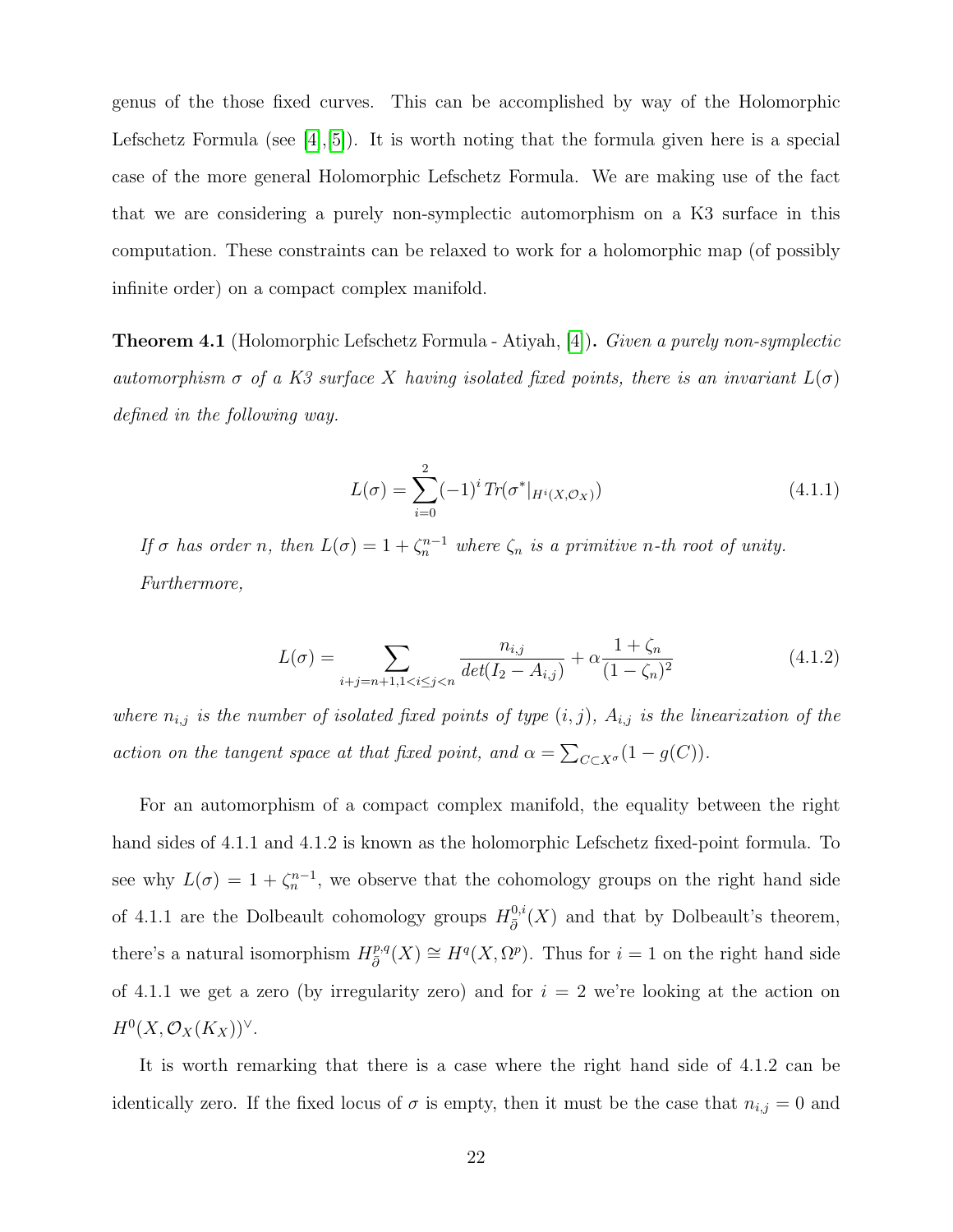genus of the those fixed curves. This can be accomplished by way of the Holomorphic Lefschetz Formula (see [4],[5]). It is worth noting that the formula given here is a special case of the more general Holomorphic Lefschetz Formula. We are making use of the fact that we are considering a purely non-symplectic automorphism on a K3 surface in this computation. These constraints can be relaxed to work for a holomorphic map (of possibly infinite order) on a compact complex manifold.

**Theorem 4.1** (Holomorphic Lefschetz Formula - Atiyah, [4])**.** *Given a purely non-symplectic automorphism $\sigma$ of a K3 surface $X$ having isolated fixed points, there is an invariant $L(\sigma)$ defined in the following way.*

$$L(\sigma) = \sum_{i=0}^{2} (-1)^i \, Tr(\sigma^*|_{H^i(X,\mathcal{O}_X)}) \tag{4.1.1}$$

*If $\sigma$ has order $n$, then $L(\sigma) = 1 + \zeta_n^{n-1}$ where $\zeta_n$ is a primitive $n$-th root of unity. Furthermore,*

$$L(\sigma) = \sum_{i+j=n+1, 1<i\leq j<n} \frac{n_{i,j}}{det(I_2 - A_{i,j})} + \alpha \frac{1+\zeta_n}{(1-\zeta_n)^2} \tag{4.1.2}$$

*where $n_{i,j}$ is the number of isolated fixed points of type $(i,j)$, $A_{i,j}$ is the linearization of the action on the tangent space at that fixed point, and $\alpha = \sum_{C \subset X^\sigma}(1 - g(C))$.*

For an automorphism of a compact complex manifold, the equality between the right hand sides of 4.1.1 and 4.1.2 is known as the holomorphic Lefschetz fixed-point formula. To see why $L(\sigma) = 1 + \zeta_n^{n-1}$, we observe that the cohomology groups on the right hand side of 4.1.1 are the Dolbeault cohomology groups $H^{0,i}_{\bar{\partial}}(X)$ and that by Dolbeault's theorem, there's a natural isomorphism $H^{p,q}_{\bar{\partial}}(X) \cong H^q(X, \Omega^p)$. Thus for $i = 1$ on the right hand side of 4.1.1 we get a zero (by irregularity zero) and for $i = 2$ we're looking at the action on $H^0(X, \mathcal{O}_X(K_X))^\vee$.

It is worth remarking that there is a case where the right hand side of 4.1.2 can be identically zero. If the fixed locus of $\sigma$ is empty, then it must be the case that $n_{i,j} = 0$ and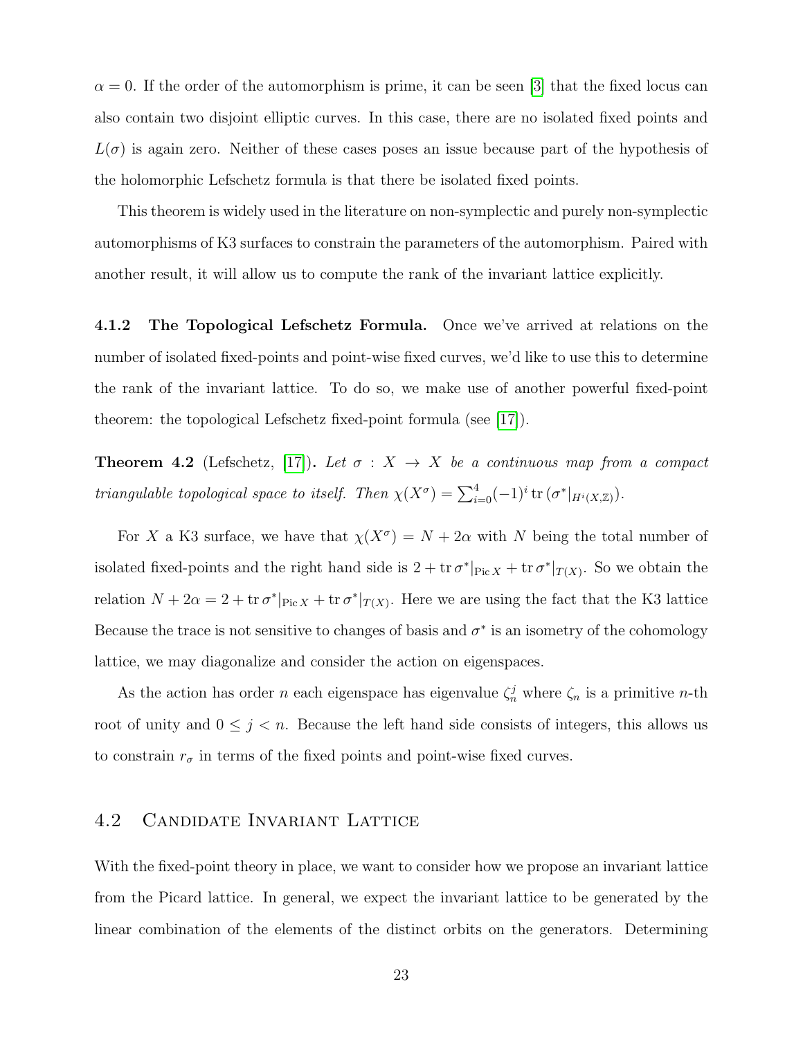$\alpha = 0$. If the order of the automorphism is prime, it can be seen [3] that the fixed locus can also contain two disjoint elliptic curves. In this case, there are no isolated fixed points and $L(\sigma)$ is again zero. Neither of these cases poses an issue because part of the hypothesis of the holomorphic Lefschetz formula is that there be isolated fixed points.

This theorem is widely used in the literature on non-symplectic and purely non-symplectic automorphisms of K3 surfaces to constrain the parameters of the automorphism. Paired with another result, it will allow us to compute the rank of the invariant lattice explicitly.

#### 4.1.2 The Topological Lefschetz Formula.

Once we've arrived at relations on the number of isolated fixed-points and point-wise fixed curves, we'd like to use this to determine the rank of the invariant lattice. To do so, we make use of another powerful fixed-point theorem: the topological Lefschetz fixed-point formula (see [17]).

**Theorem 4.2** (Lefschetz, [17])**.** *Let $\sigma : X \to X$ be a continuous map from a compact triangulable topological space to itself. Then $\chi(X^\sigma) = \sum_{i=0}^{4}(-1)^i \operatorname{tr}(\sigma^*|_{H^i(X,\mathbb{Z})})$.*

For $X$ a K3 surface, we have that $\chi(X^\sigma) = N + 2\alpha$ with $N$ being the total number of isolated fixed-points and the right hand side is $2 + \operatorname{tr}\sigma^*|_{\operatorname{Pic} X} + \operatorname{tr}\sigma^*|_{T(X)}$. So we obtain the relation $N + 2\alpha = 2 + \operatorname{tr}\sigma^*|_{\operatorname{Pic} X} + \operatorname{tr}\sigma^*|_{T(X)}$. Here we are using the fact that the K3 lattice Because the trace is not sensitive to changes of basis and $\sigma^*$ is an isometry of the cohomology lattice, we may diagonalize and consider the action on eigenspaces.

As the action has order $n$ each eigenspace has eigenvalue $\zeta_n^j$ where $\zeta_n$ is a primitive $n$-th root of unity and $0 \leq j < n$. Because the left hand side consists of integers, this allows us to constrain $r_\sigma$ in terms of the fixed points and point-wise fixed curves.

## 4.2 Candidate Invariant Lattice

With the fixed-point theory in place, we want to consider how we propose an invariant lattice from the Picard lattice. In general, we expect the invariant lattice to be generated by the linear combination of the elements of the distinct orbits on the generators. Determining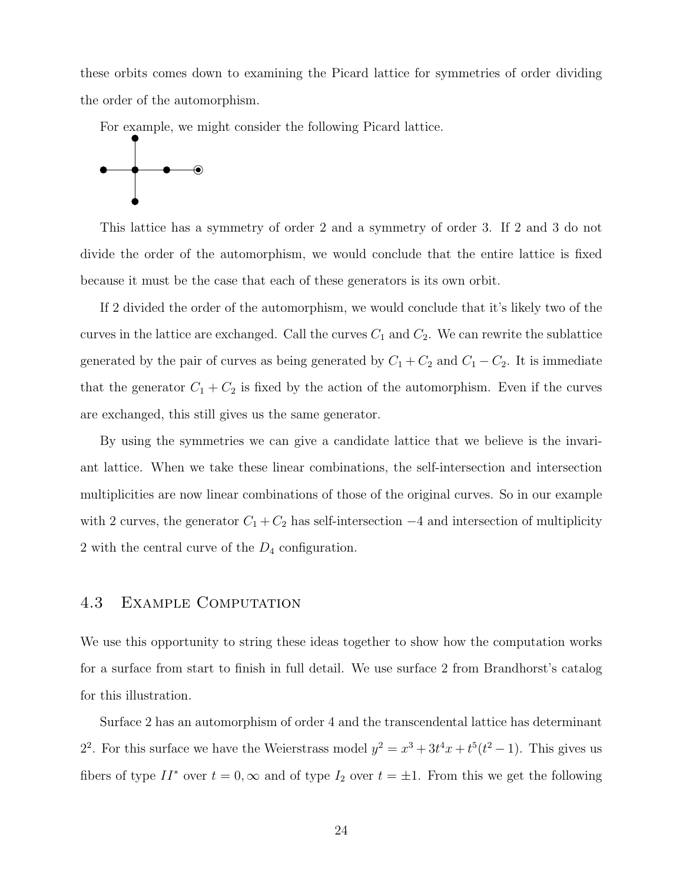these orbits comes down to examining the Picard lattice for symmetries of order dividing the order of the automorphism.

For example, we might consider the following Picard lattice.

This lattice has a symmetry of order 2 and a symmetry of order 3. If 2 and 3 do not divide the order of the automorphism, we would conclude that the entire lattice is fixed because it must be the case that each of these generators is its own orbit.

If 2 divided the order of the automorphism, we would conclude that it's likely two of the curves in the lattice are exchanged. Call the curves $C_1$ and $C_2$. We can rewrite the sublattice generated by the pair of curves as being generated by $C_1 + C_2$ and $C_1 - C_2$. It is immediate that the generator $C_1 + C_2$ is fixed by the action of the automorphism. Even if the curves are exchanged, this still gives us the same generator.

By using the symmetries we can give a candidate lattice that we believe is the invariant lattice. When we take these linear combinations, the self-intersection and intersection multiplicities are now linear combinations of those of the original curves. So in our example with 2 curves, the generator $C_1 + C_2$ has self-intersection $-4$ and intersection of multiplicity 2 with the central curve of the $D_4$ configuration.

## 4.3 Example Computation

We use this opportunity to string these ideas together to show how the computation works for a surface from start to finish in full detail. We use surface 2 from Brandhorst's catalog for this illustration.

Surface 2 has an automorphism of order 4 and the transcendental lattice has determinant $2^2$. For this surface we have the Weierstrass model $y^2 = x^3 + 3t^4x + t^5(t^2 - 1)$. This gives us fibers of type $II^*$ over $t = 0, \infty$ and of type $I_2$ over $t = \pm 1$. From this we get the following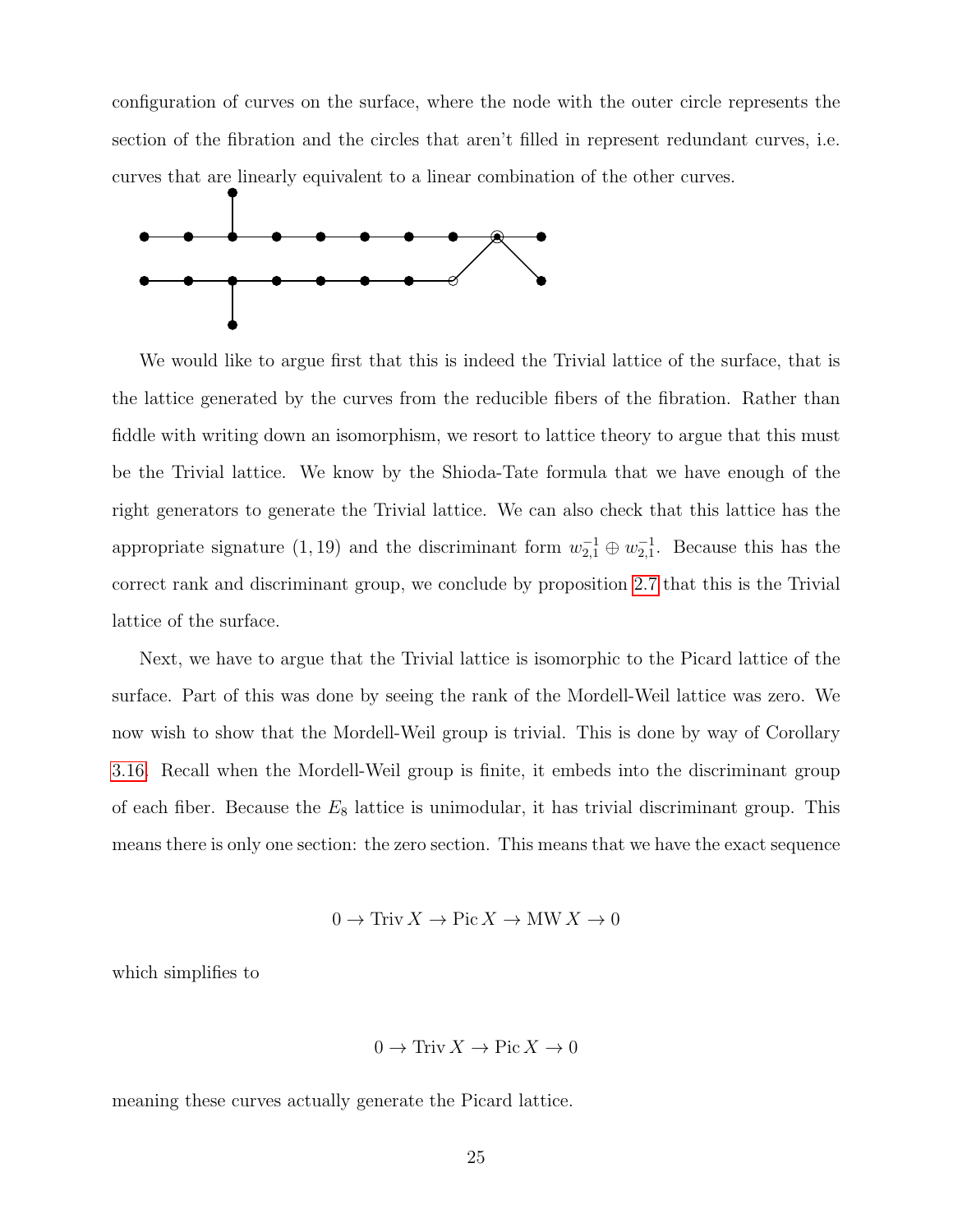configuration of curves on the surface, where the node with the outer circle represents the section of the fibration and the circles that aren't filled in represent redundant curves, i.e. curves that are linearly equivalent to a linear combination of the other curves.

We would like to argue first that this is indeed the Trivial lattice of the surface, that is the lattice generated by the curves from the reducible fibers of the fibration. Rather than fiddle with writing down an isomorphism, we resort to lattice theory to argue that this must be the Trivial lattice. We know by the Shioda-Tate formula that we have enough of the right generators to generate the Trivial lattice. We can also check that this lattice has the appropriate signature $(1, 19)$ and the discriminant form $w_{2,1}^{-1} \oplus w_{2,1}^{-1}$. Because this has the correct rank and discriminant group, we conclude by proposition 2.7 that this is the Trivial lattice of the surface.

Next, we have to argue that the Trivial lattice is isomorphic to the Picard lattice of the surface. Part of this was done by seeing the rank of the Mordell-Weil lattice was zero. We now wish to show that the Mordell-Weil group is trivial. This is done by way of Corollary 3.16. Recall when the Mordell-Weil group is finite, it embeds into the discriminant group of each fiber. Because the $E_8$ lattice is unimodular, it has trivial discriminant group. This means there is only one section: the zero section. This means that we have the exact sequence

$$0 \to \operatorname{Triv} X \to \operatorname{Pic} X \to \operatorname{MW} X \to 0$$

which simplifies to

$$0 \to \operatorname{Triv} X \to \operatorname{Pic} X \to 0$$

meaning these curves actually generate the Picard lattice.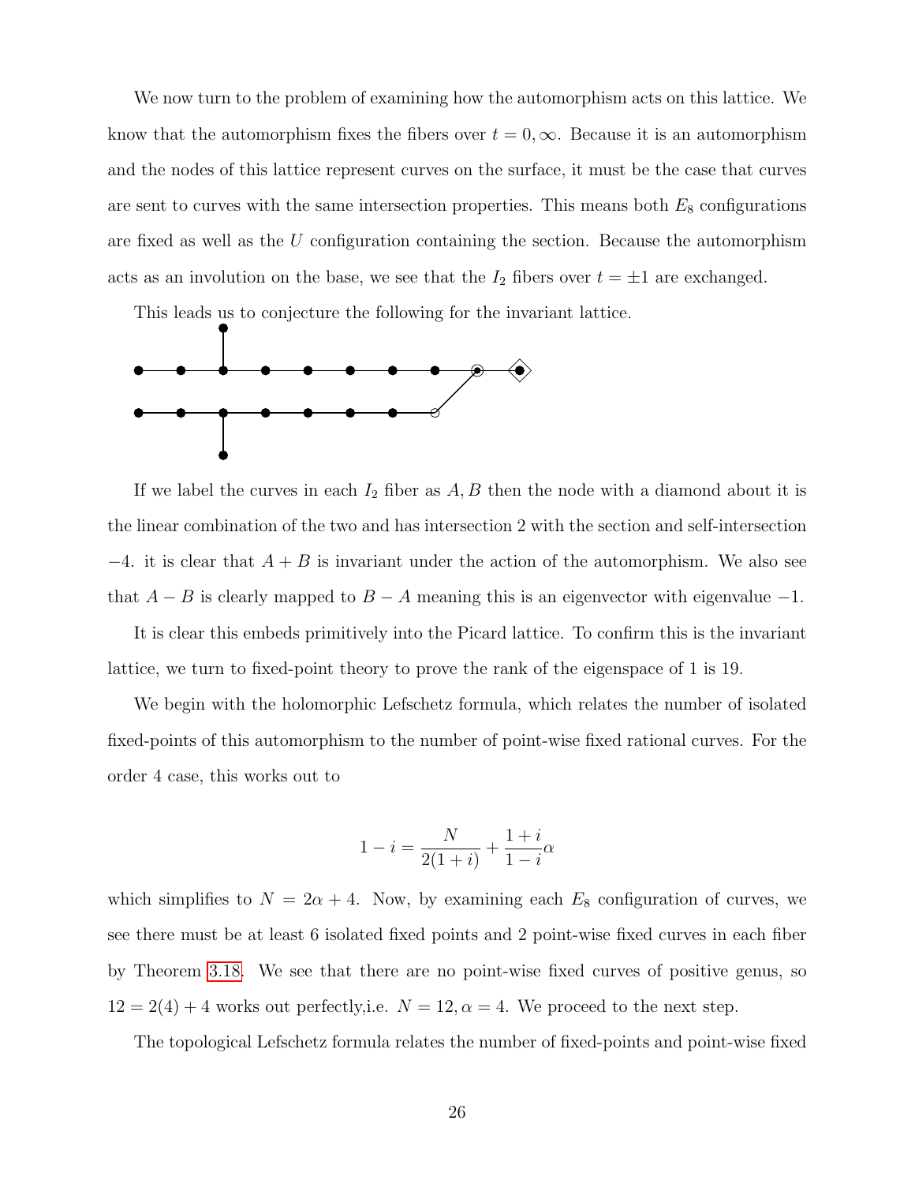We now turn to the problem of examining how the automorphism acts on this lattice. We know that the automorphism fixes the fibers over $t = 0, \infty$. Because it is an automorphism and the nodes of this lattice represent curves on the surface, it must be the case that curves are sent to curves with the same intersection properties. This means both $E_8$ configurations are fixed as well as the $U$ configuration containing the section. Because the automorphism acts as an involution on the base, we see that the $I_2$ fibers over $t = \pm 1$ are exchanged.

This leads us to conjecture the following for the invariant lattice.

If we label the curves in each $I_2$ fiber as $A, B$ then the node with a diamond about it is the linear combination of the two and has intersection 2 with the section and self-intersection $-4$. it is clear that $A + B$ is invariant under the action of the automorphism. We also see that $A - B$ is clearly mapped to $B - A$ meaning this is an eigenvector with eigenvalue $-1$.

It is clear this embeds primitively into the Picard lattice. To confirm this is the invariant lattice, we turn to fixed-point theory to prove the rank of the eigenspace of 1 is 19.

We begin with the holomorphic Lefschetz formula, which relates the number of isolated fixed-points of this automorphism to the number of point-wise fixed rational curves. For the order 4 case, this works out to

$$1 - i = \frac{N}{2(1+i)} + \frac{1+i}{1-i}\alpha$$

which simplifies to $N = 2\alpha + 4$. Now, by examining each $E_8$ configuration of curves, we see there must be at least 6 isolated fixed points and 2 point-wise fixed curves in each fiber by Theorem 3.18. We see that there are no point-wise fixed curves of positive genus, so $12 = 2(4) + 4$ works out perfectly,i.e. $N = 12, \alpha = 4$. We proceed to the next step.

The topological Lefschetz formula relates the number of fixed-points and point-wise fixed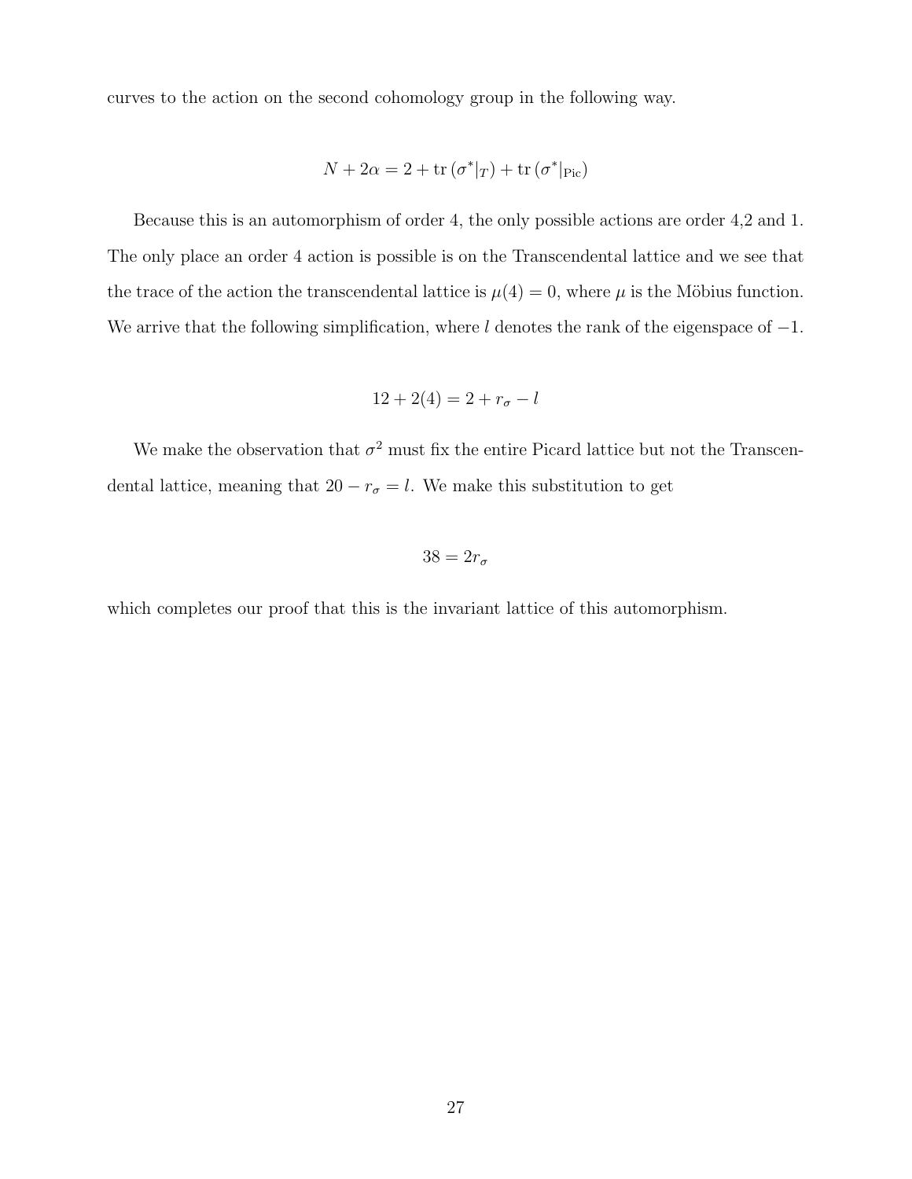curves to the action on the second cohomology group in the following way.

$$N + 2\alpha = 2 + \operatorname{tr}\left(\sigma^*|_T\right) + \operatorname{tr}\left(\sigma^*|_{\text{Pic}}\right)$$

Because this is an automorphism of order 4, the only possible actions are order 4,2 and 1. The only place an order 4 action is possible is on the Transcendental lattice and we see that the trace of the action the transcendental lattice is $\mu(4) = 0$, where $\mu$ is the Möbius function. We arrive that the following simplification, where $l$ denotes the rank of the eigenspace of $-1$.

$$12 + 2(4) = 2 + r_\sigma - l$$

We make the observation that $\sigma^2$ must fix the entire Picard lattice but not the Transcendental lattice, meaning that $20 - r_\sigma = l$. We make this substitution to get

$$38 = 2r_\sigma$$

which completes our proof that this is the invariant lattice of this automorphism.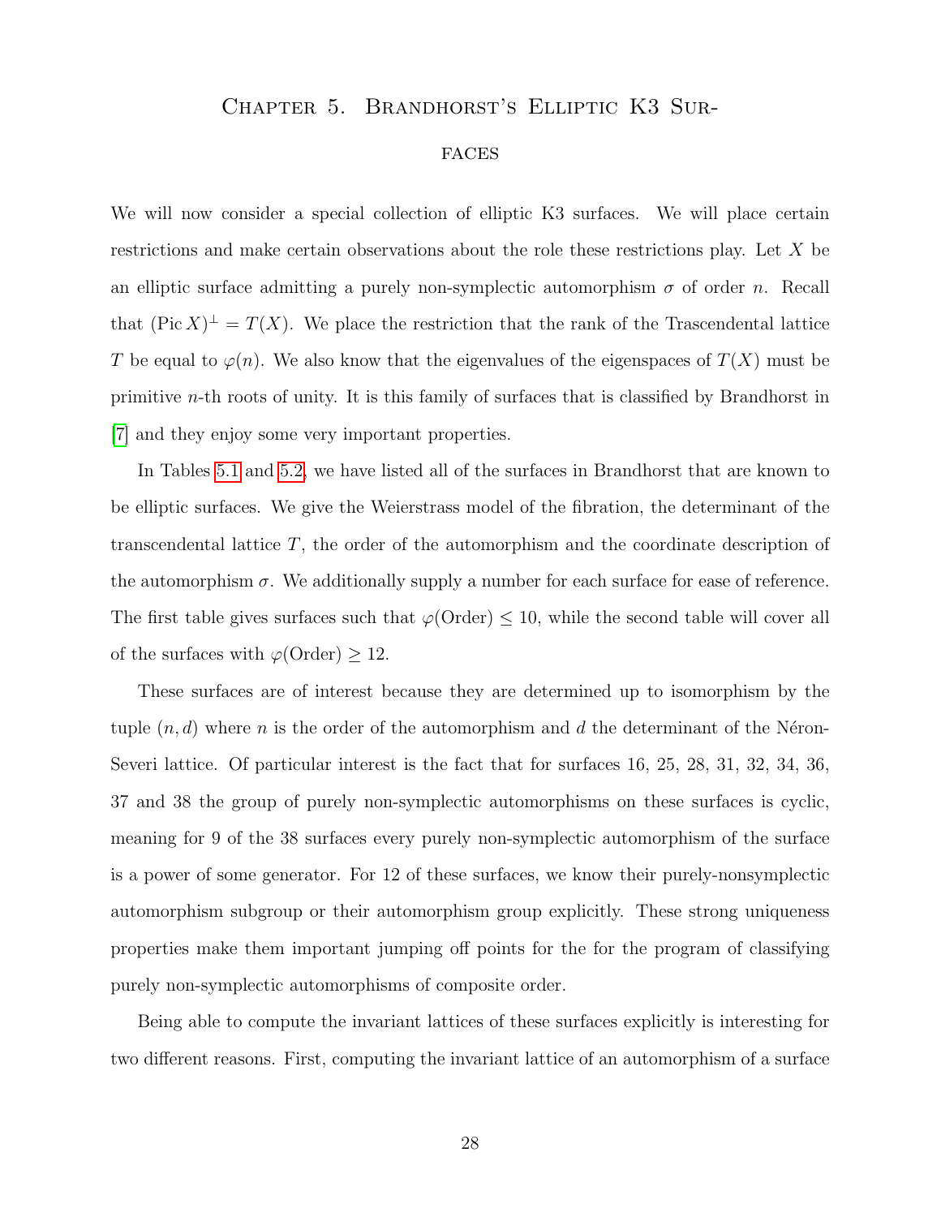# Chapter 5. Brandhorst's Elliptic K3 Surfaces

We will now consider a special collection of elliptic K3 surfaces. We will place certain restrictions and make certain observations about the role these restrictions play. Let $X$ be an elliptic surface admitting a purely non-symplectic automorphism $\sigma$ of order $n$. Recall that $(\operatorname{Pic} X)^{\perp} = T(X)$. We place the restriction that the rank of the Trascendental lattice $T$ be equal to $\varphi(n)$. We also know that the eigenvalues of the eigenspaces of $T(X)$ must be primitive $n$-th roots of unity. It is this family of surfaces that is classified by Brandhorst in [7] and they enjoy some very important properties.

In Tables 5.1 and 5.2, we have listed all of the surfaces in Brandhorst that are known to be elliptic surfaces. We give the Weierstrass model of the fibration, the determinant of the transcendental lattice $T$, the order of the automorphism and the coordinate description of the automorphism $\sigma$. We additionally supply a number for each surface for ease of reference. The first table gives surfaces such that $\varphi(\text{Order}) \leq 10$, while the second table will cover all of the surfaces with $\varphi(\text{Order}) \geq 12$.

These surfaces are of interest because they are determined up to isomorphism by the tuple $(n, d)$ where $n$ is the order of the automorphism and $d$ the determinant of the Néron-Severi lattice. Of particular interest is the fact that for surfaces 16, 25, 28, 31, 32, 34, 36, 37 and 38 the group of purely non-symplectic automorphisms on these surfaces is cyclic, meaning for 9 of the 38 surfaces every purely non-symplectic automorphism of the surface is a power of some generator. For 12 of these surfaces, we know their purely-nonsymplectic automorphism subgroup or their automorphism group explicitly. These strong uniqueness properties make them important jumping off points for the for the program of classifying purely non-symplectic automorphisms of composite order.

Being able to compute the invariant lattices of these surfaces explicitly is interesting for two different reasons. First, computing the invariant lattice of an automorphism of a surface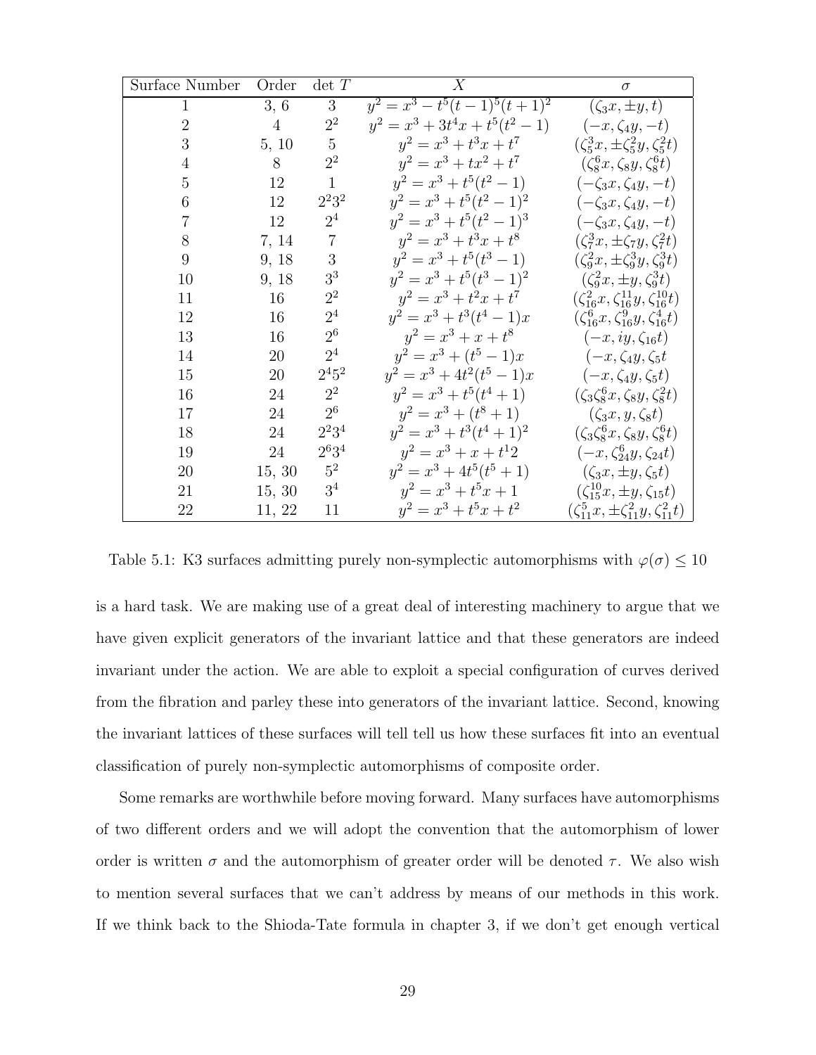| Surface Number | Order | $\det T$ | $X$ | $\sigma$ |
|---|---|---|---|---|
| 1 | 3, 6 | 3 | $y^2 = x^3 - t^5(t-1)^5(t+1)^2$ | $(\zeta_3 x, \pm y, t)$ |
| 2 | 4 | $2^2$ | $y^2 = x^3 + 3t^4x + t^5(t^2-1)$ | $(-x, \zeta_4 y, -t)$ |
| 3 | 5, 10 | 5 | $y^2 = x^3 + t^3x + t^7$ | $(\zeta_5^3 x, \pm\zeta_5^2 y, \zeta_5^2 t)$ |
| 4 | 8 | $2^2$ | $y^2 = x^3 + tx^2 + t^7$ | $(\zeta_8^6 x, \zeta_8 y, \zeta_8^6 t)$ |
| 5 | 12 | 1 | $y^2 = x^3 + t^5(t^2-1)$ | $(-\zeta_3 x, \zeta_4 y, -t)$ |
| 6 | 12 | $2^2 3^2$ | $y^2 = x^3 + t^5(t^2-1)^2$ | $(-\zeta_3 x, \zeta_4 y, -t)$ |
| 7 | 12 | $2^4$ | $y^2 = x^3 + t^5(t^2-1)^3$ | $(-\zeta_3 x, \zeta_4 y, -t)$ |
| 8 | 7, 14 | 7 | $y^2 = x^3 + t^3x + t^8$ | $(\zeta_7^3 x, \pm\zeta_7 y, \zeta_7^2 t)$ |
| 9 | 9, 18 | 3 | $y^2 = x^3 + t^5(t^3-1)$ | $(\zeta_9^2 x, \pm\zeta_9^3 y, \zeta_9^3 t)$ |
| 10 | 9, 18 | $3^3$ | $y^2 = x^3 + t^5(t^3-1)^2$ | $(\zeta_9^2 x, \pm y, \zeta_9^3 t)$ |
| 11 | 16 | $2^2$ | $y^2 = x^3 + t^2x + t^7$ | $(\zeta_{16}^2 x, \zeta_{16}^{11} y, \zeta_{16}^{10} t)$ |
| 12 | 16 | $2^4$ | $y^2 = x^3 + t^3(t^4-1)x$ | $(\zeta_{16}^6 x, \zeta_{16}^9 y, \zeta_{16}^4 t)$ |
| 13 | 16 | $2^6$ | $y^2 = x^3 + x + t^8$ | $(-x, iy, \zeta_{16} t)$ |
| 14 | 20 | $2^4$ | $y^2 = x^3 + (t^5-1)x$ | $(-x, \zeta_4 y, \zeta_5 t$ |
| 15 | 20 | $2^4 5^2$ | $y^2 = x^3 + 4t^2(t^5-1)x$ | $(-x, \zeta_4 y, \zeta_5 t)$ |
| 16 | 24 | $2^2$ | $y^2 = x^3 + t^5(t^4+1)$ | $(\zeta_3\zeta_8^6 x, \zeta_8 y, \zeta_8^2 t)$ |
| 17 | 24 | $2^6$ | $y^2 = x^3 + (t^8+1)$ | $(\zeta_3 x, y, \zeta_8 t)$ |
| 18 | 24 | $2^2 3^4$ | $y^2 = x^3 + t^3(t^4+1)^2$ | $(\zeta_3\zeta_8^6 x, \zeta_8 y, \zeta_8^6 t)$ |
| 19 | 24 | $2^6 3^4$ | $y^2 = x^3 + x + t^1 2$ | $(-x, \zeta_{24}^6 y, \zeta_{24} t)$ |
| 20 | 15, 30 | $5^2$ | $y^2 = x^3 + 4t^5(t^5+1)$ | $(\zeta_3 x, \pm y, \zeta_5 t)$ |
| 21 | 15, 30 | $3^4$ | $y^2 = x^3 + t^5x + 1$ | $(\zeta_{15}^{10} x, \pm y, \zeta_{15} t)$ |
| 22 | 11, 22 | 11 | $y^2 = x^3 + t^5x + t^2$ | $(\zeta_{11}^5 x, \pm\zeta_{11}^2 y, \zeta_{11}^2 t)$ |

Table 5.1: K3 surfaces admitting purely non-symplectic automorphisms with $\varphi(\sigma) \leq 10$

is a hard task. We are making use of a great deal of interesting machinery to argue that we have given explicit generators of the invariant lattice and that these generators are indeed invariant under the action. We are able to exploit a special configuration of curves derived from the fibration and parley these into generators of the invariant lattice. Second, knowing the invariant lattices of these surfaces will tell tell us how these surfaces fit into an eventual classification of purely non-symplectic automorphisms of composite order.

Some remarks are worthwhile before moving forward. Many surfaces have automorphisms of two different orders and we will adopt the convention that the automorphism of lower order is written $\sigma$ and the automorphism of greater order will be denoted $\tau$. We also wish to mention several surfaces that we can't address by means of our methods in this work. If we think back to the Shioda-Tate formula in chapter 3, if we don't get enough vertical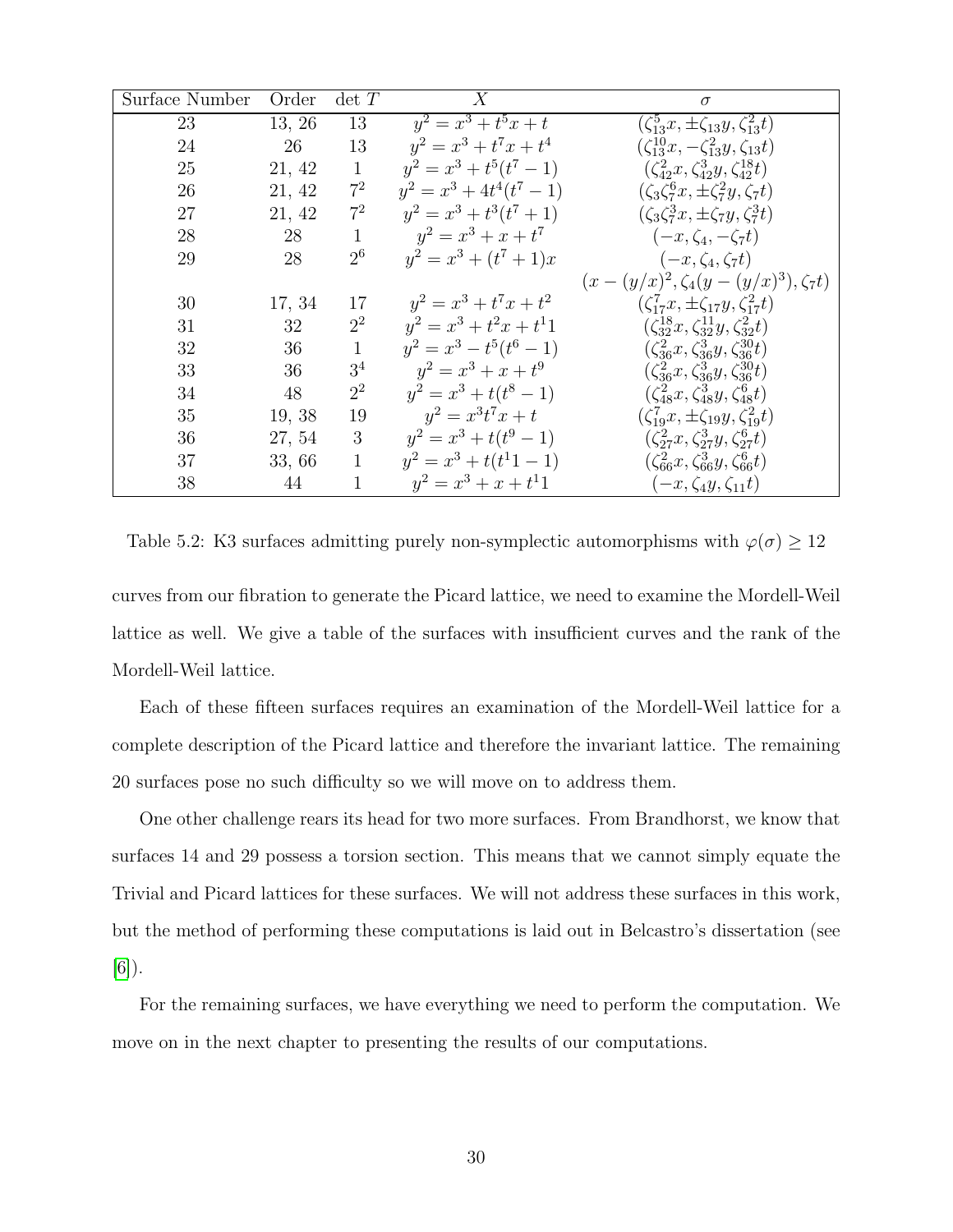| Surface Number | Order | det $T$ | $X$ | $\sigma$ |
|---|---|---|---|---|
| 23 | 13, 26 | 13 | $y^2 = x^3 + t^5x + t$ | $(\zeta_{13}^5 x, \pm\zeta_{13} y, \zeta_{13}^2 t)$ |
| 24 | 26 | 13 | $y^2 = x^3 + t^7x + t^4$ | $(\zeta_{13}^{10} x, -\zeta_{13}^2 y, \zeta_{13} t)$ |
| 25 | 21, 42 | 1 | $y^2 = x^3 + t^5(t^7 - 1)$ | $(\zeta_{42}^2 x, \zeta_{42}^3 y, \zeta_{42}^{18} t)$ |
| 26 | 21, 42 | $7^2$ | $y^2 = x^3 + 4t^4(t^7 - 1)$ | $(\zeta_3\zeta_7^6 x, \pm\zeta_7^2 y, \zeta_7 t)$ |
| 27 | 21, 42 | $7^2$ | $y^2 = x^3 + t^3(t^7 + 1)$ | $(\zeta_3\zeta_7^3 x, \pm\zeta_7 y, \zeta_7^3 t)$ |
| 28 | 28 | 1 | $y^2 = x^3 + x + t^7$ | $(-x, \zeta_4, -\zeta_7 t)$ |
| 29 | 28 | $2^6$ | $y^2 = x^3 + (t^7 + 1)x$ | $(-x, \zeta_4, \zeta_7 t)$ |
| | | | | $(x - (y/x)^2, \zeta_4(y - (y/x)^3), \zeta_7 t)$ |
| 30 | 17, 34 | 17 | $y^2 = x^3 + t^7x + t^2$ | $(\zeta_{17}^7 x, \pm\zeta_{17} y, \zeta_{17}^2 t)$ |
| 31 | 32 | $2^2$ | $y^2 = x^3 + t^2x + t^11$ | $(\zeta_{32}^{18} x, \zeta_{32}^{11} y, \zeta_{32}^2 t)$ |
| 32 | 36 | 1 | $y^2 = x^3 - t^5(t^6 - 1)$ | $(\zeta_{36}^2 x, \zeta_{36}^3 y, \zeta_{36}^{30} t)$ |
| 33 | 36 | $3^4$ | $y^2 = x^3 + x + t^9$ | $(\zeta_{36}^2 x, \zeta_{36}^3 y, \zeta_{36}^{30} t)$ |
| 34 | 48 | $2^2$ | $y^2 = x^3 + t(t^8 - 1)$ | $(\zeta_{48}^2 x, \zeta_{48}^3 y, \zeta_{48}^6 t)$ |
| 35 | 19, 38 | 19 | $y^2 = x^3t^7x + t$ | $(\zeta_{19}^7 x, \pm\zeta_{19} y, \zeta_{19}^2 t)$ |
| 36 | 27, 54 | 3 | $y^2 = x^3 + t(t^9 - 1)$ | $(\zeta_{27}^2 x, \zeta_{27}^3 y, \zeta_{27}^6 t)$ |
| 37 | 33, 66 | 1 | $y^2 = x^3 + t(t^11 - 1)$ | $(\zeta_{66}^2 x, \zeta_{66}^3 y, \zeta_{66}^6 t)$ |
| 38 | 44 | 1 | $y^2 = x^3 + x + t^11$ | $(-x, \zeta_4 y, \zeta_{11} t)$ |

Table 5.2: K3 surfaces admitting purely non-symplectic automorphisms with $\varphi(\sigma) \geq 12$

curves from our fibration to generate the Picard lattice, we need to examine the Mordell-Weil lattice as well. We give a table of the surfaces with insufficient curves and the rank of the Mordell-Weil lattice.

Each of these fifteen surfaces requires an examination of the Mordell-Weil lattice for a complete description of the Picard lattice and therefore the invariant lattice. The remaining 20 surfaces pose no such difficulty so we will move on to address them.

One other challenge rears its head for two more surfaces. From Brandhorst, we know that surfaces 14 and 29 possess a torsion section. This means that we cannot simply equate the Trivial and Picard lattices for these surfaces. We will not address these surfaces in this work, but the method of performing these computations is laid out in Belcastro's dissertation (see [6]).

For the remaining surfaces, we have everything we need to perform the computation. We move on in the next chapter to presenting the results of our computations.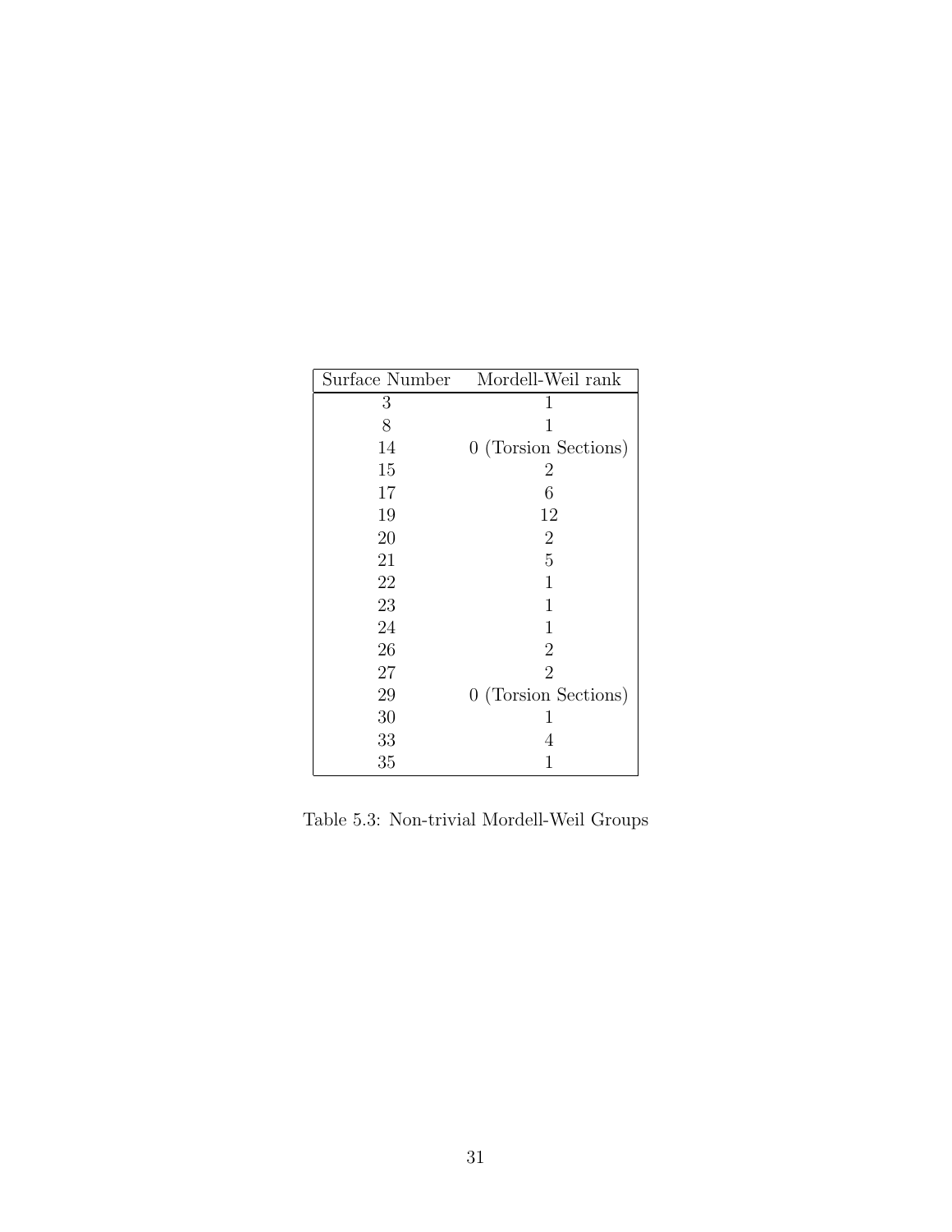| Surface Number | Mordell-Weil rank |
| --- | --- |
| 3 | 1 |
| 8 | 1 |
| 14 | 0 (Torsion Sections) |
| 15 | 2 |
| 17 | 6 |
| 19 | 12 |
| 20 | 2 |
| 21 | 5 |
| 22 | 1 |
| 23 | 1 |
| 24 | 1 |
| 26 | 2 |
| 27 | 2 |
| 29 | 0 (Torsion Sections) |
| 30 | 1 |
| 33 | 4 |
| 35 | 1 |

Table 5.3: Non-trivial Mordell-Weil Groups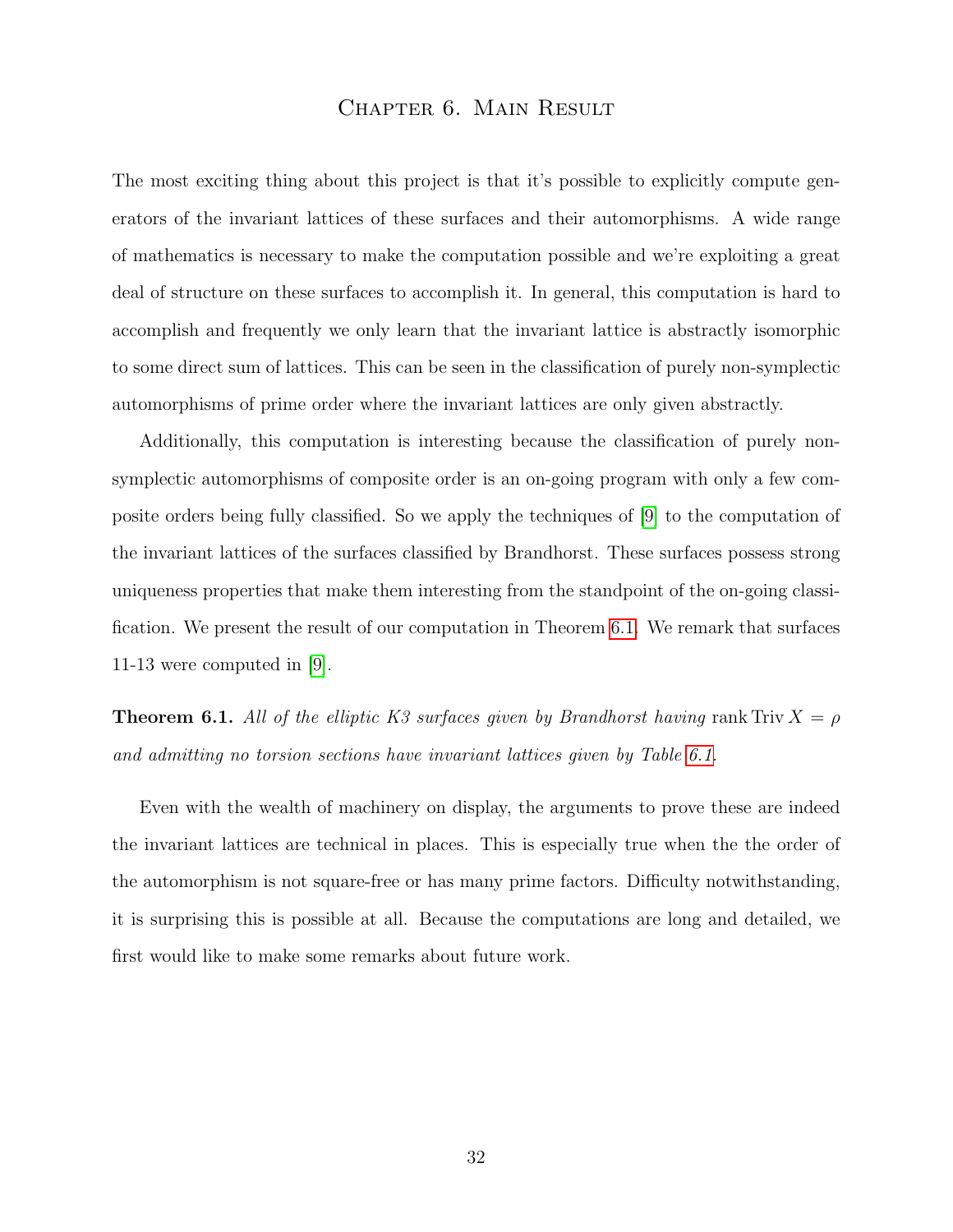# Chapter 6. Main Result

The most exciting thing about this project is that it's possible to explicitly compute generators of the invariant lattices of these surfaces and their automorphisms. A wide range of mathematics is necessary to make the computation possible and we're exploiting a great deal of structure on these surfaces to accomplish it. In general, this computation is hard to accomplish and frequently we only learn that the invariant lattice is abstractly isomorphic to some direct sum of lattices. This can be seen in the classification of purely non-symplectic automorphisms of prime order where the invariant lattices are only given abstractly.

Additionally, this computation is interesting because the classification of purely non-symplectic automorphisms of composite order is an on-going program with only a few composite orders being fully classified. So we apply the techniques of [9] to the computation of the invariant lattices of the surfaces classified by Brandhorst. These surfaces possess strong uniqueness properties that make them interesting from the standpoint of the on-going classification. We present the result of our computation in Theorem 6.1. We remark that surfaces 11-13 were computed in [9].

**Theorem 6.1.** *All of the elliptic K3 surfaces given by Brandhorst having* $\operatorname{rank} \operatorname{Triv} X = \rho$ *and admitting no torsion sections have invariant lattices given by Table 6.1.*

Even with the wealth of machinery on display, the arguments to prove these are indeed the invariant lattices are technical in places. This is especially true when the the order of the automorphism is not square-free or has many prime factors. Difficulty notwithstanding, it is surprising this is possible at all. Because the computations are long and detailed, we first would like to make some remarks about future work.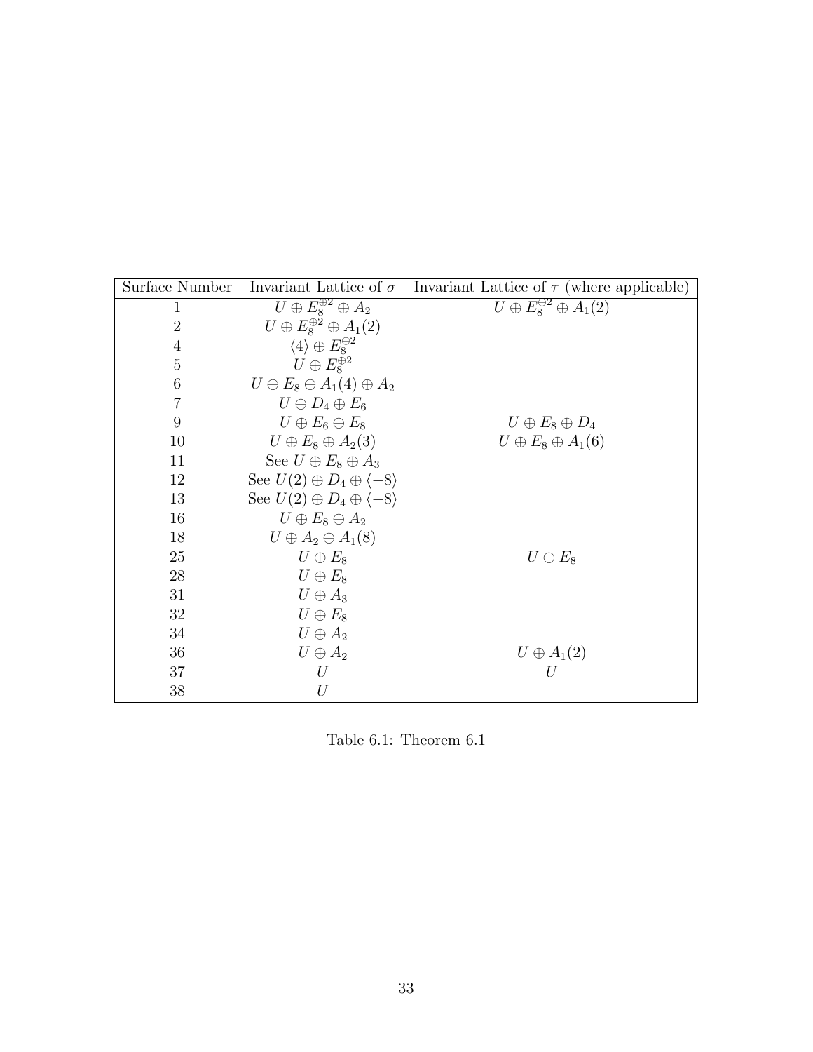| Surface Number | Invariant Lattice of $\sigma$ | Invariant Lattice of $\tau$ (where applicable) |
|---|---|---|
| 1 | $U \oplus E_8^{\oplus 2} \oplus A_2$ | $U \oplus E_8^{\oplus 2} \oplus A_1(2)$ |
| 2 | $U \oplus E_8^{\oplus 2} \oplus A_1(2)$ | |
| 4 | $\langle 4 \rangle \oplus E_8^{\oplus 2}$ | |
| 5 | $U \oplus E_8^{\oplus 2}$ | |
| 6 | $U \oplus E_8 \oplus A_1(4) \oplus A_2$ | |
| 7 | $U \oplus D_4 \oplus E_6$ | |
| 9 | $U \oplus E_6 \oplus E_8$ | $U \oplus E_8 \oplus D_4$ |
| 10 | $U \oplus E_8 \oplus A_2(3)$ | $U \oplus E_8 \oplus A_1(6)$ |
| 11 | See $U \oplus E_8 \oplus A_3$ | |
| 12 | See $U(2) \oplus D_4 \oplus \langle -8 \rangle$ | |
| 13 | See $U(2) \oplus D_4 \oplus \langle -8 \rangle$ | |
| 16 | $U \oplus E_8 \oplus A_2$ | |
| 18 | $U \oplus A_2 \oplus A_1(8)$ | |
| 25 | $U \oplus E_8$ | $U \oplus E_8$ |
| 28 | $U \oplus E_8$ | |
| 31 | $U \oplus A_3$ | |
| 32 | $U \oplus E_8$ | |
| 34 | $U \oplus A_2$ | |
| 36 | $U \oplus A_2$ | $U \oplus A_1(2)$ |
| 37 | $U$ | $U$ |
| 38 | $U$ | |

Table 6.1: Theorem 6.1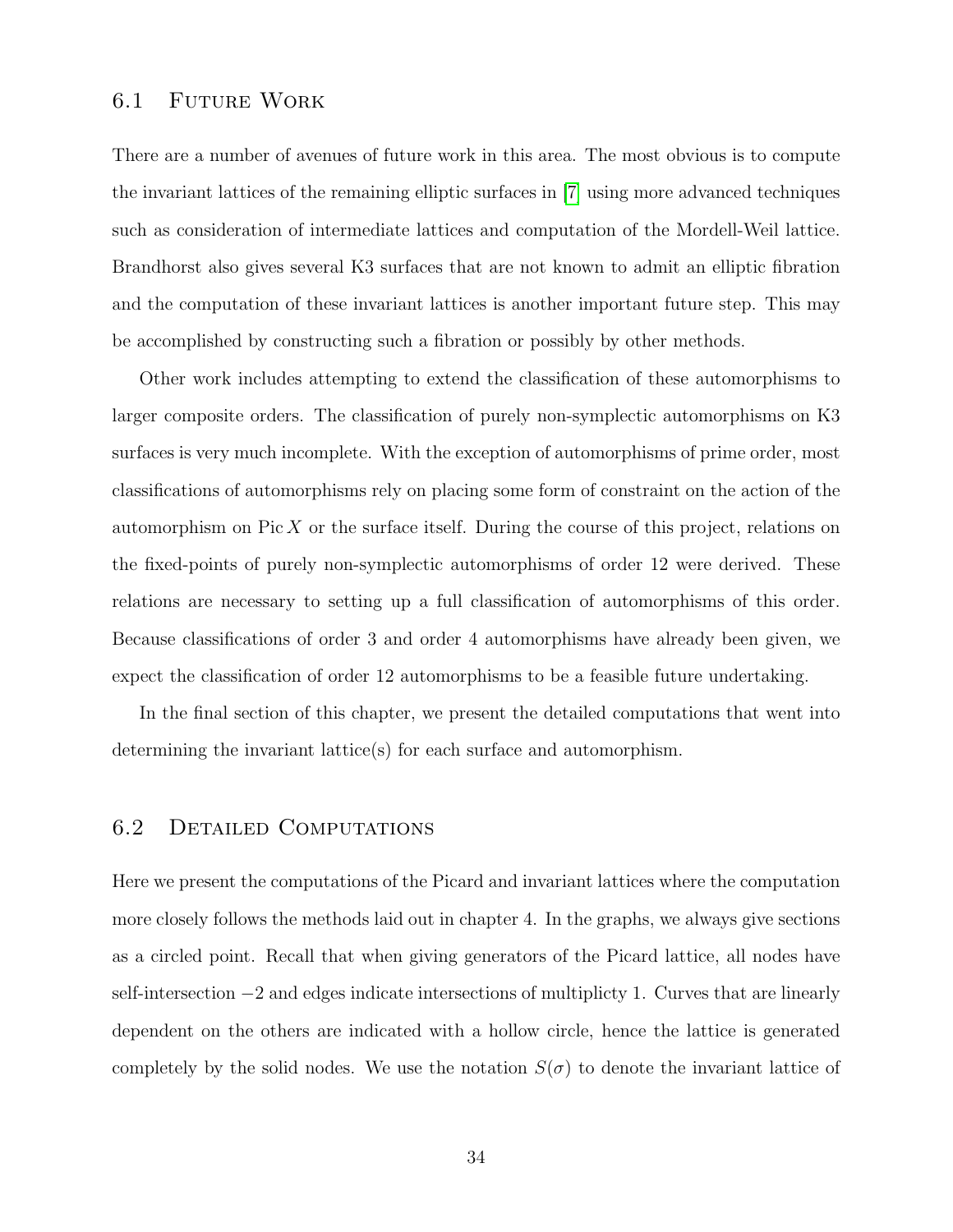## 6.1 Future Work

There are a number of avenues of future work in this area. The most obvious is to compute the invariant lattices of the remaining elliptic surfaces in [7] using more advanced techniques such as consideration of intermediate lattices and computation of the Mordell-Weil lattice. Brandhorst also gives several K3 surfaces that are not known to admit an elliptic fibration and the computation of these invariant lattices is another important future step. This may be accomplished by constructing such a fibration or possibly by other methods.

Other work includes attempting to extend the classification of these automorphisms to larger composite orders. The classification of purely non-symplectic automorphisms on K3 surfaces is very much incomplete. With the exception of automorphisms of prime order, most classifications of automorphisms rely on placing some form of constraint on the action of the automorphism on $\operatorname{Pic} X$ or the surface itself. During the course of this project, relations on the fixed-points of purely non-symplectic automorphisms of order 12 were derived. These relations are necessary to setting up a full classification of automorphisms of this order. Because classifications of order 3 and order 4 automorphisms have already been given, we expect the classification of order 12 automorphisms to be a feasible future undertaking.

In the final section of this chapter, we present the detailed computations that went into determining the invariant lattice(s) for each surface and automorphism.

## 6.2 Detailed Computations

Here we present the computations of the Picard and invariant lattices where the computation more closely follows the methods laid out in chapter 4. In the graphs, we always give sections as a circled point. Recall that when giving generators of the Picard lattice, all nodes have self-intersection $-2$ and edges indicate intersections of multiplicty 1. Curves that are linearly dependent on the others are indicated with a hollow circle, hence the lattice is generated completely by the solid nodes. We use the notation $S(\sigma)$ to denote the invariant lattice of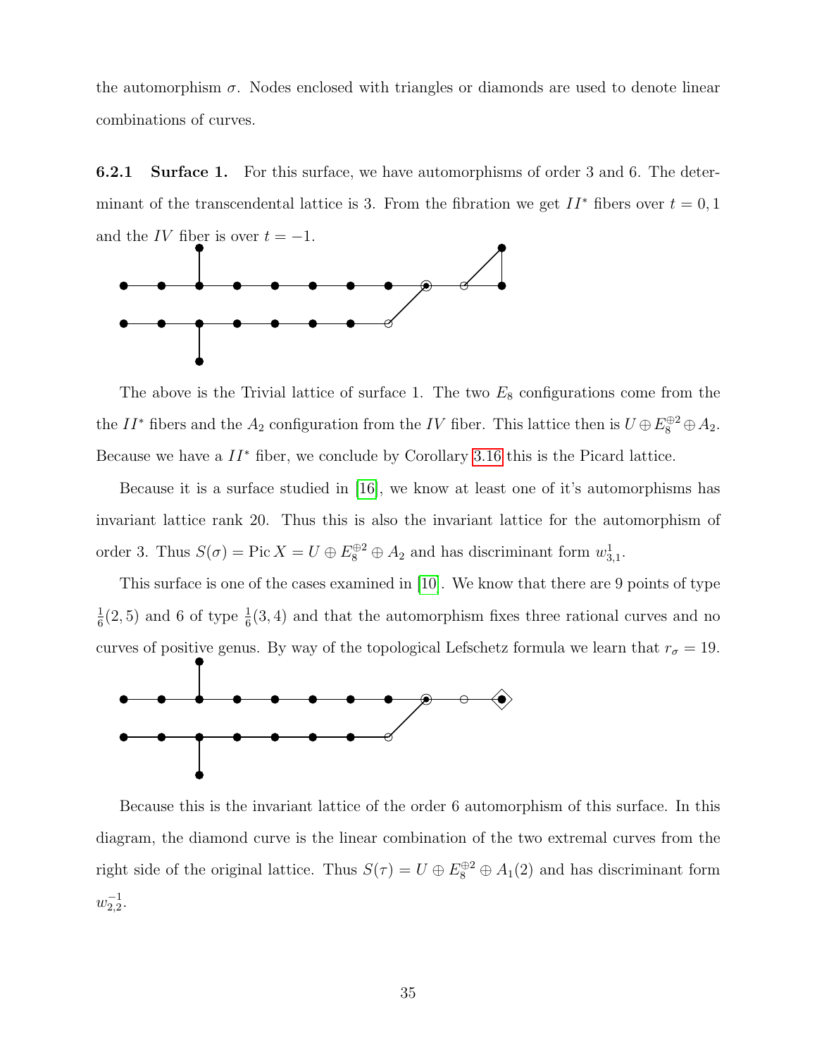the automorphism $\sigma$. Nodes enclosed with triangles or diamonds are used to denote linear combinations of curves.

#### 6.2.1 Surface 1.

For this surface, we have automorphisms of order 3 and 6. The determinant of the transcendental lattice is 3. From the fibration we get $II^*$ fibers over $t = 0, 1$ and the $IV$ fiber is over $t = -1$.

The above is the Trivial lattice of surface 1. The two $E_8$ configurations come from the the $II^*$ fibers and the $A_2$ configuration from the $IV$ fiber. This lattice then is $U \oplus E_8^{\oplus 2} \oplus A_2$. Because we have a $II^*$ fiber, we conclude by Corollary 3.16 this is the Picard lattice.

Because it is a surface studied in [16], we know at least one of it's automorphisms has invariant lattice rank 20. Thus this is also the invariant lattice for the automorphism of order 3. Thus $S(\sigma) = \operatorname{Pic} X = U \oplus E_8^{\oplus 2} \oplus A_2$ and has discriminant form $w_{3,1}^1$.

This surface is one of the cases examined in [10]. We know that there are 9 points of type $\frac{1}{6}(2, 5)$ and 6 of type $\frac{1}{6}(3, 4)$ and that the automorphism fixes three rational curves and no curves of positive genus. By way of the topological Lefschetz formula we learn that $r_\sigma = 19$.

Because this is the invariant lattice of the order 6 automorphism of this surface. In this diagram, the diamond curve is the linear combination of the two extremal curves from the right side of the original lattice. Thus $S(\tau) = U \oplus E_8^{\oplus 2} \oplus A_1(2)$ and has discriminant form $w_{2,2}^{-1}$.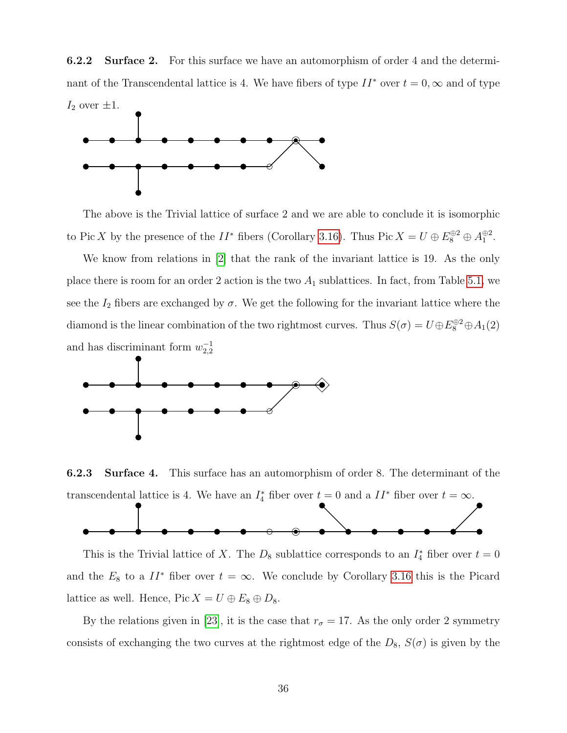### 6.2.2 Surface 2.

For this surface we have an automorphism of order 4 and the determinant of the Transcendental lattice is 4. We have fibers of type $II^*$ over $t = 0, \infty$ and of type $I_2$ over $\pm 1$.

The above is the Trivial lattice of surface 2 and we are able to conclude it is isomorphic to $\operatorname{Pic} X$ by the presence of the $II^*$ fibers (Corollary 3.16). Thus $\operatorname{Pic} X = U \oplus E_8^{\oplus 2} \oplus A_1^{\oplus 2}$.

We know from relations in [2] that the rank of the invariant lattice is 19. As the only place there is room for an order 2 action is the two $A_1$ sublattices. In fact, from Table 5.1, we see the $I_2$ fibers are exchanged by $\sigma$. We get the following for the invariant lattice where the diamond is the linear combination of the two rightmost curves. Thus $S(\sigma) = U \oplus E_8^{\oplus 2} \oplus A_1(2)$ and has discriminant form $w_{2,2}^{-1}$

### 6.2.3 Surface 4.

This surface has an automorphism of order 8. The determinant of the transcendental lattice is 4. We have an $I_4^*$ fiber over $t = 0$ and a $II^*$ fiber over $t = \infty$.

This is the Trivial lattice of $X$. The $D_8$ sublattice corresponds to an $I_4^*$ fiber over $t = 0$ and the $E_8$ to a $II^*$ fiber over $t = \infty$. We conclude by Corollary 3.16 this is the Picard lattice as well. Hence, $\operatorname{Pic} X = U \oplus E_8 \oplus D_8$.

By the relations given in [23], it is the case that $r_\sigma = 17$. As the only order 2 symmetry consists of exchanging the two curves at the rightmost edge of the $D_8$, $S(\sigma)$ is given by the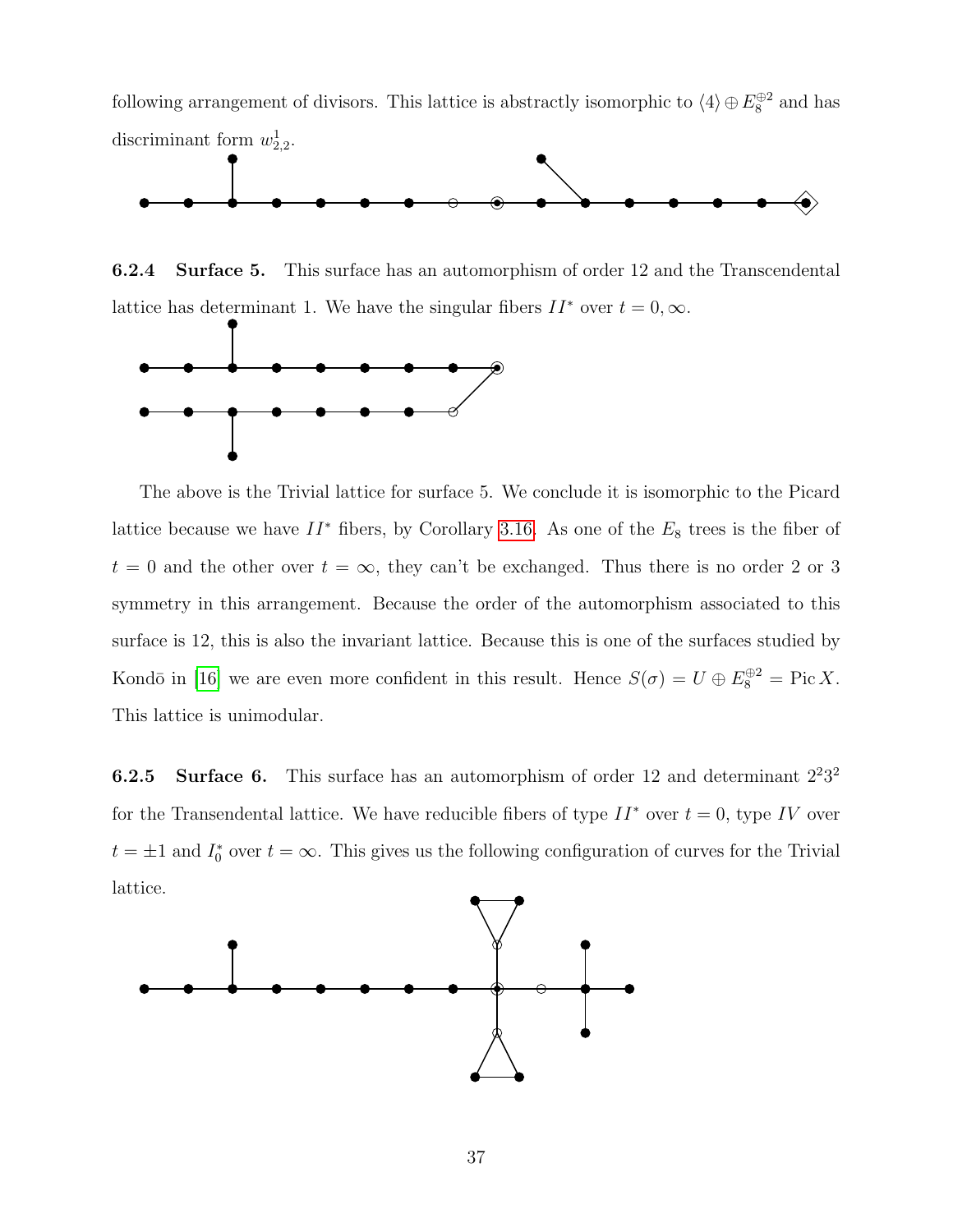following arrangement of divisors. This lattice is abstractly isomorphic to $\langle 4 \rangle \oplus E_8^{\oplus 2}$ and has discriminant form $w_{2,2}^1$.

### 6.2.4 Surface 5.

This surface has an automorphism of order 12 and the Transcendental lattice has determinant 1. We have the singular fibers $II^*$ over $t = 0, \infty$.

The above is the Trivial lattice for surface 5. We conclude it is isomorphic to the Picard lattice because we have $II^*$ fibers, by Corollary 3.16. As one of the $E_8$ trees is the fiber of $t = 0$ and the other over $t = \infty$, they can't be exchanged. Thus there is no order 2 or 3 symmetry in this arrangement. Because the order of the automorphism associated to this surface is 12, this is also the invariant lattice. Because this is one of the surfaces studied by Kondō in [16] we are even more confident in this result. Hence $S(\sigma) = U \oplus E_8^{\oplus 2} = \operatorname{Pic} X$. This lattice is unimodular.

### 6.2.5 Surface 6.

This surface has an automorphism of order 12 and determinant $2^2 3^2$ for the Transendental lattice. We have reducible fibers of type $II^*$ over $t = 0$, type $IV$ over $t = \pm 1$ and $I_0^*$ over $t = \infty$. This gives us the following configuration of curves for the Trivial lattice.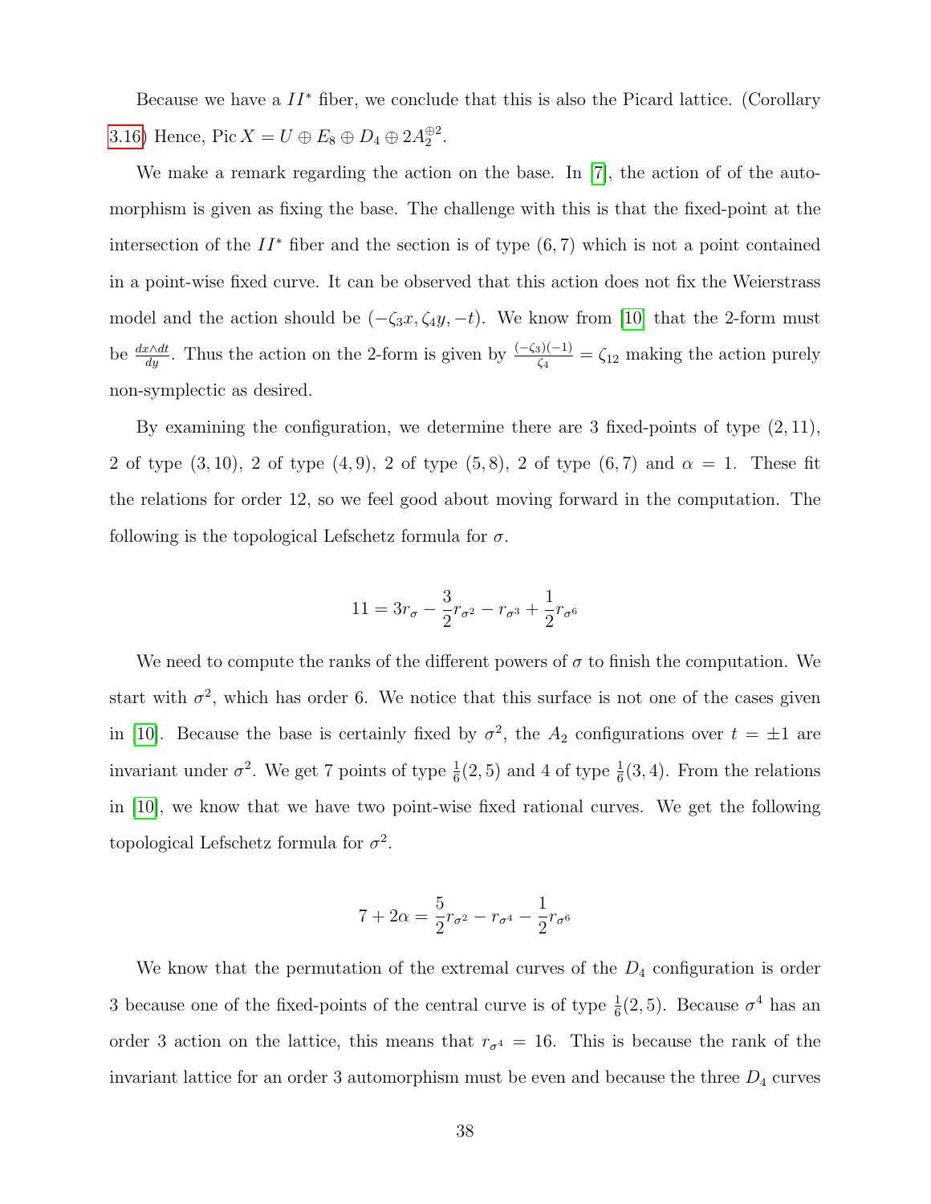Because we have a $II^*$ fiber, we conclude that this is also the Picard lattice. (Corollary 3.16) Hence, $\operatorname{Pic} X = U \oplus E_8 \oplus D_4 \oplus 2A_2^{\oplus 2}$.

We make a remark regarding the action on the base. In [7], the action of of the automorphism is given as fixing the base. The challenge with this is that the fixed-point at the intersection of the $II^*$ fiber and the section is of type $(6,7)$ which is not a point contained in a point-wise fixed curve. It can be observed that this action does not fix the Weierstrass model and the action should be $(-\zeta_3 x, \zeta_4 y, -t)$. We know from [10] that the 2-form must be $\frac{dx \wedge dt}{dy}$. Thus the action on the 2-form is given by $\frac{(-\zeta_3)(-1)}{\zeta_4} = \zeta_{12}$ making the action purely non-symplectic as desired.

By examining the configuration, we determine there are 3 fixed-points of type $(2,11)$, 2 of type $(3,10)$, 2 of type $(4,9)$, 2 of type $(5,8)$, 2 of type $(6,7)$ and $\alpha = 1$. These fit the relations for order 12, so we feel good about moving forward in the computation. The following is the topological Lefschetz formula for $\sigma$.

$$11 = 3r_\sigma - \frac{3}{2}r_{\sigma^2} - r_{\sigma^3} + \frac{1}{2}r_{\sigma^6}$$

We need to compute the ranks of the different powers of $\sigma$ to finish the computation. We start with $\sigma^2$, which has order 6. We notice that this surface is not one of the cases given in [10]. Because the base is certainly fixed by $\sigma^2$, the $A_2$ configurations over $t = \pm 1$ are invariant under $\sigma^2$. We get 7 points of type $\frac{1}{6}(2,5)$ and 4 of type $\frac{1}{6}(3,4)$. From the relations in [10], we know that we have two point-wise fixed rational curves. We get the following topological Lefschetz formula for $\sigma^2$.

$$7 + 2\alpha = \frac{5}{2}r_{\sigma^2} - r_{\sigma^4} - \frac{1}{2}r_{\sigma^6}$$

We know that the permutation of the extremal curves of the $D_4$ configuration is order 3 because one of the fixed-points of the central curve is of type $\frac{1}{6}(2,5)$. Because $\sigma^4$ has an order 3 action on the lattice, this means that $r_{\sigma^4} = 16$. This is because the rank of the invariant lattice for an order 3 automorphism must be even and because the three $D_4$ curves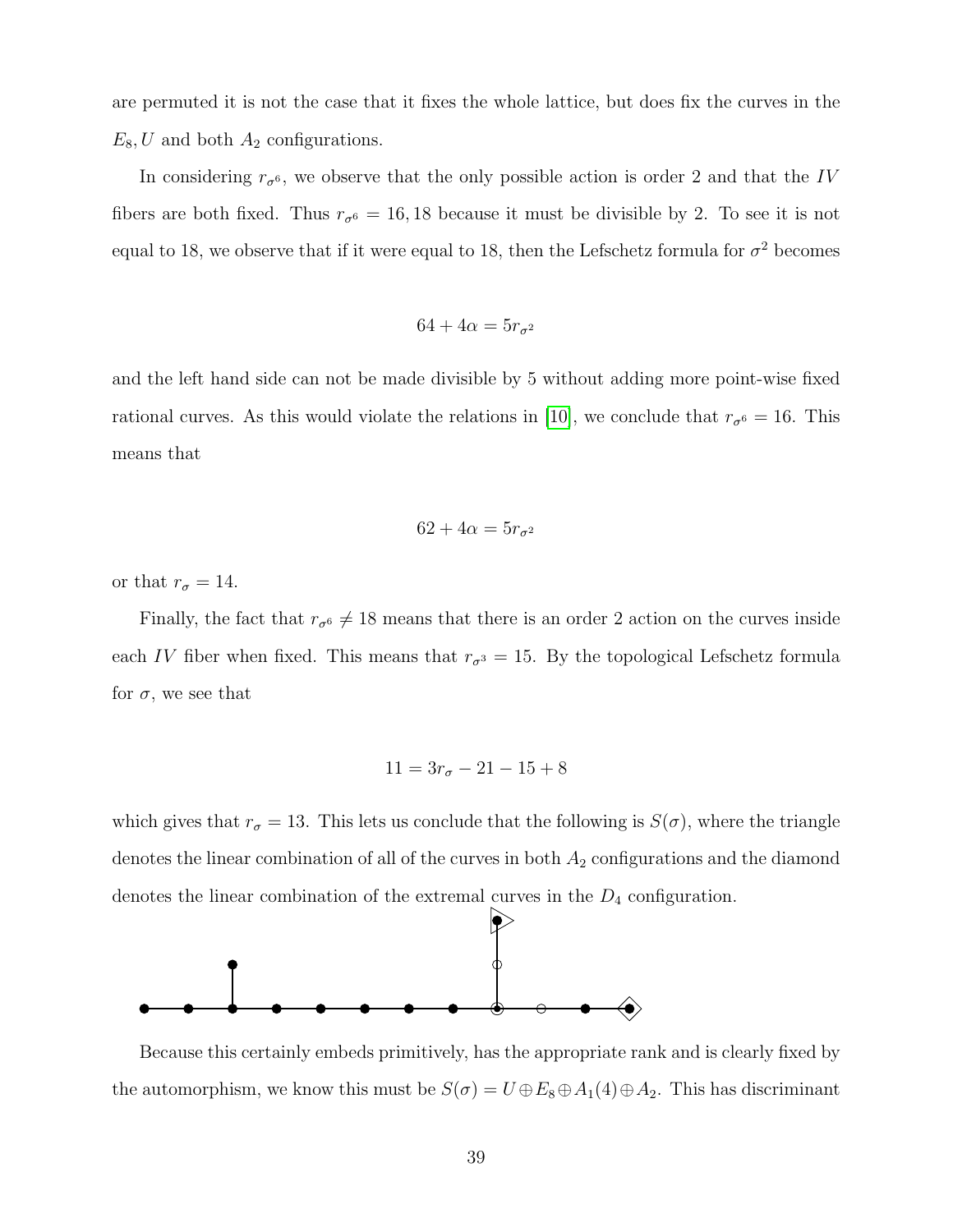are permuted it is not the case that it fixes the whole lattice, but does fix the curves in the $E_8, U$ and both $A_2$ configurations.

In considering $r_{\sigma^6}$, we observe that the only possible action is order 2 and that the $IV$ fibers are both fixed. Thus $r_{\sigma^6} = 16, 18$ because it must be divisible by 2. To see it is not equal to 18, we observe that if it were equal to 18, then the Lefschetz formula for $\sigma^2$ becomes

$$64 + 4\alpha = 5r_{\sigma^2}$$

and the left hand side can not be made divisible by 5 without adding more point-wise fixed rational curves. As this would violate the relations in [10], we conclude that $r_{\sigma^6} = 16$. This means that

$$62 + 4\alpha = 5r_{\sigma^2}$$

or that $r_\sigma = 14$.

Finally, the fact that $r_{\sigma^6} \neq 18$ means that there is an order 2 action on the curves inside each $IV$ fiber when fixed. This means that $r_{\sigma^3} = 15$. By the topological Lefschetz formula for $\sigma$, we see that

$$11 = 3r_\sigma - 21 - 15 + 8$$

which gives that $r_\sigma = 13$. This lets us conclude that the following is $S(\sigma)$, where the triangle denotes the linear combination of all of the curves in both $A_2$ configurations and the diamond denotes the linear combination of the extremal curves in the $D_4$ configuration.

Because this certainly embeds primitively, has the appropriate rank and is clearly fixed by the automorphism, we know this must be $S(\sigma) = U \oplus E_8 \oplus A_1(4) \oplus A_2$. This has discriminant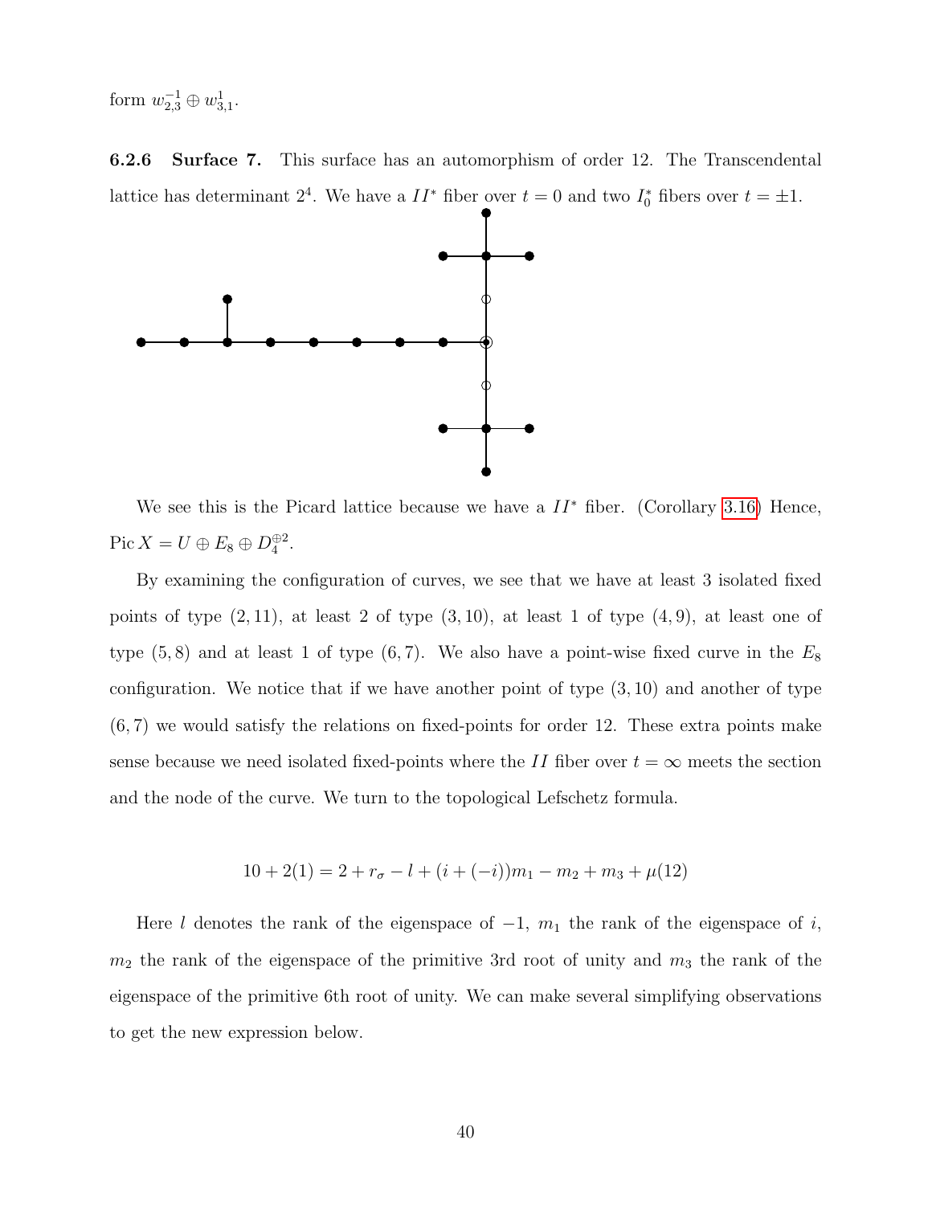form $w_{2,3}^{-1} \oplus w_{3,1}^{1}$.

#### 6.2.6 Surface 7.

This surface has an automorphism of order 12. The Transcendental lattice has determinant $2^4$. We have a $II^*$ fiber over $t = 0$ and two $I_0^*$ fibers over $t = \pm 1$.

We see this is the Picard lattice because we have a $II^*$ fiber. (Corollary 3.16) Hence, $\operatorname{Pic} X = U \oplus E_8 \oplus D_4^{\oplus 2}$.

By examining the configuration of curves, we see that we have at least 3 isolated fixed points of type $(2, 11)$, at least 2 of type $(3, 10)$, at least 1 of type $(4, 9)$, at least one of type $(5, 8)$ and at least 1 of type $(6, 7)$. We also have a point-wise fixed curve in the $E_8$ configuration. We notice that if we have another point of type $(3, 10)$ and another of type $(6, 7)$ we would satisfy the relations on fixed-points for order 12. These extra points make sense because we need isolated fixed-points where the $II$ fiber over $t = \infty$ meets the section and the node of the curve. We turn to the topological Lefschetz formula.

$$10 + 2(1) = 2 + r_\sigma - l + (i + (-i))m_1 - m_2 + m_3 + \mu(12)$$

Here $l$ denotes the rank of the eigenspace of $-1$, $m_1$ the rank of the eigenspace of $i$, $m_2$ the rank of the eigenspace of the primitive 3rd root of unity and $m_3$ the rank of the eigenspace of the primitive 6th root of unity. We can make several simplifying observations to get the new expression below.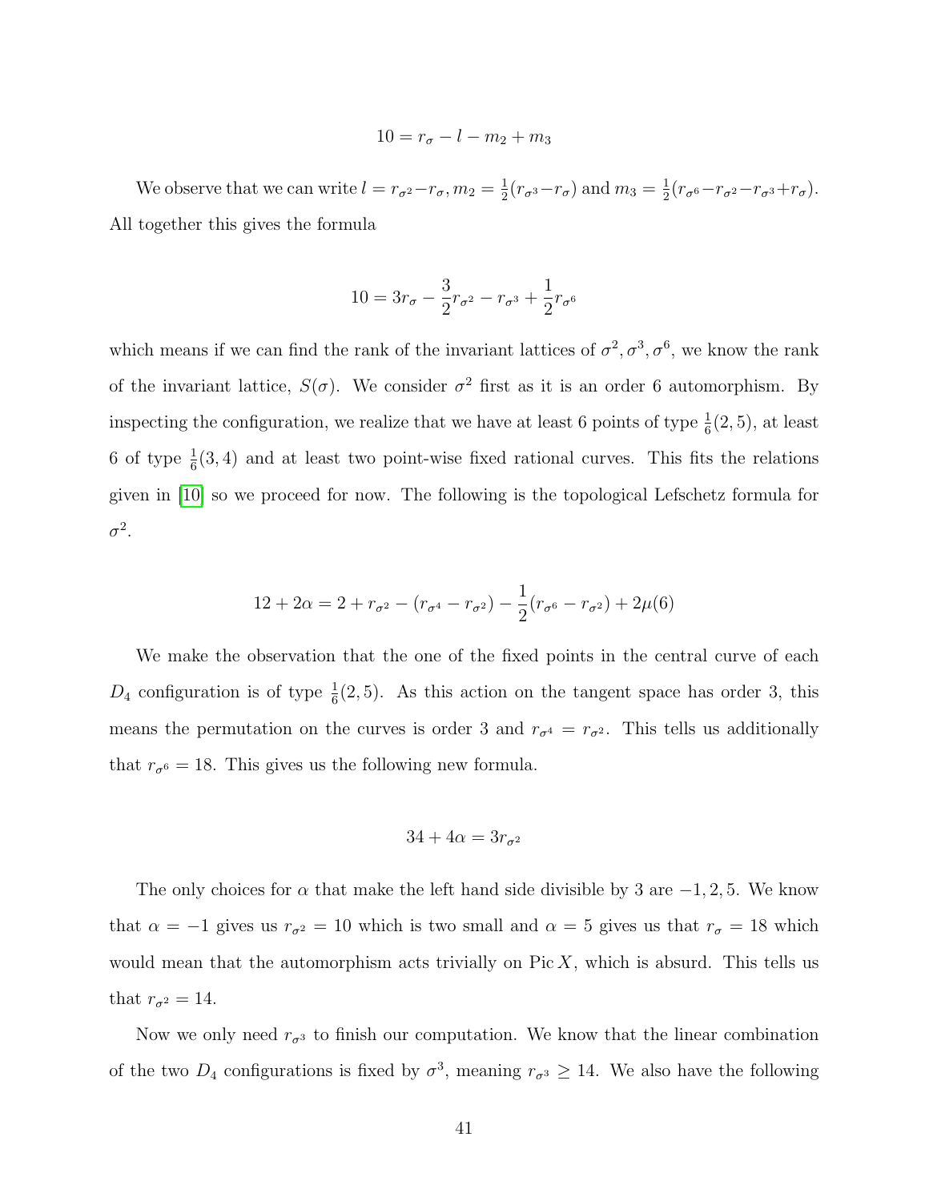$$10 = r_\sigma - l - m_2 + m_3$$

We observe that we can write $l = r_{\sigma^2} - r_\sigma, m_2 = \frac{1}{2}(r_{\sigma^3} - r_\sigma)$ and $m_3 = \frac{1}{2}(r_{\sigma^6} - r_{\sigma^2} - r_{\sigma^3} + r_\sigma)$. All together this gives the formula

$$10 = 3r_\sigma - \frac{3}{2}r_{\sigma^2} - r_{\sigma^3} + \frac{1}{2}r_{\sigma^6}$$

which means if we can find the rank of the invariant lattices of $\sigma^2, \sigma^3, \sigma^6$, we know the rank of the invariant lattice, $S(\sigma)$. We consider $\sigma^2$ first as it is an order 6 automorphism. By inspecting the configuration, we realize that we have at least 6 points of type $\frac{1}{6}(2,5)$, at least 6 of type $\frac{1}{6}(3,4)$ and at least two point-wise fixed rational curves. This fits the relations given in [10] so we proceed for now. The following is the topological Lefschetz formula for $\sigma^2$.

$$12 + 2\alpha = 2 + r_{\sigma^2} - (r_{\sigma^4} - r_{\sigma^2}) - \frac{1}{2}(r_{\sigma^6} - r_{\sigma^2}) + 2\mu(6)$$

We make the observation that the one of the fixed points in the central curve of each $D_4$ configuration is of type $\frac{1}{6}(2,5)$. As this action on the tangent space has order 3, this means the permutation on the curves is order 3 and $r_{\sigma^4} = r_{\sigma^2}$. This tells us additionally that $r_{\sigma^6} = 18$. This gives us the following new formula.

$$34 + 4\alpha = 3r_{\sigma^2}$$

The only choices for $\alpha$ that make the left hand side divisible by 3 are $-1, 2, 5$. We know that $\alpha = -1$ gives us $r_{\sigma^2} = 10$ which is two small and $\alpha = 5$ gives us that $r_\sigma = 18$ which would mean that the automorphism acts trivially on $\operatorname{Pic} X$, which is absurd. This tells us that $r_{\sigma^2} = 14$.

Now we only need $r_{\sigma^3}$ to finish our computation. We know that the linear combination of the two $D_4$ configurations is fixed by $\sigma^3$, meaning $r_{\sigma^3} \geq 14$. We also have the following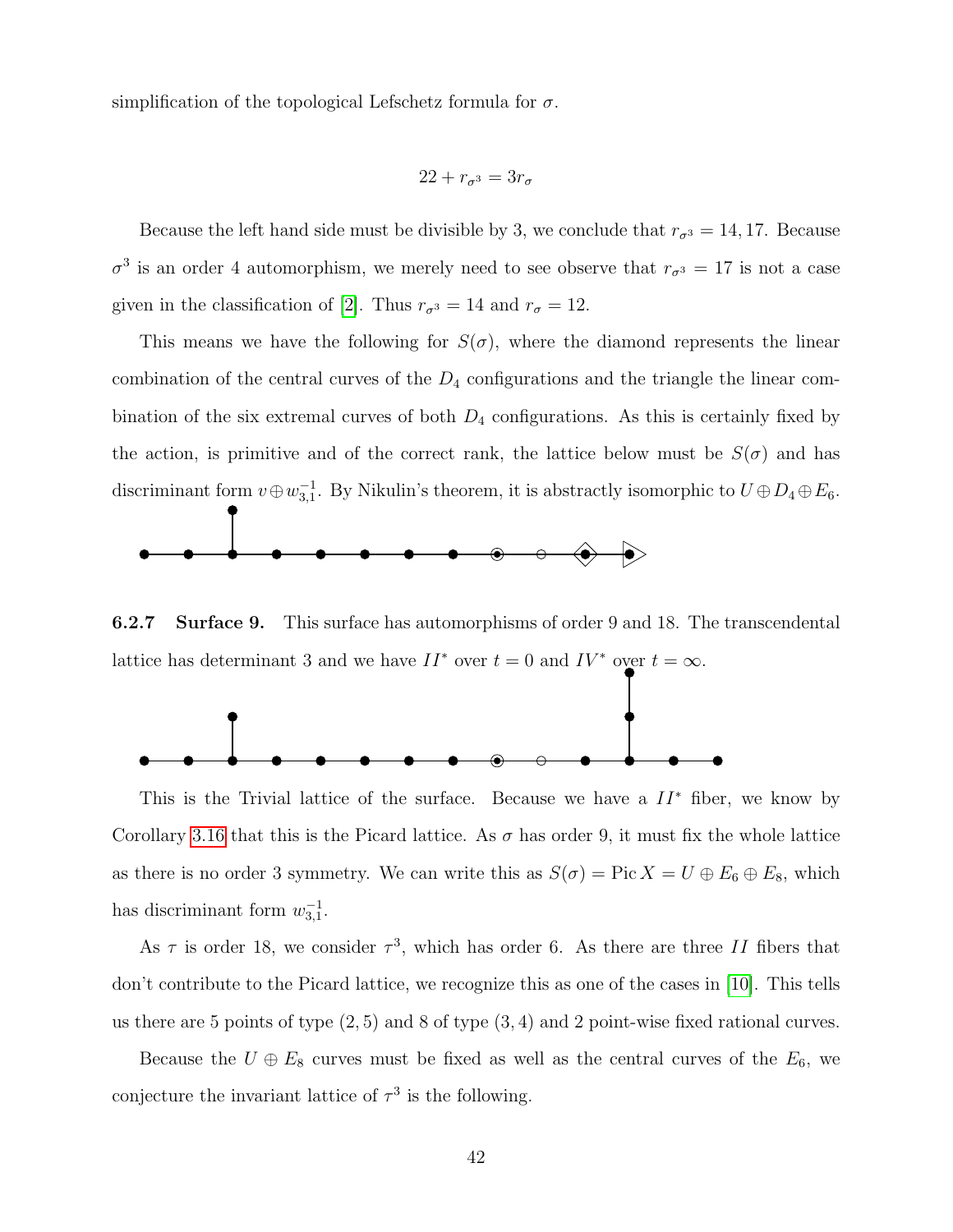simplification of the topological Lefschetz formula for $\sigma$.

$$22 + r_{\sigma^3} = 3r_\sigma$$

Because the left hand side must be divisible by 3, we conclude that $r_{\sigma^3} = 14, 17$. Because $\sigma^3$ is an order 4 automorphism, we merely need to see observe that $r_{\sigma^3} = 17$ is not a case given in the classification of [2]. Thus $r_{\sigma^3} = 14$ and $r_\sigma = 12$.

This means we have the following for $S(\sigma)$, where the diamond represents the linear combination of the central curves of the $D_4$ configurations and the triangle the linear combination of the six extremal curves of both $D_4$ configurations. As this is certainly fixed by the action, is primitive and of the correct rank, the lattice below must be $S(\sigma)$ and has discriminant form $v \oplus w_{3,1}^{-1}$. By Nikulin's theorem, it is abstractly isomorphic to $U \oplus D_4 \oplus E_6$.

#### 6.2.7 Surface 9.

This surface has automorphisms of order 9 and 18. The transcendental lattice has determinant 3 and we have $II^*$ over $t = 0$ and $IV^*$ over $t = \infty$.

This is the Trivial lattice of the surface. Because we have a $II^*$ fiber, we know by Corollary 3.16 that this is the Picard lattice. As $\sigma$ has order 9, it must fix the whole lattice as there is no order 3 symmetry. We can write this as $S(\sigma) = \operatorname{Pic} X = U \oplus E_6 \oplus E_8$, which has discriminant form $w_{3,1}^{-1}$.

As $\tau$ is order 18, we consider $\tau^3$, which has order 6. As there are three $II$ fibers that don't contribute to the Picard lattice, we recognize this as one of the cases in [10]. This tells us there are 5 points of type $(2, 5)$ and 8 of type $(3, 4)$ and 2 point-wise fixed rational curves.

Because the $U \oplus E_8$ curves must be fixed as well as the central curves of the $E_6$, we conjecture the invariant lattice of $\tau^3$ is the following.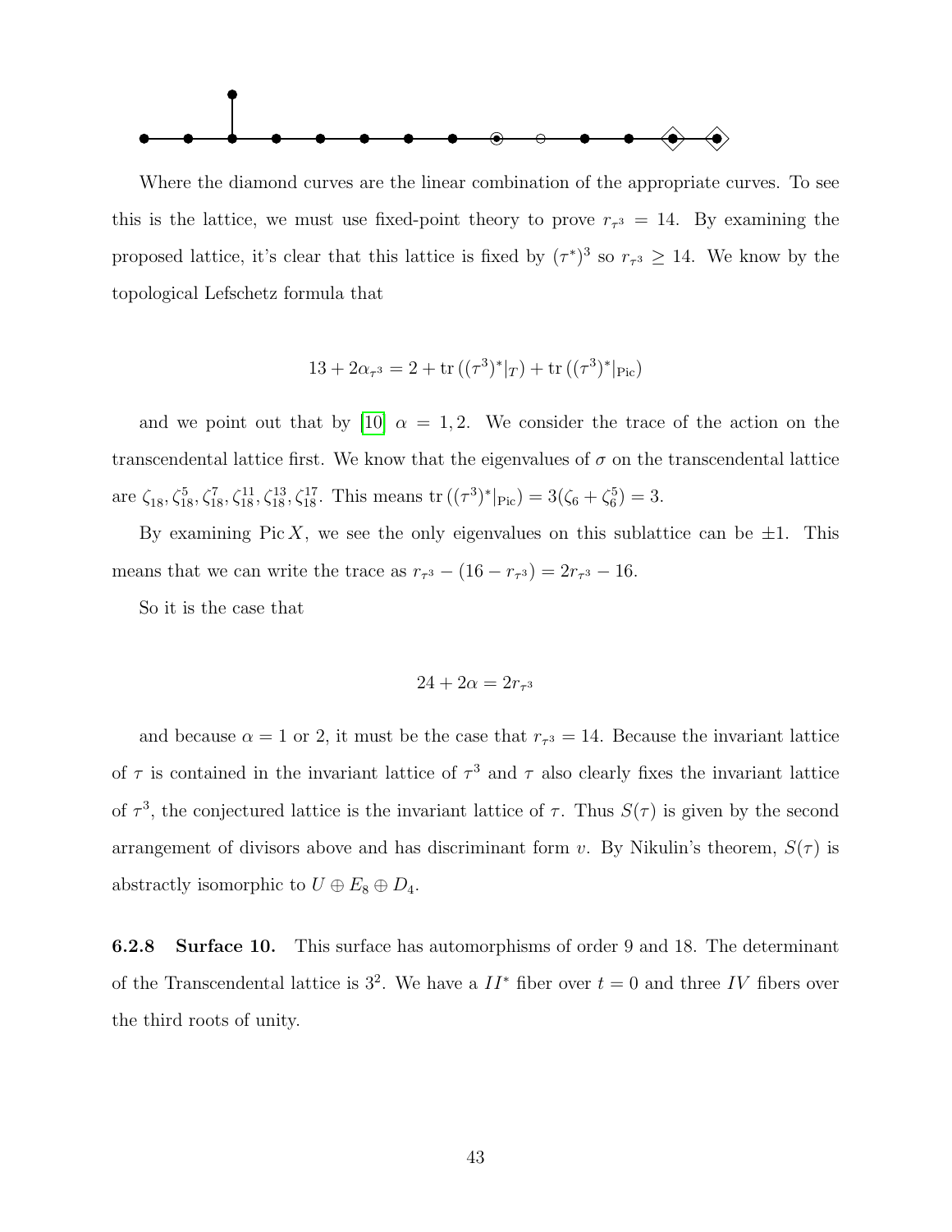Where the diamond curves are the linear combination of the appropriate curves. To see this is the lattice, we must use fixed-point theory to prove $r_{\tau^3} = 14$. By examining the proposed lattice, it's clear that this lattice is fixed by $(\tau^*)^3$ so $r_{\tau^3} \geq 14$. We know by the topological Lefschetz formula that

$$13 + 2\alpha_{\tau^3} = 2 + \operatorname{tr}\left((\tau^3)^*|_T\right) + \operatorname{tr}\left((\tau^3)^*|_{\mathrm{Pic}}\right)$$

and we point out that by [10] $\alpha = 1, 2$. We consider the trace of the action on the transcendental lattice first. We know that the eigenvalues of $\sigma$ on the transcendental lattice are $\zeta_{18}, \zeta_{18}^5, \zeta_{18}^7, \zeta_{18}^{11}, \zeta_{18}^{13}, \zeta_{18}^{17}$. This means $\operatorname{tr}\left((\tau^3)^*|_{\mathrm{Pic}}\right) = 3(\zeta_6 + \zeta_6^5) = 3$.

By examining $\mathrm{Pic}\, X$, we see the only eigenvalues on this sublattice can be $\pm 1$. This means that we can write the trace as $r_{\tau^3} - (16 - r_{\tau^3}) = 2r_{\tau^3} - 16$.

So it is the case that

$$24 + 2\alpha = 2r_{\tau^3}$$

and because $\alpha = 1$ or $2$, it must be the case that $r_{\tau^3} = 14$. Because the invariant lattice of $\tau$ is contained in the invariant lattice of $\tau^3$ and $\tau$ also clearly fixes the invariant lattice of $\tau^3$, the conjectured lattice is the invariant lattice of $\tau$. Thus $S(\tau)$ is given by the second arrangement of divisors above and has discriminant form $v$. By Nikulin's theorem, $S(\tau)$ is abstractly isomorphic to $U \oplus E_8 \oplus D_4$.

### 6.2.8 Surface 10.

This surface has automorphisms of order 9 and 18. The determinant of the Transcendental lattice is $3^2$. We have a $II^*$ fiber over $t = 0$ and three $IV$ fibers over the third roots of unity.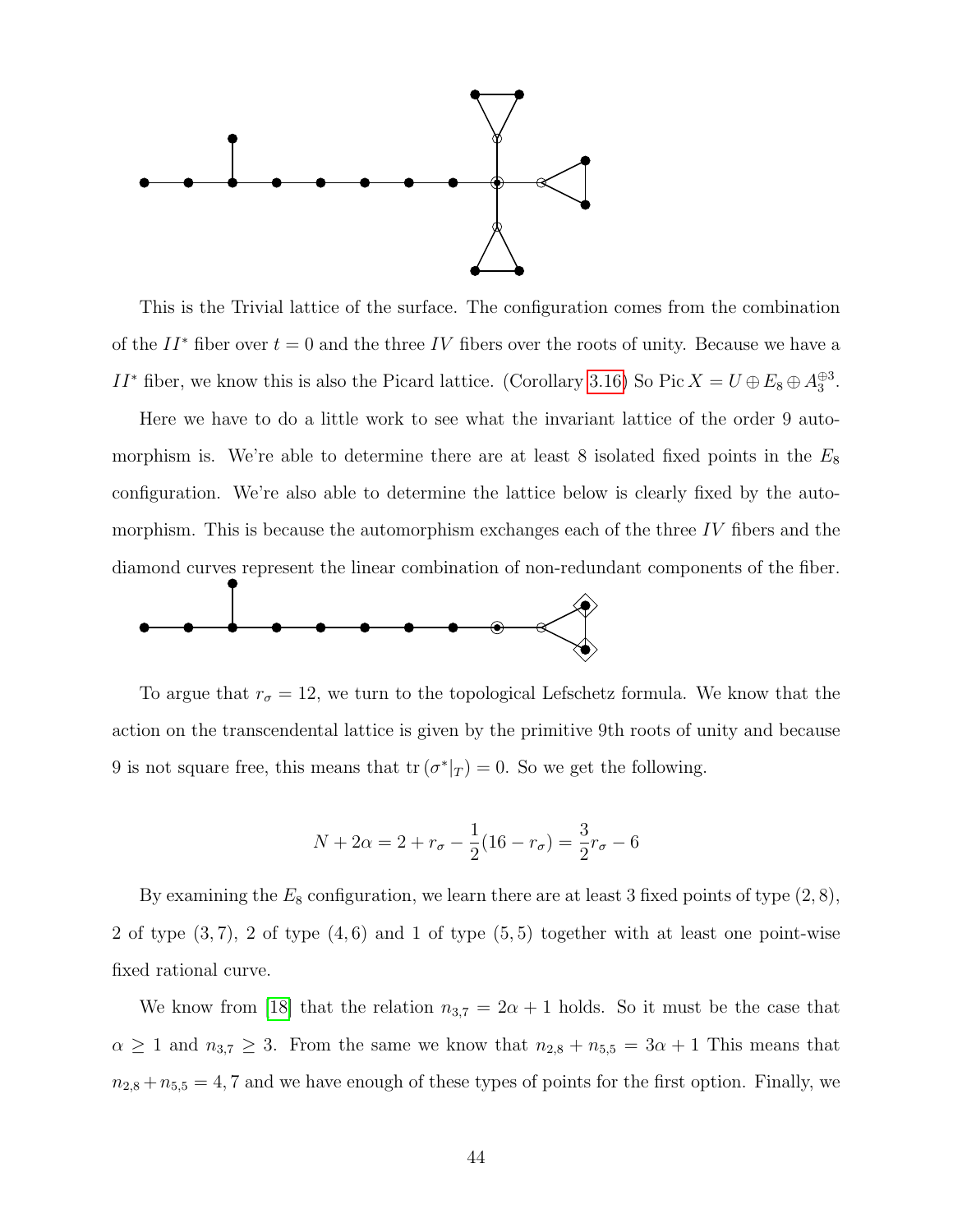This is the Trivial lattice of the surface. The configuration comes from the combination of the $II^*$ fiber over $t = 0$ and the three $IV$ fibers over the roots of unity. Because we have a $II^*$ fiber, we know this is also the Picard lattice. (Corollary 3.16) So $\operatorname{Pic} X = U \oplus E_8 \oplus A_3^{\oplus 3}$.

Here we have to do a little work to see what the invariant lattice of the order 9 automorphism is. We're able to determine there are at least 8 isolated fixed points in the $E_8$ configuration. We're also able to determine the lattice below is clearly fixed by the automorphism. This is because the automorphism exchanges each of the three $IV$ fibers and the diamond curves represent the linear combination of non-redundant components of the fiber.

To argue that $r_\sigma = 12$, we turn to the topological Lefschetz formula. We know that the action on the transcendental lattice is given by the primitive 9th roots of unity and because 9 is not square free, this means that $\operatorname{tr}(\sigma^*|_T) = 0$. So we get the following.

$$N + 2\alpha = 2 + r_\sigma - \frac{1}{2}(16 - r_\sigma) = \frac{3}{2}r_\sigma - 6$$

By examining the $E_8$ configuration, we learn there are at least 3 fixed points of type $(2, 8)$, 2 of type $(3, 7)$, 2 of type $(4, 6)$ and 1 of type $(5, 5)$ together with at least one point-wise fixed rational curve.

We know from [18] that the relation $n_{3,7} = 2\alpha + 1$ holds. So it must be the case that $\alpha \geq 1$ and $n_{3,7} \geq 3$. From the same we know that $n_{2,8} + n_{5,5} = 3\alpha + 1$ This means that $n_{2,8} + n_{5,5} = 4, 7$ and we have enough of these types of points for the first option. Finally, we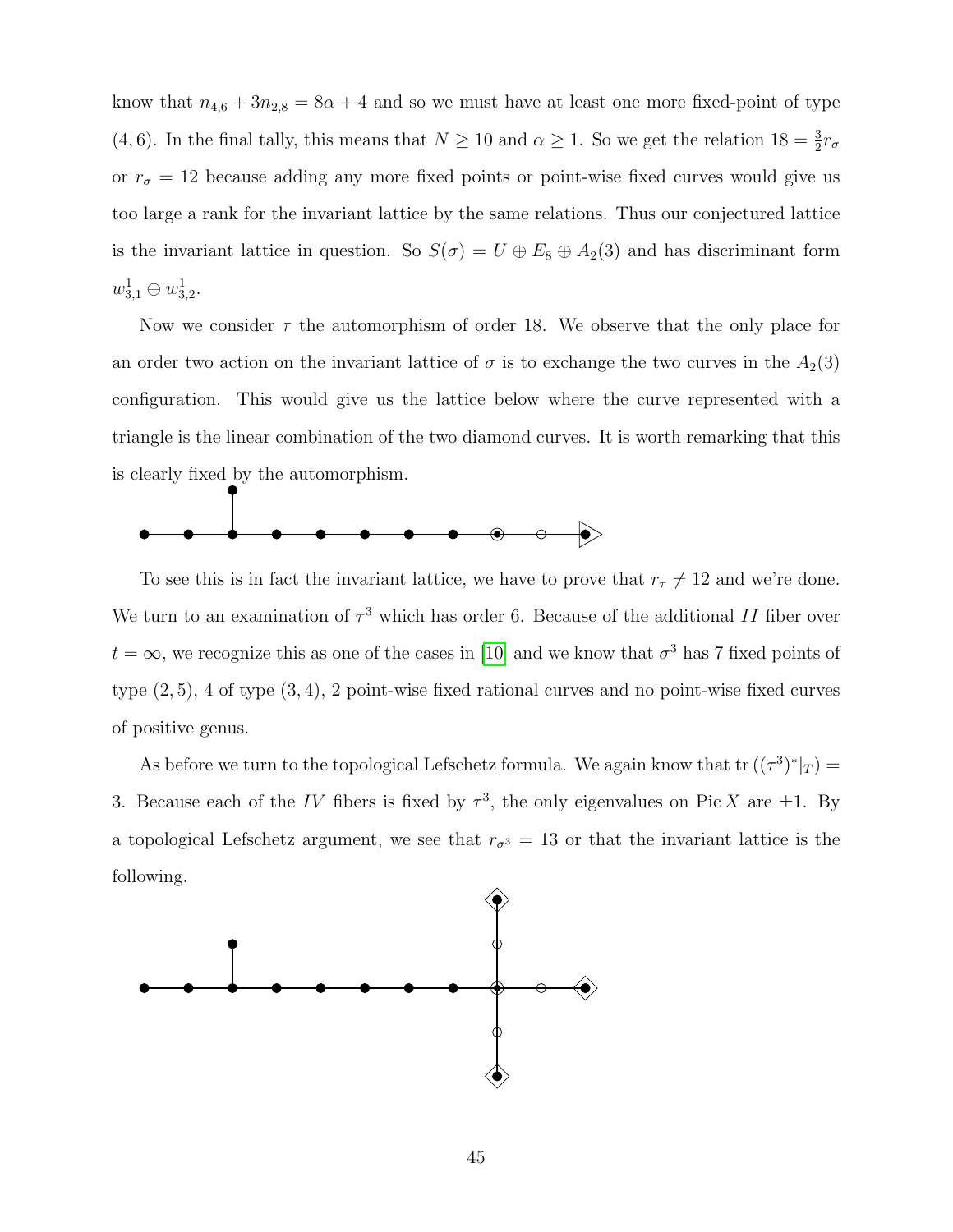know that $n_{4,6} + 3n_{2,8} = 8\alpha + 4$ and so we must have at least one more fixed-point of type $(4,6)$. In the final tally, this means that $N \geq 10$ and $\alpha \geq 1$. So we get the relation $18 = \frac{3}{2}r_\sigma$ or $r_\sigma = 12$ because adding any more fixed points or point-wise fixed curves would give us too large a rank for the invariant lattice by the same relations. Thus our conjectured lattice is the invariant lattice in question. So $S(\sigma) = U \oplus E_8 \oplus A_2(3)$ and has discriminant form $w^1_{3,1} \oplus w^1_{3,2}$.

Now we consider $\tau$ the automorphism of order 18. We observe that the only place for an order two action on the invariant lattice of $\sigma$ is to exchange the two curves in the $A_2(3)$ configuration. This would give us the lattice below where the curve represented with a triangle is the linear combination of the two diamond curves. It is worth remarking that this is clearly fixed by the automorphism.

To see this is in fact the invariant lattice, we have to prove that $r_\tau \neq 12$ and we're done. We turn to an examination of $\tau^3$ which has order 6. Because of the additional $II$ fiber over $t = \infty$, we recognize this as one of the cases in [10] and we know that $\sigma^3$ has 7 fixed points of type $(2,5)$, 4 of type $(3,4)$, 2 point-wise fixed rational curves and no point-wise fixed curves of positive genus.

As before we turn to the topological Lefschetz formula. We again know that $\operatorname{tr}((\tau^3)^*|_T) = 3$. Because each of the $IV$ fibers is fixed by $\tau^3$, the only eigenvalues on $\operatorname{Pic} X$ are $\pm 1$. By a topological Lefschetz argument, we see that $r_{\sigma^3} = 13$ or that the invariant lattice is the following.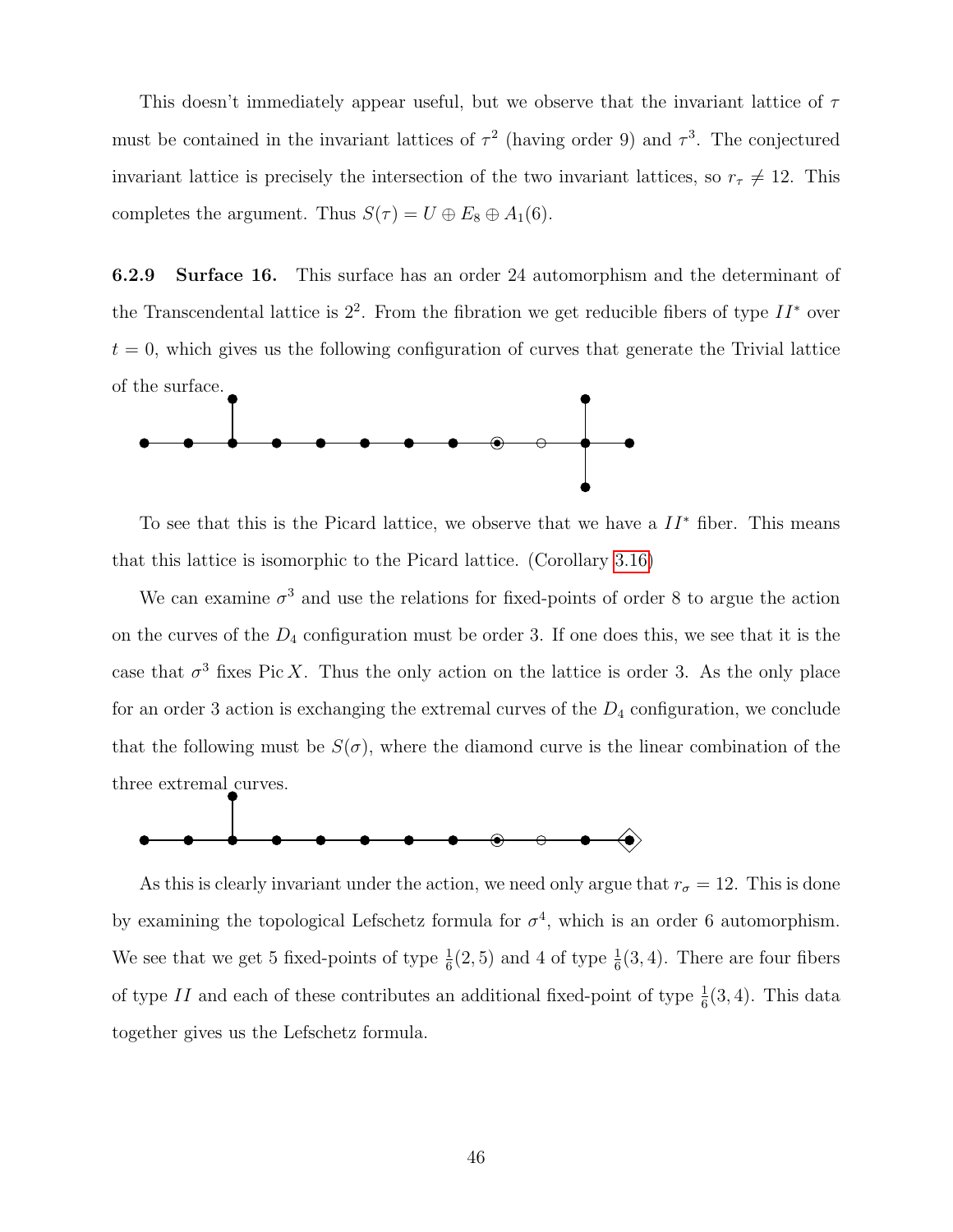This doesn't immediately appear useful, but we observe that the invariant lattice of $\tau$ must be contained in the invariant lattices of $\tau^2$ (having order 9) and $\tau^3$. The conjectured invariant lattice is precisely the intersection of the two invariant lattices, so $r_\tau \neq 12$. This completes the argument. Thus $S(\tau) = U \oplus E_8 \oplus A_1(6)$.

### 6.2.9 Surface 16.

This surface has an order 24 automorphism and the determinant of the Transcendental lattice is $2^2$. From the fibration we get reducible fibers of type $II^*$ over $t = 0$, which gives us the following configuration of curves that generate the Trivial lattice of the surface.

To see that this is the Picard lattice, we observe that we have a $II^*$ fiber. This means that this lattice is isomorphic to the Picard lattice. (Corollary 3.16)

We can examine $\sigma^3$ and use the relations for fixed-points of order 8 to argue the action on the curves of the $D_4$ configuration must be order 3. If one does this, we see that it is the case that $\sigma^3$ fixes $\operatorname{Pic} X$. Thus the only action on the lattice is order 3. As the only place for an order 3 action is exchanging the extremal curves of the $D_4$ configuration, we conclude that the following must be $S(\sigma)$, where the diamond curve is the linear combination of the three extremal curves.

As this is clearly invariant under the action, we need only argue that $r_\sigma = 12$. This is done by examining the topological Lefschetz formula for $\sigma^4$, which is an order 6 automorphism. We see that we get 5 fixed-points of type $\frac{1}{6}(2,5)$ and 4 of type $\frac{1}{6}(3,4)$. There are four fibers of type $II$ and each of these contributes an additional fixed-point of type $\frac{1}{6}(3,4)$. This data together gives us the Lefschetz formula.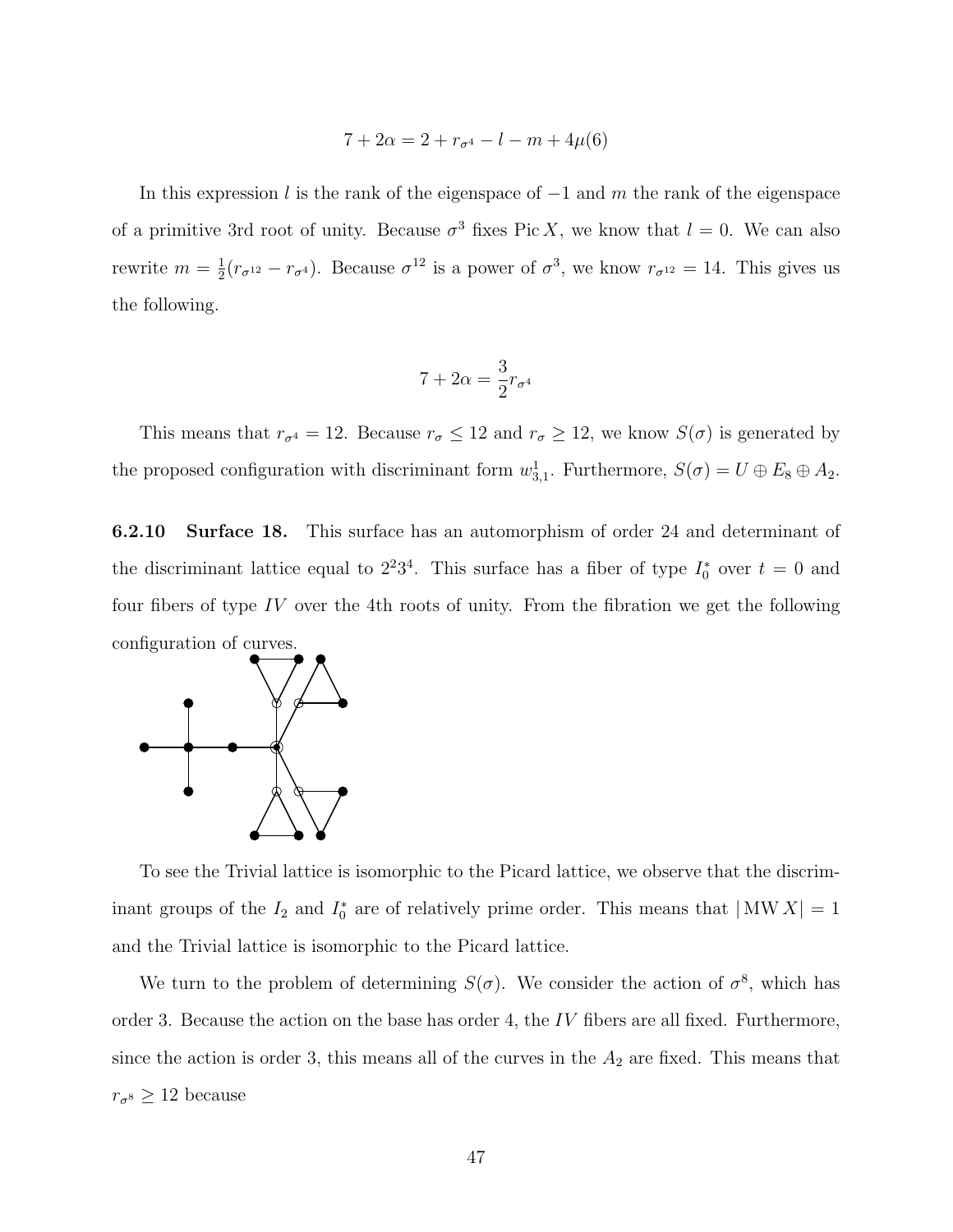$$7 + 2\alpha = 2 + r_{\sigma^4} - l - m + 4\mu(6)$$

In this expression $l$ is the rank of the eigenspace of $-1$ and $m$ the rank of the eigenspace of a primitive 3rd root of unity. Because $\sigma^3$ fixes $\operatorname{Pic} X$, we know that $l = 0$. We can also rewrite $m = \frac{1}{2}(r_{\sigma^{12}} - r_{\sigma^4})$. Because $\sigma^{12}$ is a power of $\sigma^3$, we know $r_{\sigma^{12}} = 14$. This gives us the following.

$$7 + 2\alpha = \frac{3}{2} r_{\sigma^4}$$

This means that $r_{\sigma^4} = 12$. Because $r_\sigma \leq 12$ and $r_\sigma \geq 12$, we know $S(\sigma)$ is generated by the proposed configuration with discriminant form $w^1_{3,1}$. Furthermore, $S(\sigma) = U \oplus E_8 \oplus A_2$.

**6.2.10 Surface 18.** This surface has an automorphism of order 24 and determinant of the discriminant lattice equal to $2^2 3^4$. This surface has a fiber of type $I_0^*$ over $t = 0$ and four fibers of type $IV$ over the 4th roots of unity. From the fibration we get the following configuration of curves.

To see the Trivial lattice is isomorphic to the Picard lattice, we observe that the discriminant groups of the $I_2$ and $I_0^*$ are of relatively prime order. This means that $|\operatorname{MW} X| = 1$ and the Trivial lattice is isomorphic to the Picard lattice.

We turn to the problem of determining $S(\sigma)$. We consider the action of $\sigma^8$, which has order 3. Because the action on the base has order 4, the $IV$ fibers are all fixed. Furthermore, since the action is order 3, this means all of the curves in the $A_2$ are fixed. This means that $r_{\sigma^8} \geq 12$ because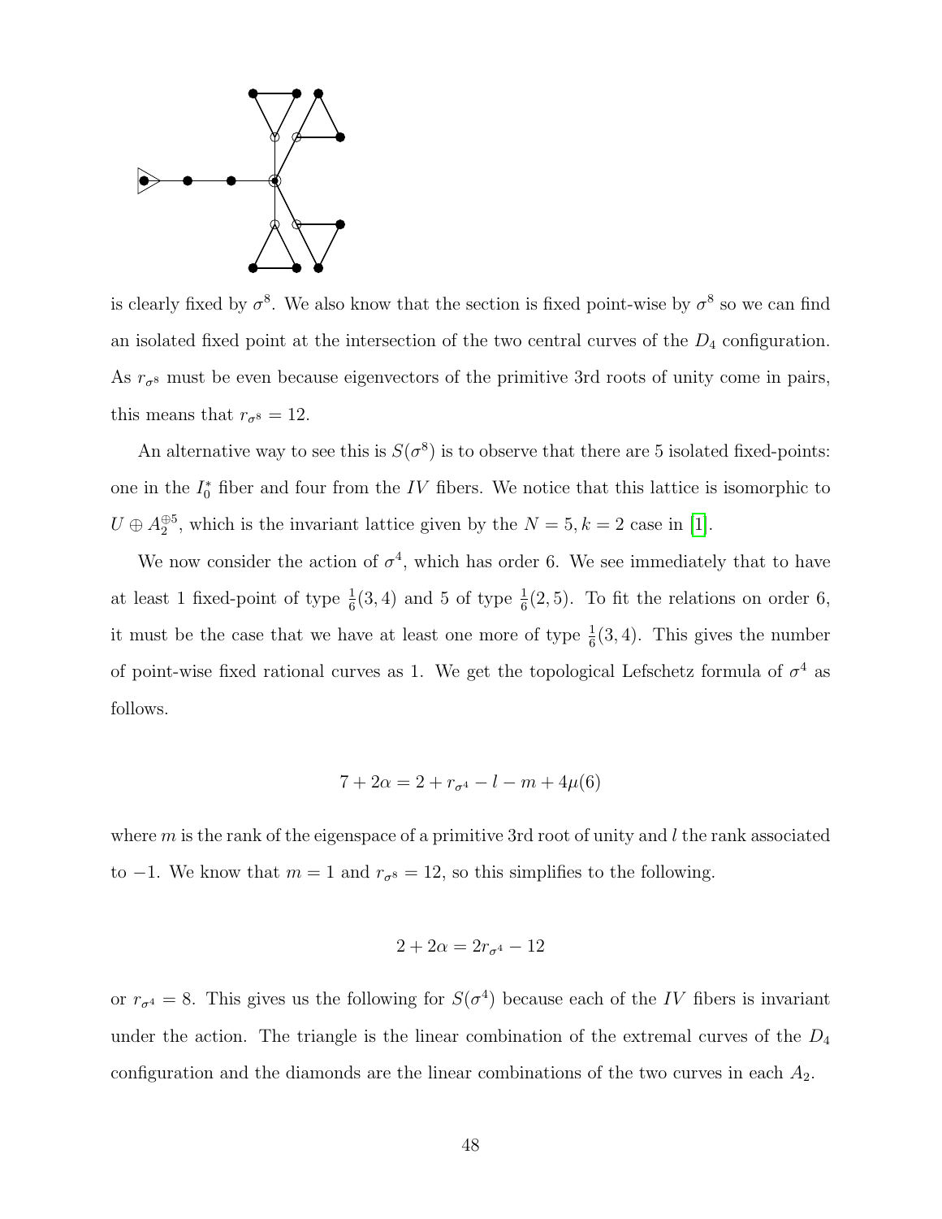is clearly fixed by $\sigma^8$. We also know that the section is fixed point-wise by $\sigma^8$ so we can find an isolated fixed point at the intersection of the two central curves of the $D_4$ configuration. As $r_{\sigma^8}$ must be even because eigenvectors of the primitive 3rd roots of unity come in pairs, this means that $r_{\sigma^8} = 12$.

An alternative way to see this is $S(\sigma^8)$ is to observe that there are 5 isolated fixed-points: one in the $I_0^*$ fiber and four from the $IV$ fibers. We notice that this lattice is isomorphic to $U \oplus A_2^{\oplus 5}$, which is the invariant lattice given by the $N = 5, k = 2$ case in [1].

We now consider the action of $\sigma^4$, which has order 6. We see immediately that to have at least 1 fixed-point of type $\frac{1}{6}(3,4)$ and 5 of type $\frac{1}{6}(2,5)$. To fit the relations on order 6, it must be the case that we have at least one more of type $\frac{1}{6}(3,4)$. This gives the number of point-wise fixed rational curves as 1. We get the topological Lefschetz formula of $\sigma^4$ as follows.

$$7 + 2\alpha = 2 + r_{\sigma^4} - l - m + 4\mu(6)$$

where $m$ is the rank of the eigenspace of a primitive 3rd root of unity and $l$ the rank associated to $-1$. We know that $m = 1$ and $r_{\sigma^8} = 12$, so this simplifies to the following.

$$2 + 2\alpha = 2r_{\sigma^4} - 12$$

or $r_{\sigma^4} = 8$. This gives us the following for $S(\sigma^4)$ because each of the $IV$ fibers is invariant under the action. The triangle is the linear combination of the extremal curves of the $D_4$ configuration and the diamonds are the linear combinations of the two curves in each $A_2$.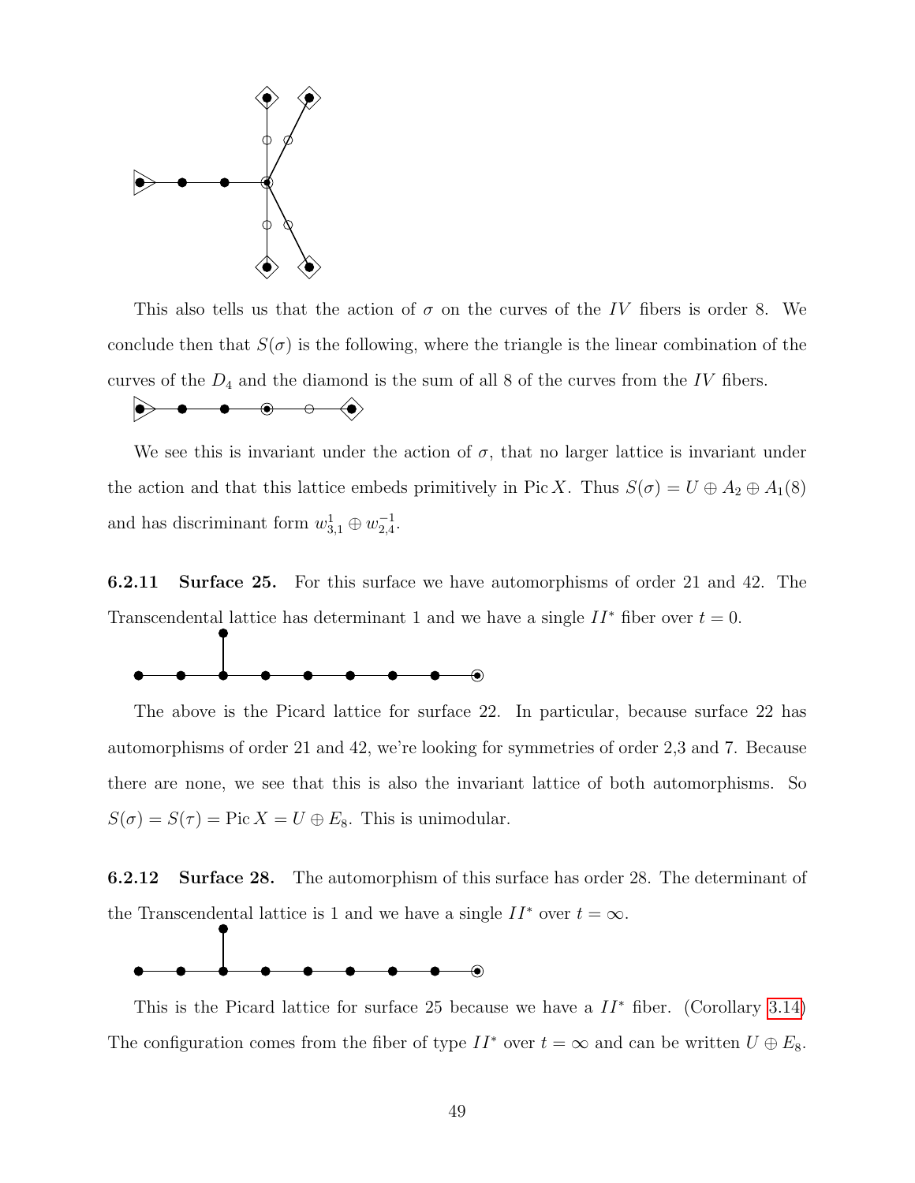This also tells us that the action of $\sigma$ on the curves of the $IV$ fibers is order 8. We conclude then that $S(\sigma)$ is the following, where the triangle is the linear combination of the curves of the $D_4$ and the diamond is the sum of all 8 of the curves from the $IV$ fibers.

We see this is invariant under the action of $\sigma$, that no larger lattice is invariant under the action and that this lattice embeds primitively in $\operatorname{Pic} X$. Thus $S(\sigma) = U \oplus A_2 \oplus A_1(8)$ and has discriminant form $w^1_{3,1} \oplus w^{-1}_{2,4}$.

#### 6.2.11 Surface 25.

For this surface we have automorphisms of order 21 and 42. The Transcendental lattice has determinant 1 and we have a single $II^*$ fiber over $t = 0$.

The above is the Picard lattice for surface 22. In particular, because surface 22 has automorphisms of order 21 and 42, we're looking for symmetries of order 2,3 and 7. Because there are none, we see that this is also the invariant lattice of both automorphisms. So $S(\sigma) = S(\tau) = \operatorname{Pic} X = U \oplus E_8$. This is unimodular.

#### 6.2.12 Surface 28.

The automorphism of this surface has order 28. The determinant of the Transcendental lattice is 1 and we have a single $II^*$ over $t = \infty$.

This is the Picard lattice for surface 25 because we have a $II^*$ fiber. (Corollary 3.14) The configuration comes from the fiber of type $II^*$ over $t = \infty$ and can be written $U \oplus E_8$.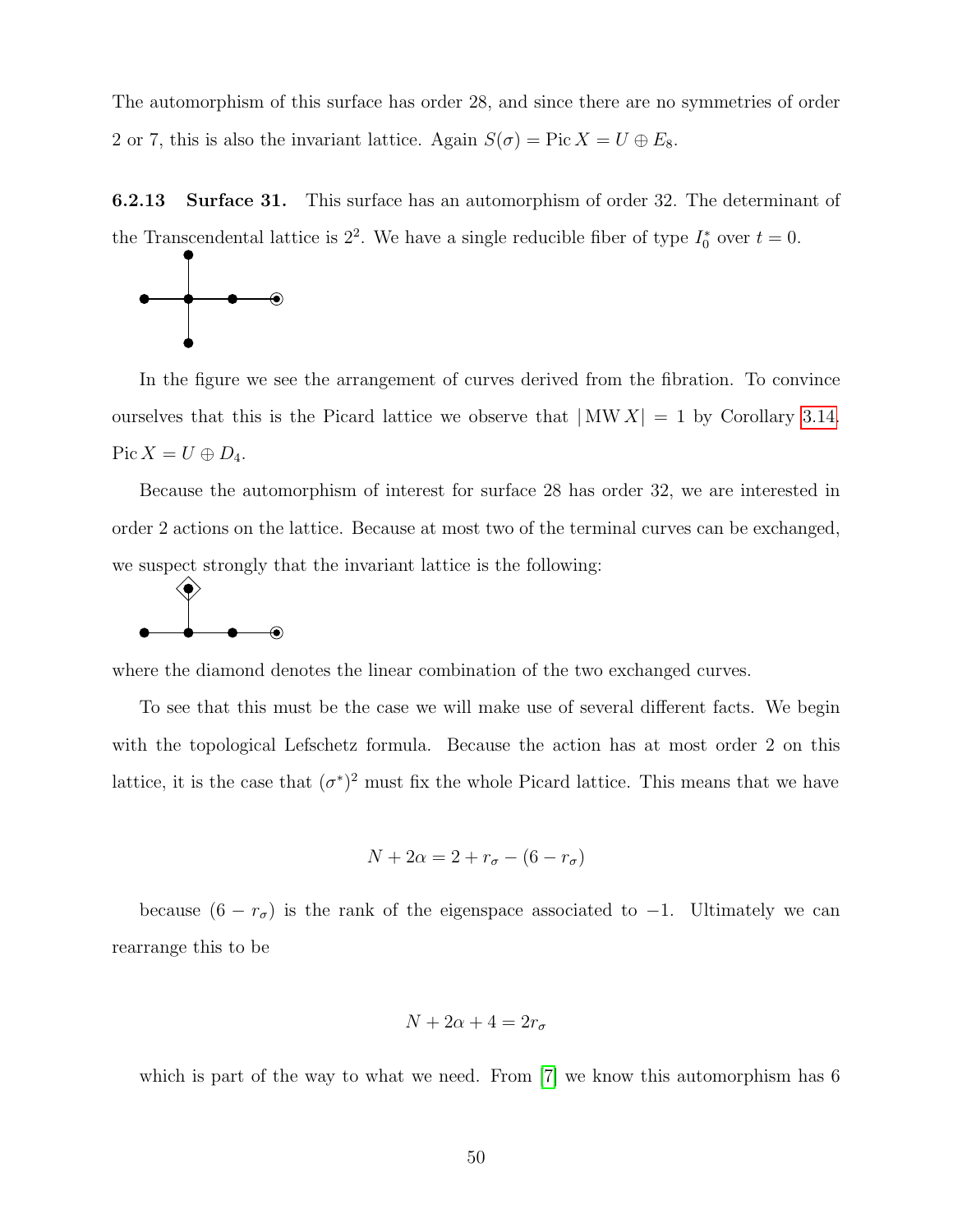The automorphism of this surface has order 28, and since there are no symmetries of order 2 or 7, this is also the invariant lattice. Again $S(\sigma) = \operatorname{Pic} X = U \oplus E_8$.

### 6.2.13 Surface 31.

This surface has an automorphism of order 32. The determinant of the Transcendental lattice is $2^2$. We have a single reducible fiber of type $I_0^*$ over $t = 0$.

In the figure we see the arrangement of curves derived from the fibration. To convince ourselves that this is the Picard lattice we observe that $|\operatorname{MW} X| = 1$ by Corollary 3.14. $\operatorname{Pic} X = U \oplus D_4$.

Because the automorphism of interest for surface 28 has order 32, we are interested in order 2 actions on the lattice. Because at most two of the terminal curves can be exchanged, we suspect strongly that the invariant lattice is the following:

where the diamond denotes the linear combination of the two exchanged curves.

To see that this must be the case we will make use of several different facts. We begin with the topological Lefschetz formula. Because the action has at most order 2 on this lattice, it is the case that $(\sigma^*)^2$ must fix the whole Picard lattice. This means that we have

$$N + 2\alpha = 2 + r_\sigma - (6 - r_\sigma)$$

because $(6 - r_\sigma)$ is the rank of the eigenspace associated to $-1$. Ultimately we can rearrange this to be

$$N + 2\alpha + 4 = 2r_\sigma$$

which is part of the way to what we need. From [7] we know this automorphism has 6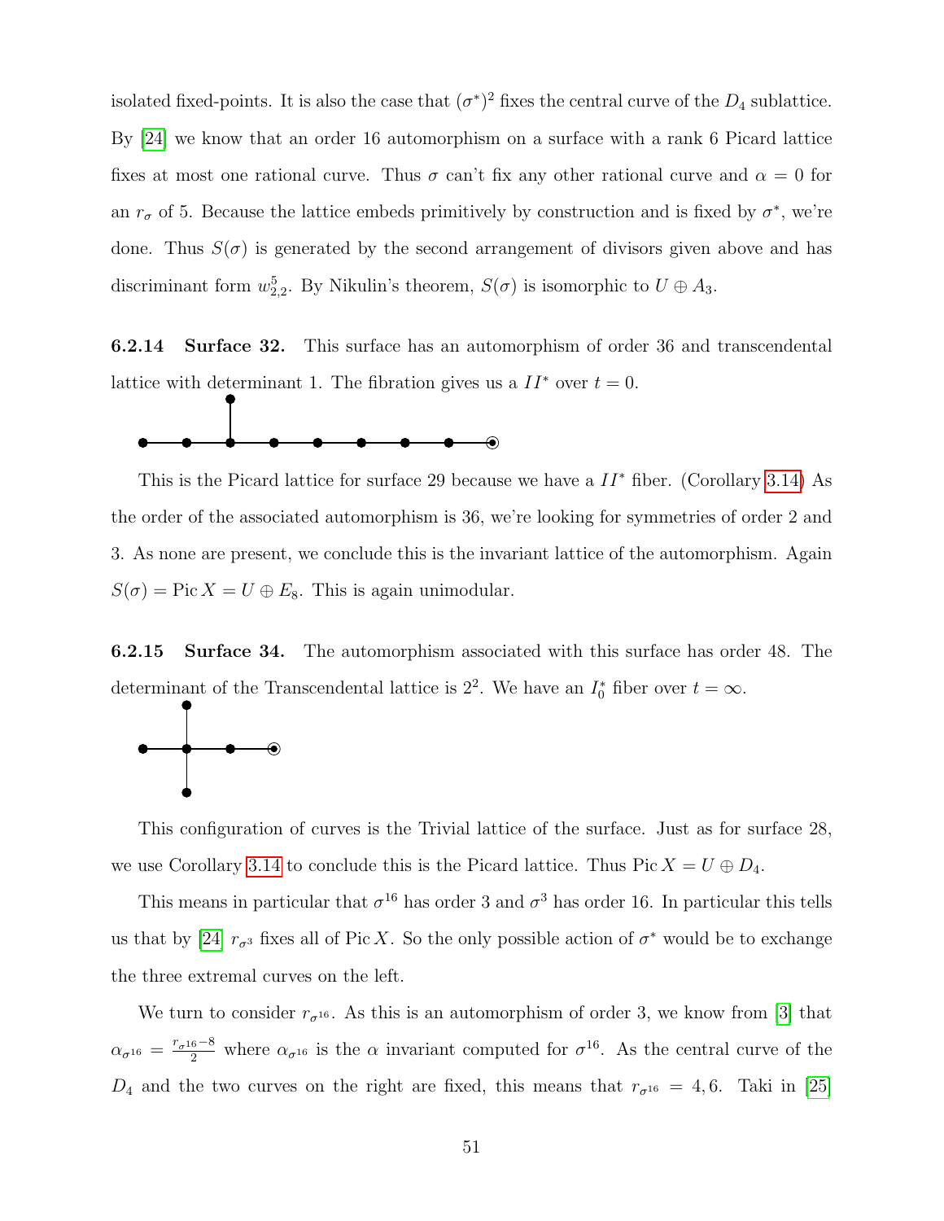isolated fixed-points. It is also the case that $(\sigma^*)^2$ fixes the central curve of the $D_4$ sublattice. By [24] we know that an order 16 automorphism on a surface with a rank 6 Picard lattice fixes at most one rational curve. Thus $\sigma$ can't fix any other rational curve and $\alpha = 0$ for an $r_\sigma$ of 5. Because the lattice embeds primitively by construction and is fixed by $\sigma^*$, we're done. Thus $S(\sigma)$ is generated by the second arrangement of divisors given above and has discriminant form $w^5_{2,2}$. By Nikulin's theorem, $S(\sigma)$ is isomorphic to $U \oplus A_3$.

### 6.2.14 Surface 32.

This surface has an automorphism of order 36 and transcendental lattice with determinant 1. The fibration gives us a $II^*$ over $t = 0$.

This is the Picard lattice for surface 29 because we have a $II^*$ fiber. (Corollary 3.14) As the order of the associated automorphism is 36, we're looking for symmetries of order 2 and 3. As none are present, we conclude this is the invariant lattice of the automorphism. Again $S(\sigma) = \operatorname{Pic} X = U \oplus E_8$. This is again unimodular.

### 6.2.15 Surface 34.

The automorphism associated with this surface has order 48. The determinant of the Transcendental lattice is $2^2$. We have an $I_0^*$ fiber over $t = \infty$.

This configuration of curves is the Trivial lattice of the surface. Just as for surface 28, we use Corollary 3.14 to conclude this is the Picard lattice. Thus $\operatorname{Pic} X = U \oplus D_4$.

This means in particular that $\sigma^{16}$ has order 3 and $\sigma^3$ has order 16. In particular this tells us that by [24] $r_{\sigma^3}$ fixes all of $\operatorname{Pic} X$. So the only possible action of $\sigma^*$ would be to exchange the three extremal curves on the left.

We turn to consider $r_{\sigma^{16}}$. As this is an automorphism of order 3, we know from [3] that $\alpha_{\sigma^{16}} = \frac{r_{\sigma^{16}} - 8}{2}$ where $\alpha_{\sigma^{16}}$ is the $\alpha$ invariant computed for $\sigma^{16}$. As the central curve of the $D_4$ and the two curves on the right are fixed, this means that $r_{\sigma^{16}} = 4, 6$. Taki in [25]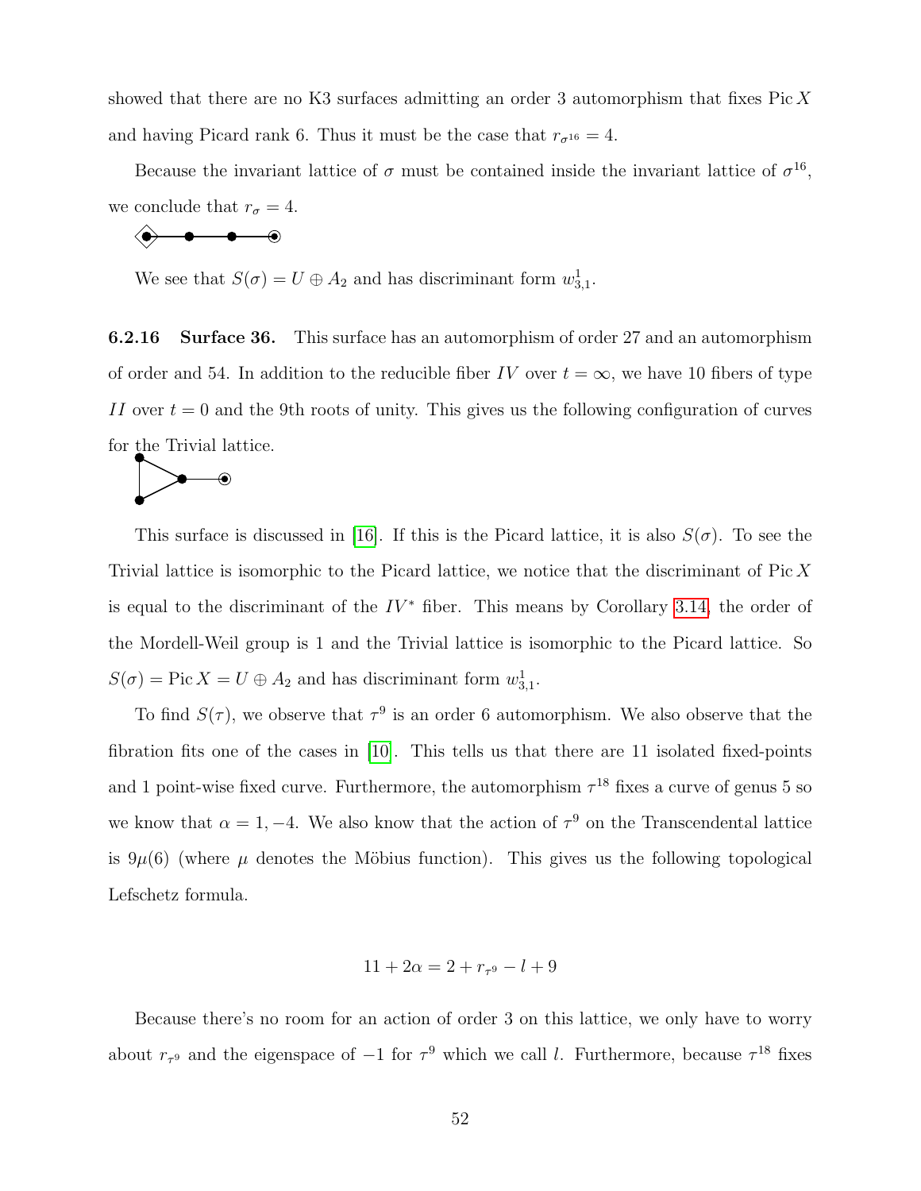showed that there are no K3 surfaces admitting an order 3 automorphism that fixes $\operatorname{Pic} X$ and having Picard rank 6. Thus it must be the case that $r_{\sigma^{16}} = 4$.

Because the invariant lattice of $\sigma$ must be contained inside the invariant lattice of $\sigma^{16}$, we conclude that $r_\sigma = 4$.

We see that $S(\sigma) = U \oplus A_2$ and has discriminant form $w^1_{3,1}$.

#### 6.2.16 Surface 36.

This surface has an automorphism of order 27 and an automorphism of order and 54. In addition to the reducible fiber $IV$ over $t = \infty$, we have 10 fibers of type $II$ over $t = 0$ and the 9th roots of unity. This gives us the following configuration of curves for the Trivial lattice.

This surface is discussed in [16]. If this is the Picard lattice, it is also $S(\sigma)$. To see the Trivial lattice is isomorphic to the Picard lattice, we notice that the discriminant of $\operatorname{Pic} X$ is equal to the discriminant of the $IV^*$ fiber. This means by Corollary 3.14, the order of the Mordell-Weil group is 1 and the Trivial lattice is isomorphic to the Picard lattice. So $S(\sigma) = \operatorname{Pic} X = U \oplus A_2$ and has discriminant form $w^1_{3,1}$.

To find $S(\tau)$, we observe that $\tau^9$ is an order 6 automorphism. We also observe that the fibration fits one of the cases in [10]. This tells us that there are 11 isolated fixed-points and 1 point-wise fixed curve. Furthermore, the automorphism $\tau^{18}$ fixes a curve of genus 5 so we know that $\alpha = 1, -4$. We also know that the action of $\tau^9$ on the Transcendental lattice is $9\mu(6)$ (where $\mu$ denotes the Möbius function). This gives us the following topological Lefschetz formula.

$$11 + 2\alpha = 2 + r_{\tau^9} - l + 9$$

Because there's no room for an action of order 3 on this lattice, we only have to worry about $r_{\tau^9}$ and the eigenspace of $-1$ for $\tau^9$ which we call $l$. Furthermore, because $\tau^{18}$ fixes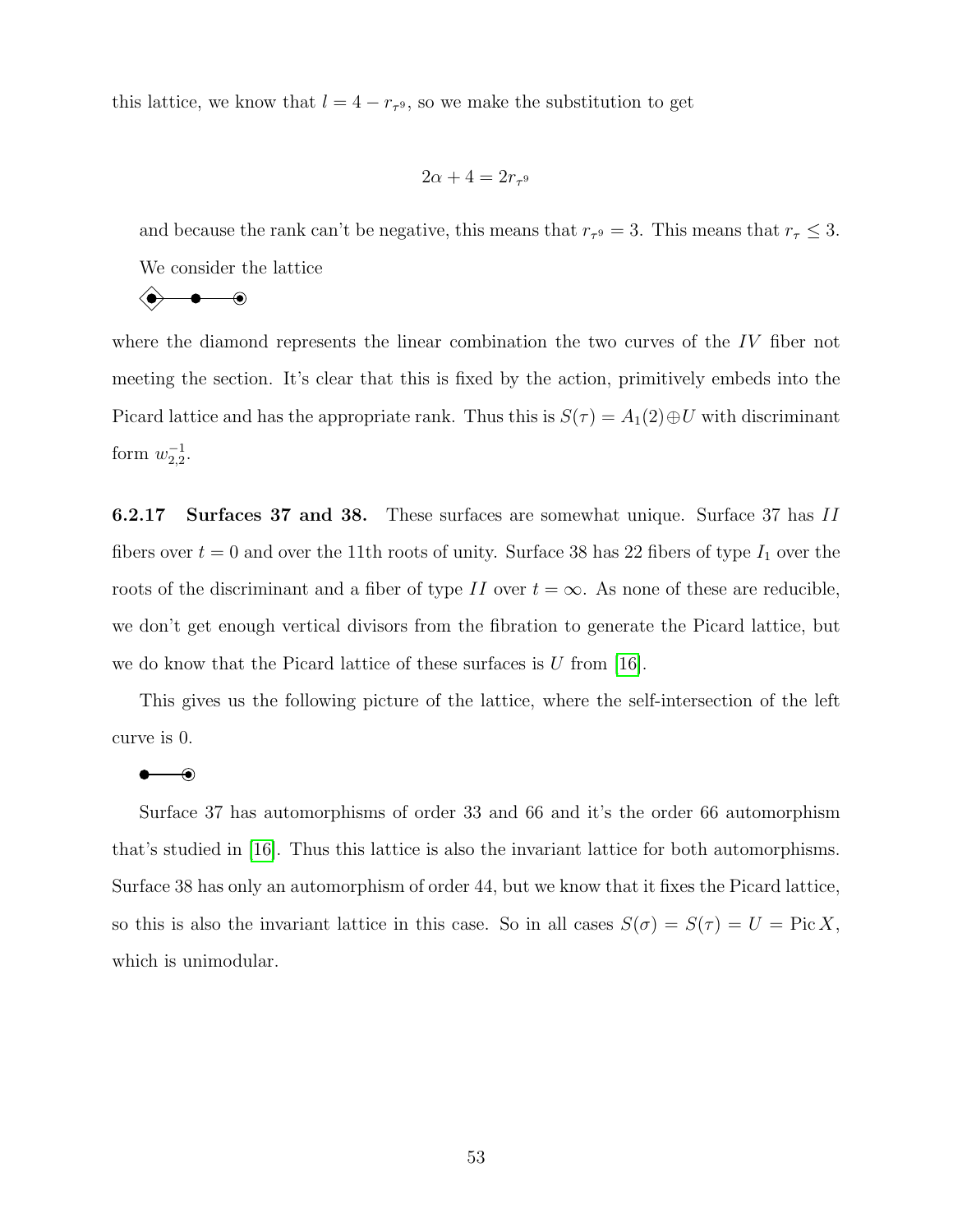this lattice, we know that $l = 4 - r_{\tau^9}$, so we make the substitution to get

$$2\alpha + 4 = 2r_{\tau^9}$$

and because the rank can't be negative, this means that $r_{\tau^9} = 3$. This means that $r_\tau \leq 3$. We consider the lattice

where the diamond represents the linear combination the two curves of the $IV$ fiber not meeting the section. It's clear that this is fixed by the action, primitively embeds into the Picard lattice and has the appropriate rank. Thus this is $S(\tau) = A_1(2) \oplus U$ with discriminant form $w_{2,2}^{-1}$.

#### 6.2.17 Surfaces 37 and 38.

These surfaces are somewhat unique. Surface 37 has $II$ fibers over $t = 0$ and over the 11th roots of unity. Surface 38 has 22 fibers of type $I_1$ over the roots of the discriminant and a fiber of type $II$ over $t = \infty$. As none of these are reducible, we don't get enough vertical divisors from the fibration to generate the Picard lattice, but we do know that the Picard lattice of these surfaces is $U$ from [16].

This gives us the following picture of the lattice, where the self-intersection of the left curve is 0.

Surface 37 has automorphisms of order 33 and 66 and it's the order 66 automorphism that's studied in [16]. Thus this lattice is also the invariant lattice for both automorphisms. Surface 38 has only an automorphism of order 44, but we know that it fixes the Picard lattice, so this is also the invariant lattice in this case. So in all cases $S(\sigma) = S(\tau) = U = \operatorname{Pic} X$, which is unimodular.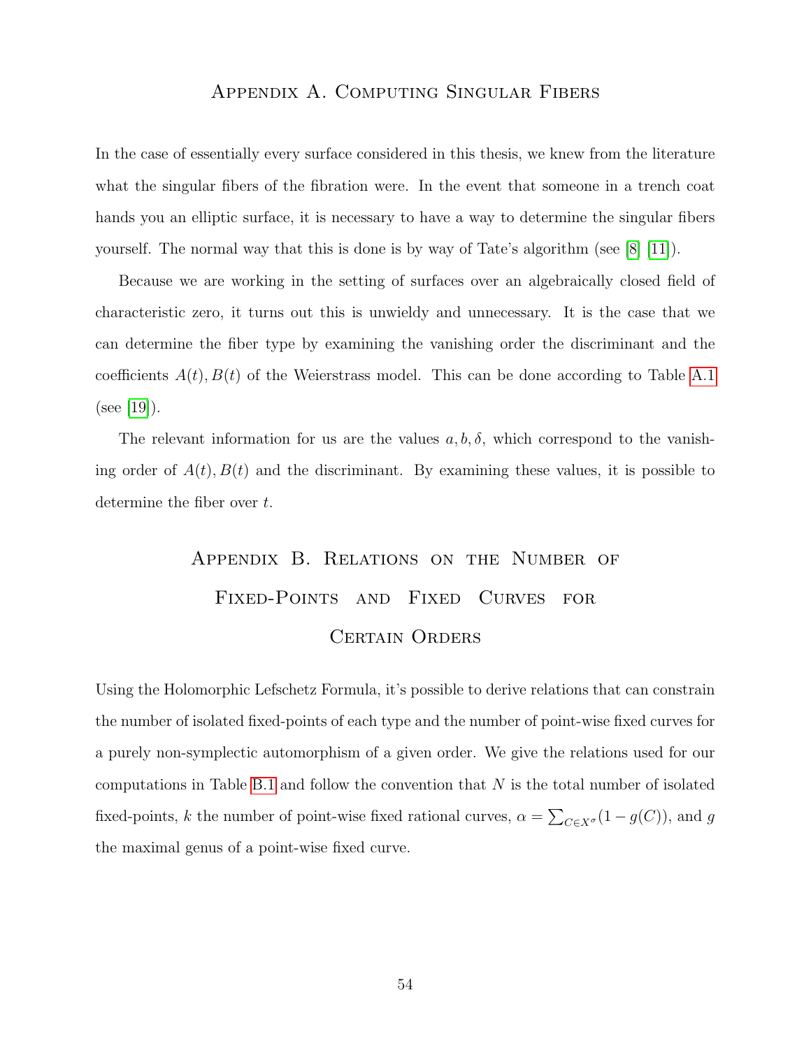# Appendix A. Computing Singular Fibers

In the case of essentially every surface considered in this thesis, we knew from the literature what the singular fibers of the fibration were. In the event that someone in a trench coat hands you an elliptic surface, it is necessary to have a way to determine the singular fibers yourself. The normal way that this is done is by way of Tate's algorithm (see [8] [11]).

Because we are working in the setting of surfaces over an algebraically closed field of characteristic zero, it turns out this is unwieldy and unnecessary. It is the case that we can determine the fiber type by examining the vanishing order the discriminant and the coefficients $A(t), B(t)$ of the Weierstrass model. This can be done according to Table A.1 (see [19]).

The relevant information for us are the values $a, b, \delta$, which correspond to the vanishing order of $A(t), B(t)$ and the discriminant. By examining these values, it is possible to determine the fiber over $t$.

# Appendix B. Relations on the Number of Fixed-Points and Fixed Curves for Certain Orders

Using the Holomorphic Lefschetz Formula, it's possible to derive relations that can constrain the number of isolated fixed-points of each type and the number of point-wise fixed curves for a purely non-symplectic automorphism of a given order. We give the relations used for our computations in Table B.1 and follow the convention that $N$ is the total number of isolated fixed-points, $k$ the number of point-wise fixed rational curves, $\alpha = \sum_{C \in X^\sigma}(1 - g(C))$, and $g$ the maximal genus of a point-wise fixed curve.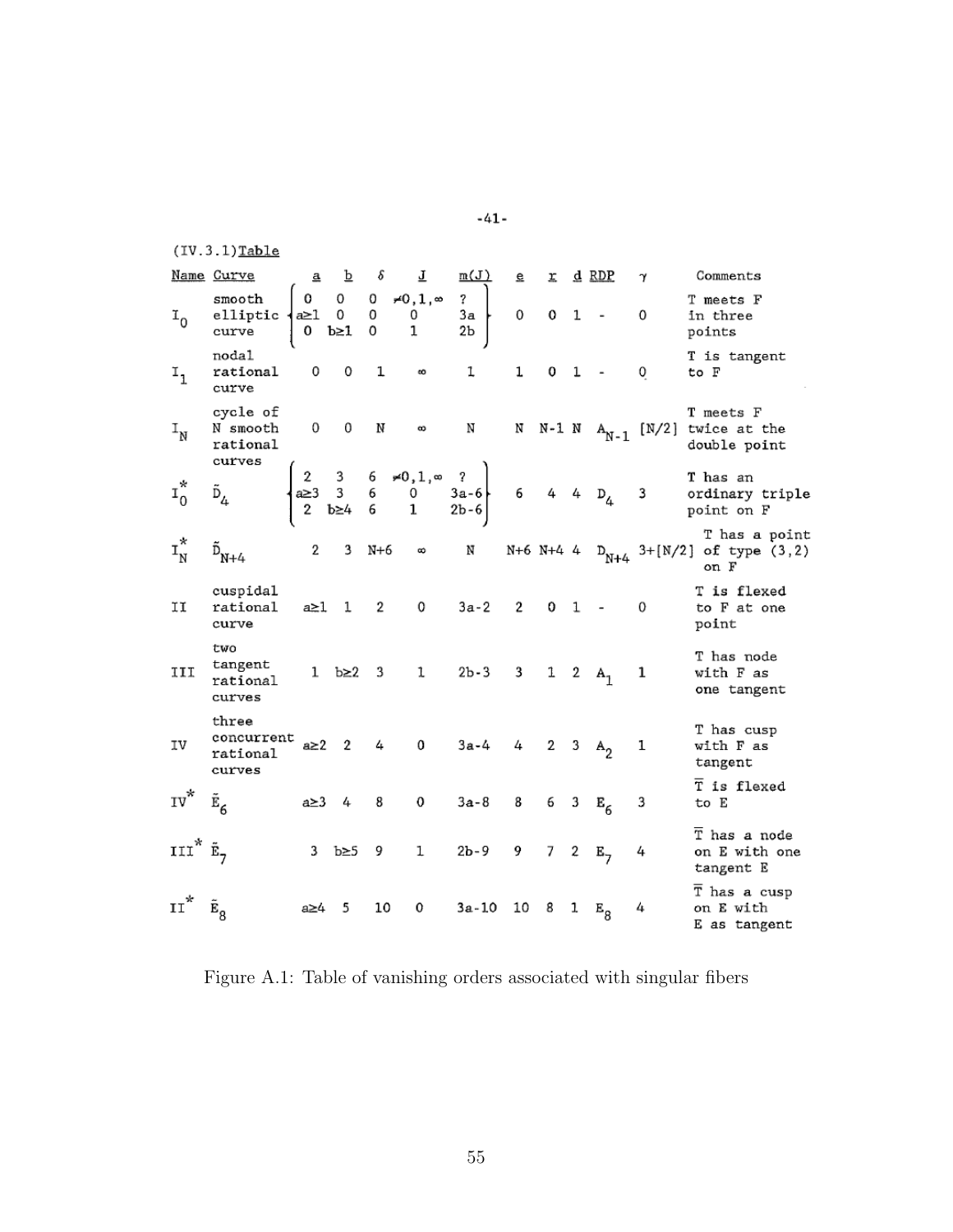-41-

(IV.3.1) Table

| Name | Curve | a | b | $\delta$ | J | m(J) | e | r | d | RDP | $\gamma$ | Comments |
|---|---|---|---|---|---|---|---|---|---|---|---|---|
| $I_0$ | smooth elliptic curve | 0 | 0 | 0 | $\neq 0,1,\infty$ | ? | 0 | 0 | 1 | - | 0 | T meets F in three points |
| | | $a\geq 1$ | 0 | 0 | 0 | 3a | | | | | | |
| | | 0 | $b\geq 1$ | 0 | 1 | 2b | | | | | | |
| $I_1$ | nodal rational curve | 0 | 0 | 1 | $\infty$ | 1 | 1 | 0 | 1 | - | 0 | T is tangent to F |
| $I_N$ | cycle of N smooth rational curves | 0 | 0 | N | $\infty$ | N | N | N-1 | N | $A_{N-1}$ | [N/2] | T meets F twice at the double point |
| $I_0^*$ | $\tilde{D}_4$ | 2 | 3 | 6 | $\neq 0,1,\infty$ | ? | 6 | 4 | 4 | $D_4$ | 3 | T has an ordinary triple point on F |
| | | $a\geq 3$ | 3 | 6 | 0 | 3a-6 | | | | | | |
| | | 2 | $b\geq 4$ | 6 | 1 | 2b-6 | | | | | | |
| $I_N^*$ | $\tilde{D}_{N+4}$ | 2 | 3 | N+6 | $\infty$ | N | N+6 | N+4 | 4 | $D_{N+4}$ | 3+[N/2] | T has a point of type (3,2) on F |
| II | cuspidal rational curve | $a\geq 1$ | 1 | 2 | 0 | 3a-2 | 2 | 0 | 1 | - | 0 | T is flexed to F at one point |
| III | two tangent rational curves | 1 | $b\geq 2$ | 3 | 1 | 2b-3 | 3 | 1 | 2 | $A_1$ | 1 | T has node with F as one tangent |
| IV | three concurrent rational curves | $a\geq 2$ | 2 | 4 | 0 | 3a-4 | 4 | 2 | 3 | $A_2$ | 1 | T has cusp with F as tangent |
| $IV^*$ | $\tilde{E}_6$ | $a\geq 3$ | 4 | 8 | 0 | 3a-8 | 8 | 6 | 3 | $E_6$ | 3 | $\bar{T}$ is flexed to E |
| $III^*$ | $\tilde{E}_7$ | 3 | $b\geq 5$ | 9 | 1 | 2b-9 | 9 | 7 | 2 | $E_7$ | 4 | $\bar{T}$ has a node on E with one tangent E |
| $II^*$ | $\tilde{E}_8$ | $a\geq 4$ | 5 | 10 | 0 | 3a-10 | 10 | 8 | 1 | $E_8$ | 4 | $\bar{T}$ has a cusp on E with E as tangent |

Figure A.1: Table of vanishing orders associated with singular fibers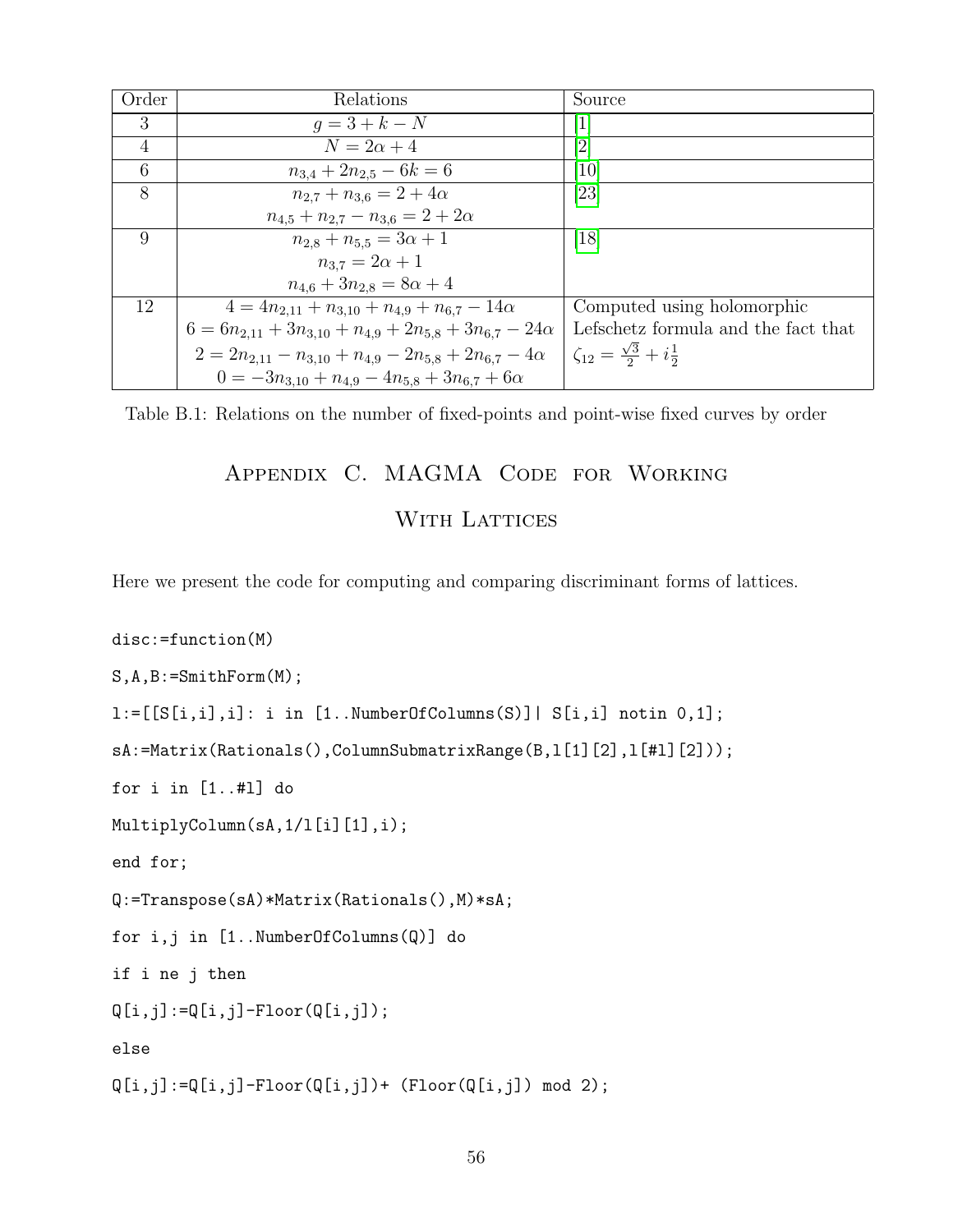| Order | Relations | Source |
|---|---|---|
| 3 | $g = 3 + k - N$ | [1] |
| 4 | $N = 2\alpha + 4$ | [2] |
| 6 | $n_{3,4} + 2n_{2,5} - 6k = 6$ | [10] |
| 8 | $n_{2,7} + n_{3,6} = 2 + 4\alpha$ <br> $n_{4,5} + n_{2,7} - n_{3,6} = 2 + 2\alpha$ | [23] |
| 9 | $n_{2,8} + n_{5,5} = 3\alpha + 1$ <br> $n_{3,7} = 2\alpha + 1$ <br> $n_{4,6} + 3n_{2,8} = 8\alpha + 4$ | [18] |
| 12 | $4 = 4n_{2,11} + n_{3,10} + n_{4,9} + n_{6,7} - 14\alpha$ <br> $6 = 6n_{2,11} + 3n_{3,10} + n_{4,9} + 2n_{5,8} + 3n_{6,7} - 24\alpha$ <br> $2 = 2n_{2,11} - n_{3,10} + n_{4,9} - 2n_{5,8} + 2n_{6,7} - 4\alpha$ <br> $0 = -3n_{3,10} + n_{4,9} - 4n_{5,8} + 3n_{6,7} + 6\alpha$ | Computed using holomorphic Lefschetz formula and the fact that $\zeta_{12} = \frac{\sqrt{3}}{2} + i\frac{1}{2}$ |

Table B.1: Relations on the number of fixed-points and point-wise fixed curves by order

# Appendix C. MAGMA Code for Working With Lattices

Here we present the code for computing and comparing discriminant forms of lattices.

```
disc:=function(M)

S,A,B:=SmithForm(M);

l:=[[S[i,i],i]: i in [1..NumberOfColumns(S)]| S[i,i] notin 0,1];

sA:=Matrix(Rationals(),ColumnSubmatrixRange(B,l[1][2],l[#l][2]));

for i in [1..#l] do

MultiplyColumn(sA,1/l[i][1],i);

end for;

Q:=Transpose(sA)*Matrix(Rationals(),M)*sA;

for i,j in [1..NumberOfColumns(Q)] do

if i ne j then

Q[i,j]:=Q[i,j]-Floor(Q[i,j]);

else

Q[i,j]:=Q[i,j]-Floor(Q[i,j])+ (Floor(Q[i,j]) mod 2);
```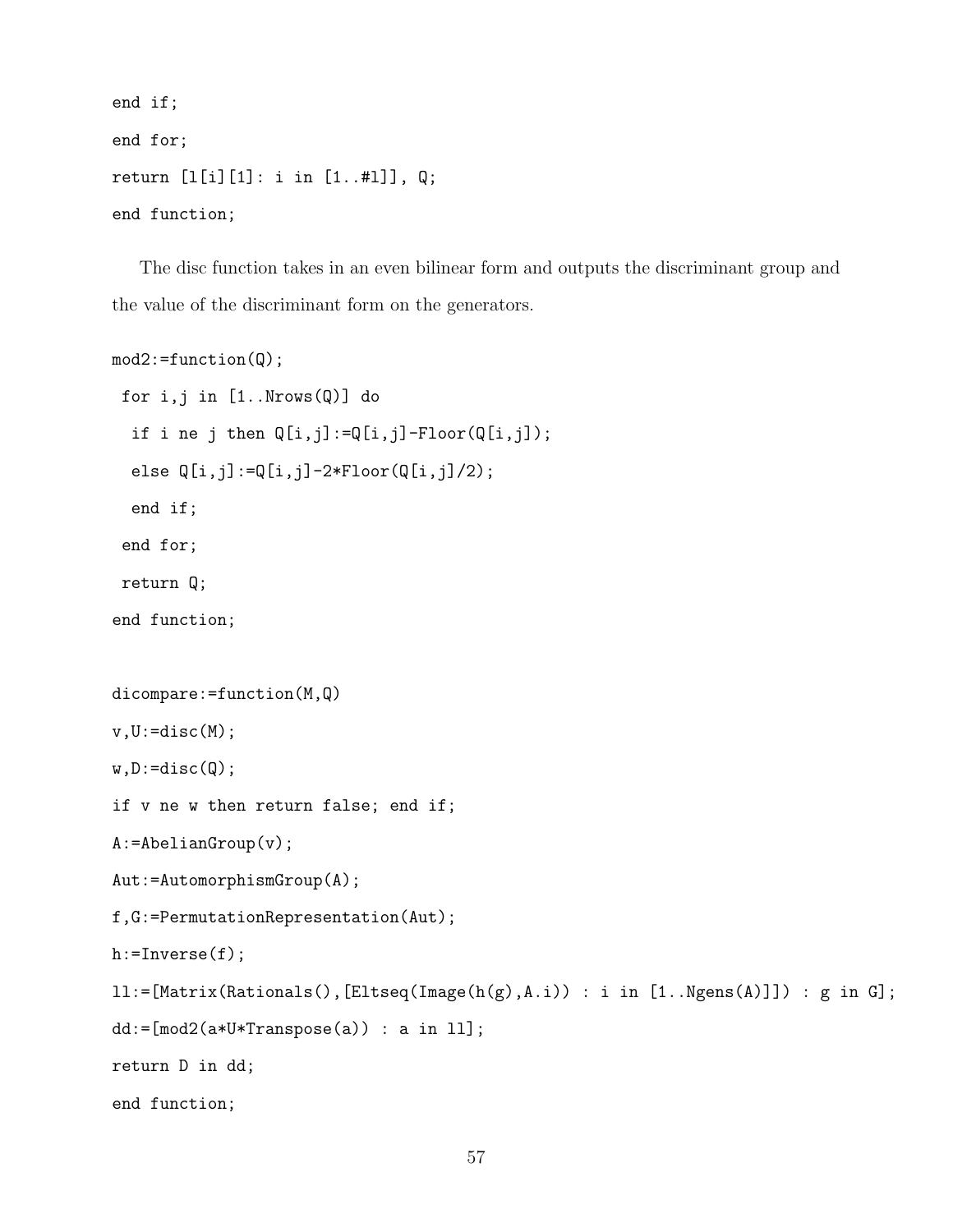```
end if;
end for;
return [l[i][1]: i in [1..#l]], Q;
end function;
```

The disc function takes in an even bilinear form and outputs the discriminant group and the value of the discriminant form on the generators.

```
mod2:=function(Q);
 for i,j in [1..Nrows(Q)] do
  if i ne j then Q[i,j]:=Q[i,j]-Floor(Q[i,j]);
  else Q[i,j]:=Q[i,j]-2*Floor(Q[i,j]/2);
  end if;
 end for;
 return Q;
end function;


dicompare:=function(M,Q)
v,U:=disc(M);
w,D:=disc(Q);
if v ne w then return false; end if;
A:=AbelianGroup(v);
Aut:=AutomorphismGroup(A);
f,G:=PermutationRepresentation(Aut);
h:=Inverse(f);
ll:=[Matrix(Rationals(),[Eltseq(Image(h(g),A.i)) : i in [1..Ngens(A)]]) : g in G];
dd:=[mod2(a*U*Transpose(a)) : a in ll];
return D in dd;
end function;
```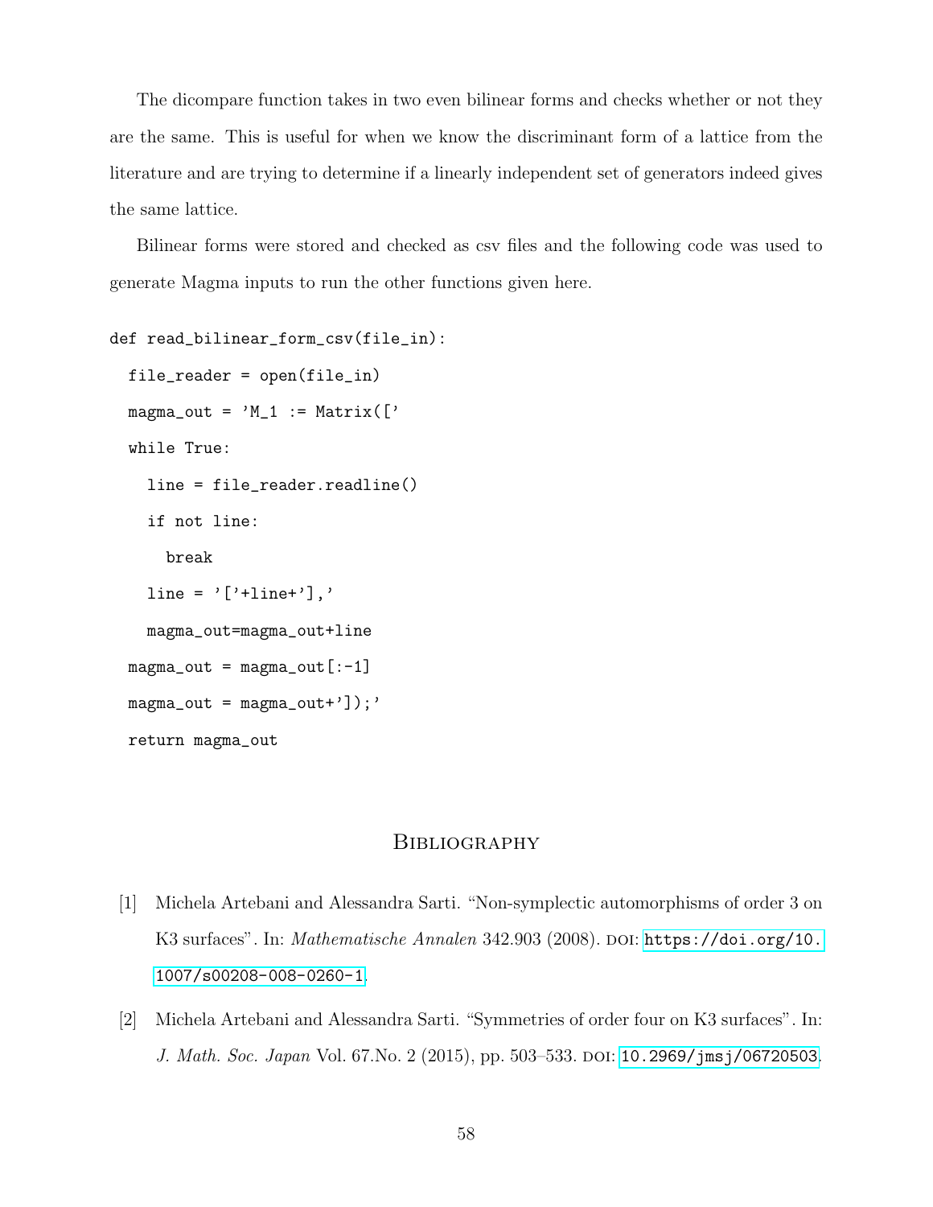The dicompare function takes in two even bilinear forms and checks whether or not they are the same. This is useful for when we know the discriminant form of a lattice from the literature and are trying to determine if a linearly independent set of generators indeed gives the same lattice.

Bilinear forms were stored and checked as csv files and the following code was used to generate Magma inputs to run the other functions given here.

```
def read_bilinear_form_csv(file_in):
  file_reader = open(file_in)
  magma_out = 'M_1 := Matrix(['
  while True:
    line = file_reader.readline()
    if not line:
      break
    line = '['+line+'],'
    magma_out=magma_out+line
  magma_out = magma_out[:-1]
  magma_out = magma_out+']);'
  return magma_out
```

## Bibliography

[1] Michela Artebani and Alessandra Sarti. "Non-symplectic automorphisms of order 3 on K3 surfaces". In: *Mathematische Annalen* 342.903 (2008). DOI: https://doi.org/10.1007/s00208-008-0260-1.

[2] Michela Artebani and Alessandra Sarti. "Symmetries of order four on K3 surfaces". In: *J. Math. Soc. Japan* Vol. 67.No. 2 (2015), pp. 503–533. DOI: 10.2969/jmsj/06720503.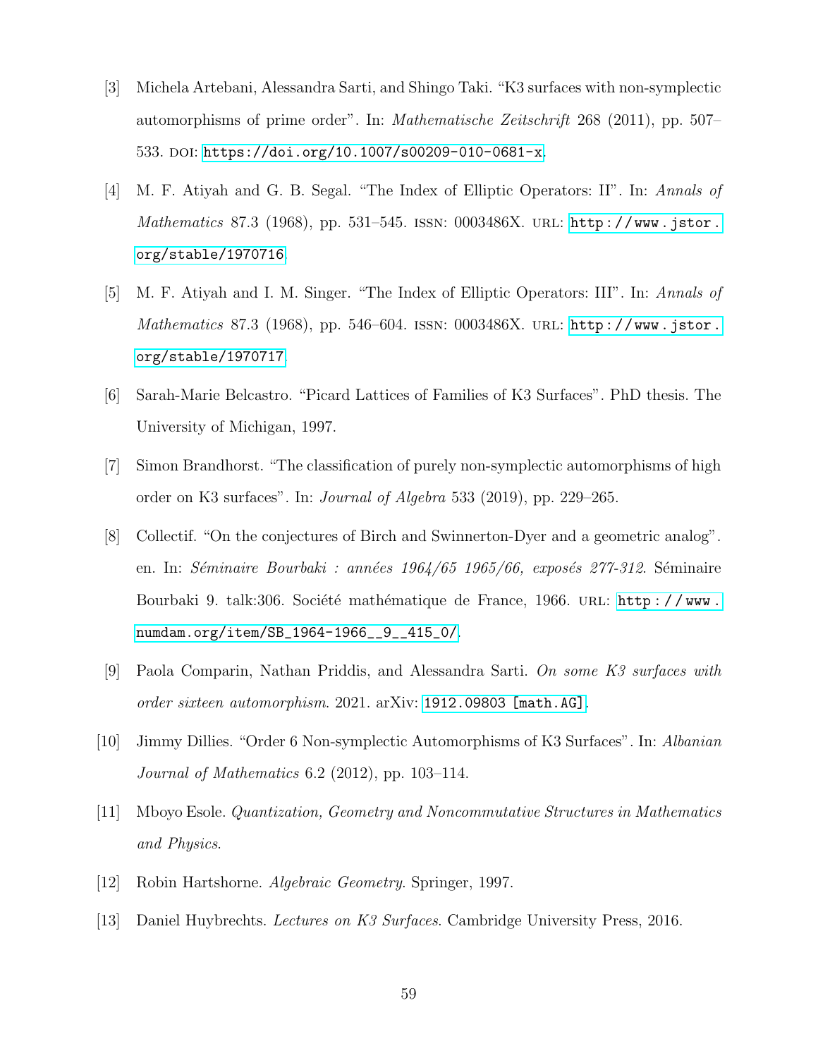[3] Michela Artebani, Alessandra Sarti, and Shingo Taki. “K3 surfaces with non-symplectic automorphisms of prime order”. In: *Mathematische Zeitschrift* 268 (2011), pp. 507–533. DOI: https://doi.org/10.1007/s00209-010-0681-x.

[4] M. F. Atiyah and G. B. Segal. “The Index of Elliptic Operators: II”. In: *Annals of Mathematics* 87.3 (1968), pp. 531–545. ISSN: 0003486X. URL: http://www.jstor.org/stable/1970716.

[5] M. F. Atiyah and I. M. Singer. “The Index of Elliptic Operators: III”. In: *Annals of Mathematics* 87.3 (1968), pp. 546–604. ISSN: 0003486X. URL: http://www.jstor.org/stable/1970717.

[6] Sarah-Marie Belcastro. “Picard Lattices of Families of K3 Surfaces”. PhD thesis. The University of Michigan, 1997.

[7] Simon Brandhorst. “The classification of purely non-symplectic automorphisms of high order on K3 surfaces”. In: *Journal of Algebra* 533 (2019), pp. 229–265.

[8] Collectif. “On the conjectures of Birch and Swinnerton-Dyer and a geometric analog”. en. In: *Séminaire Bourbaki : années 1964/65 1965/66, exposés 277-312*. Séminaire Bourbaki 9. talk:306. Société mathématique de France, 1966. URL: http://www.numdam.org/item/SB_1964-1966__9__415_0/.

[9] Paola Comparin, Nathan Priddis, and Alessandra Sarti. *On some K3 surfaces with order sixteen automorphism*. 2021. arXiv: 1912.09803 [math.AG].

[10] Jimmy Dillies. “Order 6 Non-symplectic Automorphisms of K3 Surfaces”. In: *Albanian Journal of Mathematics* 6.2 (2012), pp. 103–114.

[11] Mboyo Esole. *Quantization, Geometry and Noncommutative Structures in Mathematics and Physics*.

[12] Robin Hartshorne. *Algebraic Geometry*. Springer, 1997.

[13] Daniel Huybrechts. *Lectures on K3 Surfaces*. Cambridge University Press, 2016.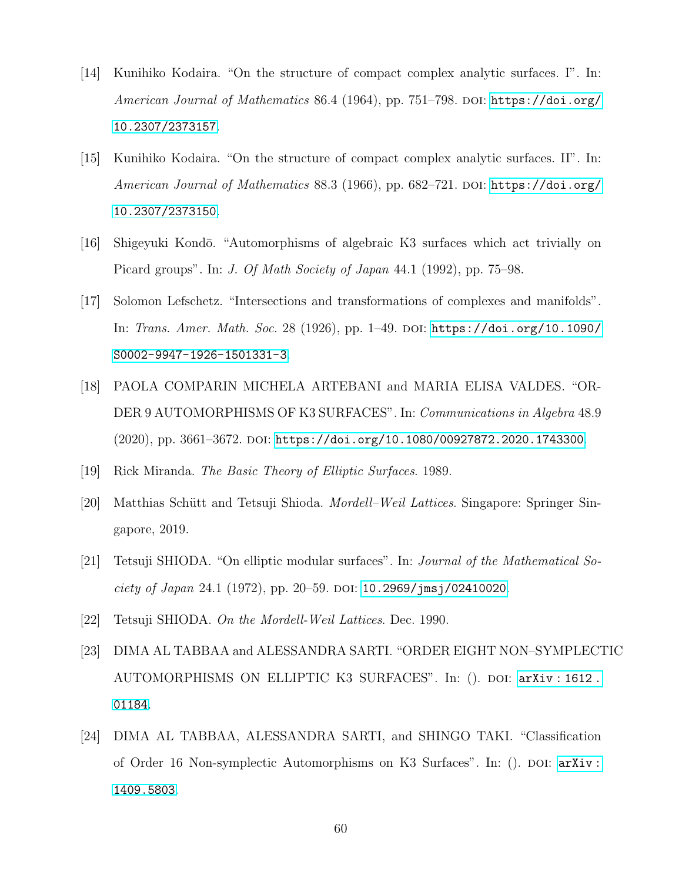[14] Kunihiko Kodaira. “On the structure of compact complex analytic surfaces. I”. In: *American Journal of Mathematics* 86.4 (1964), pp. 751–798. DOI: https://doi.org/10.2307/2373157.

[15] Kunihiko Kodaira. “On the structure of compact complex analytic surfaces. II”. In: *American Journal of Mathematics* 88.3 (1966), pp. 682–721. DOI: https://doi.org/10.2307/2373150.

[16] Shigeyuki Kondō. “Automorphisms of algebraic K3 surfaces which act trivially on Picard groups”. In: *J. Of Math Society of Japan* 44.1 (1992), pp. 75–98.

[17] Solomon Lefschetz. “Intersections and transformations of complexes and manifolds”. In: *Trans. Amer. Math. Soc.* 28 (1926), pp. 1–49. DOI: https://doi.org/10.1090/S0002-9947-1926-1501331-3.

[18] PAOLA COMPARIN MICHELA ARTEBANI and MARIA ELISA VALDES. “ORDER 9 AUTOMORPHISMS OF K3 SURFACES”. In: *Communications in Algebra* 48.9 (2020), pp. 3661–3672. DOI: https://doi.org/10.1080/00927872.2020.1743300.

[19] Rick Miranda. *The Basic Theory of Elliptic Surfaces*. 1989.

[20] Matthias Schütt and Tetsuji Shioda. *Mordell–Weil Lattices*. Singapore: Springer Singapore, 2019.

[21] Tetsuji SHIODA. “On elliptic modular surfaces”. In: *Journal of the Mathematical Society of Japan* 24.1 (1972), pp. 20–59. DOI: 10.2969/jmsj/02410020.

[22] Tetsuji SHIODA. *On the Mordell-Weil Lattices*. Dec. 1990.

[23] DIMA AL TABBAA and ALESSANDRA SARTI. “ORDER EIGHT NON–SYMPLECTIC AUTOMORPHISMS ON ELLIPTIC K3 SURFACES”. In: (). DOI: arXiv:1612.01184.

[24] DIMA AL TABBAA, ALESSANDRA SARTI, and SHINGO TAKI. “Classification of Order 16 Non-symplectic Automorphisms on K3 Surfaces”. In: (). DOI: arXiv:1409.5803.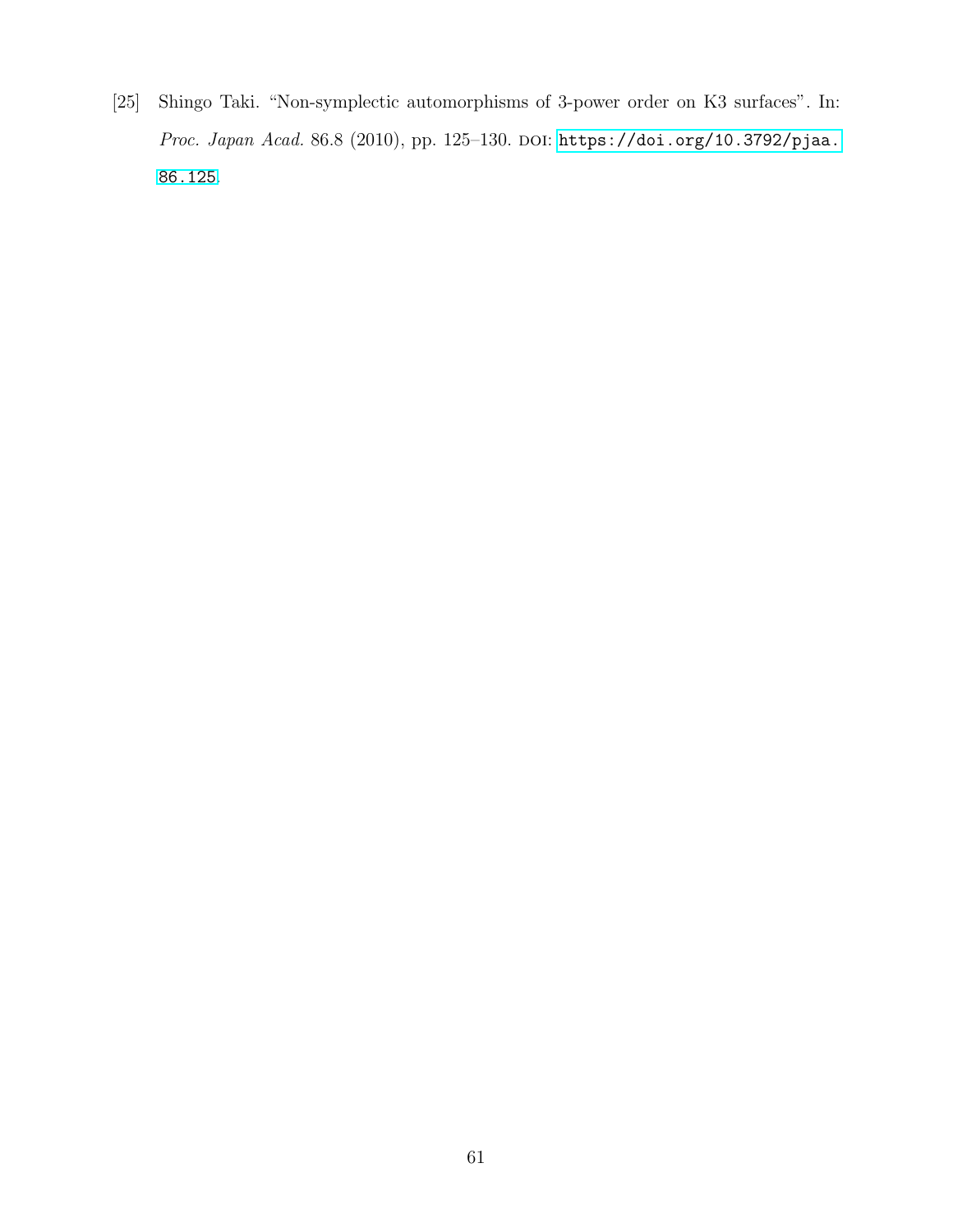[25] Shingo Taki. "Non-symplectic automorphisms of 3-power order on K3 surfaces". In: *Proc. Japan Acad.* 86.8 (2010), pp. 125–130. DOI: https://doi.org/10.3792/pjaa.86.125.